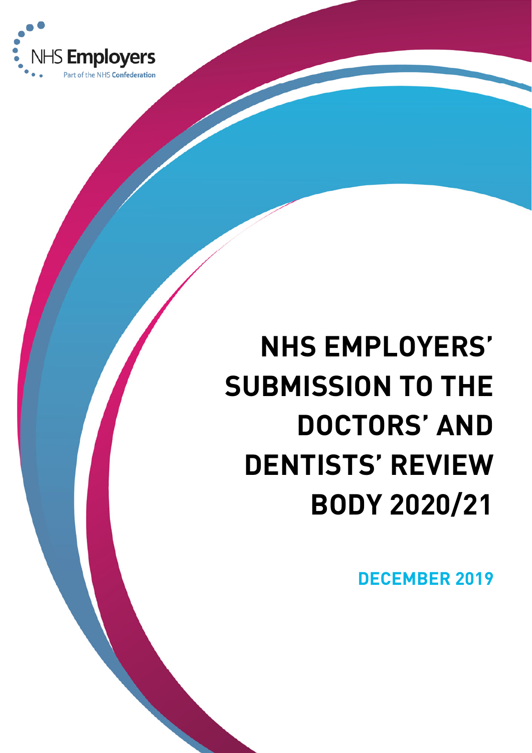NHS Employers

Part of the NHS Confederation

# NHS EMPLOYERS' SUBMISSION TO THE DOCTORS' AND DENTISTS' REVIEW BODY 2020/21

**DECEMBER 2019**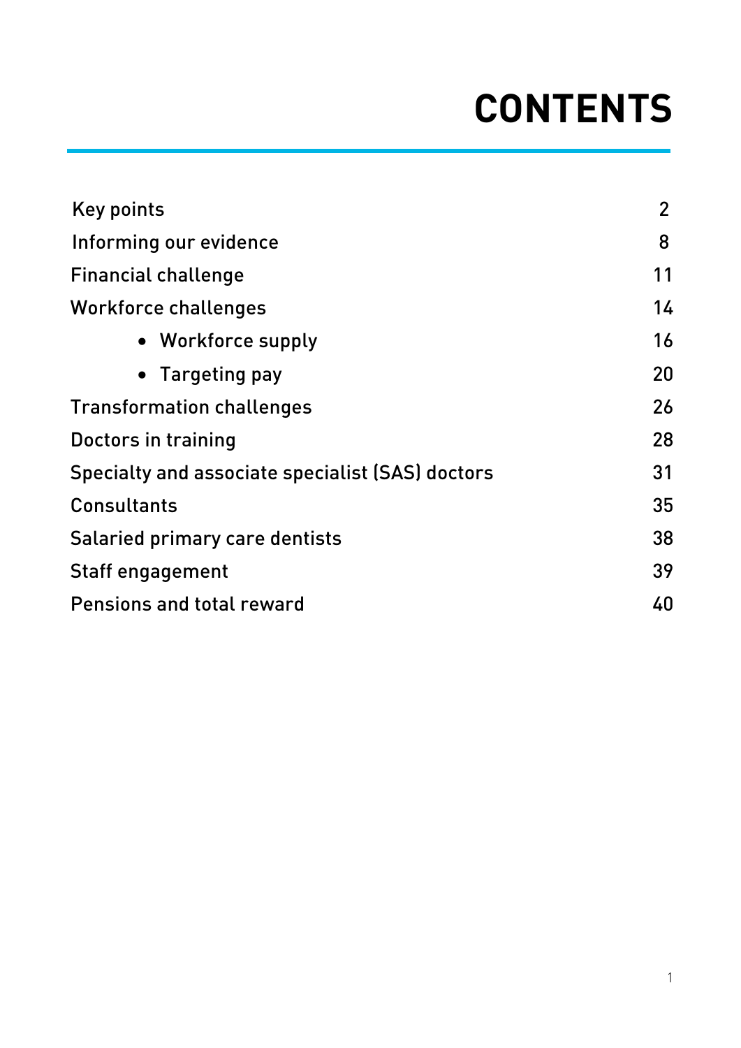# CONTENTS

| | |
|---|---|
| Key points | 2 |
| Informing our evidence | 8 |
| Financial challenge | 11 |
| Workforce challenges | 14 |
| • Workforce supply | 16 |
| • Targeting pay | 20 |
| Transformation challenges | 26 |
| Doctors in training | 28 |
| Specialty and associate specialist (SAS) doctors | 31 |
| Consultants | 35 |
| Salaried primary care dentists | 38 |
| Staff engagement | 39 |
| Pensions and total reward | 40 |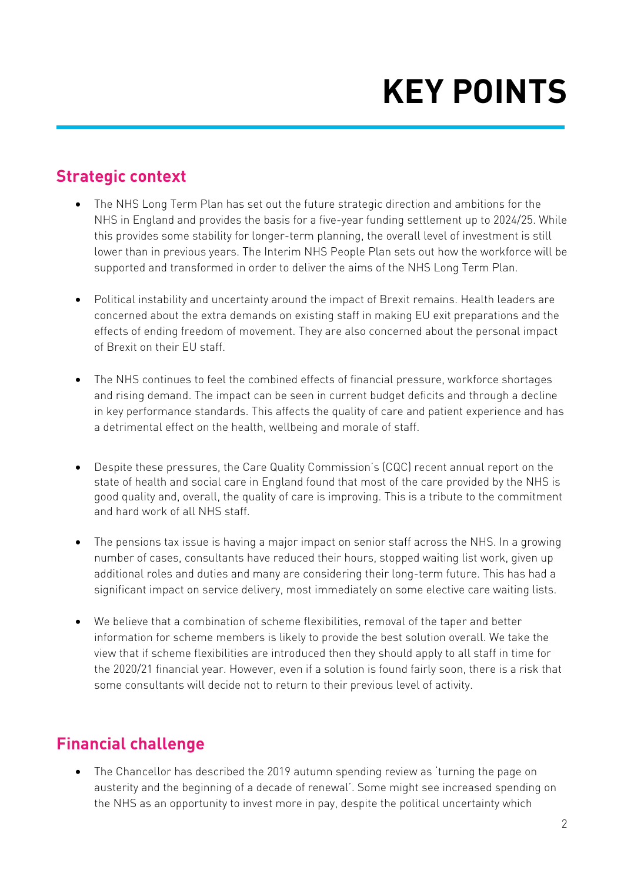# KEY POINTS

## Strategic context

- The NHS Long Term Plan has set out the future strategic direction and ambitions for the NHS in England and provides the basis for a five-year funding settlement up to 2024/25. While this provides some stability for longer-term planning, the overall level of investment is still lower than in previous years. The Interim NHS People Plan sets out how the workforce will be supported and transformed in order to deliver the aims of the NHS Long Term Plan.

- Political instability and uncertainty around the impact of Brexit remains. Health leaders are concerned about the extra demands on existing staff in making EU exit preparations and the effects of ending freedom of movement. They are also concerned about the personal impact of Brexit on their EU staff.

- The NHS continues to feel the combined effects of financial pressure, workforce shortages and rising demand. The impact can be seen in current budget deficits and through a decline in key performance standards. This affects the quality of care and patient experience and has a detrimental effect on the health, wellbeing and morale of staff.

- Despite these pressures, the Care Quality Commission's (CQC) recent annual report on the state of health and social care in England found that most of the care provided by the NHS is good quality and, overall, the quality of care is improving. This is a tribute to the commitment and hard work of all NHS staff.

- The pensions tax issue is having a major impact on senior staff across the NHS. In a growing number of cases, consultants have reduced their hours, stopped waiting list work, given up additional roles and duties and many are considering their long-term future. This has had a significant impact on service delivery, most immediately on some elective care waiting lists.

- We believe that a combination of scheme flexibilities, removal of the taper and better information for scheme members is likely to provide the best solution overall. We take the view that if scheme flexibilities are introduced then they should apply to all staff in time for the 2020/21 financial year. However, even if a solution is found fairly soon, there is a risk that some consultants will decide not to return to their previous level of activity.

## Financial challenge

- The Chancellor has described the 2019 autumn spending review as 'turning the page on austerity and the beginning of a decade of renewal'. Some might see increased spending on the NHS as an opportunity to invest more in pay, despite the political uncertainty which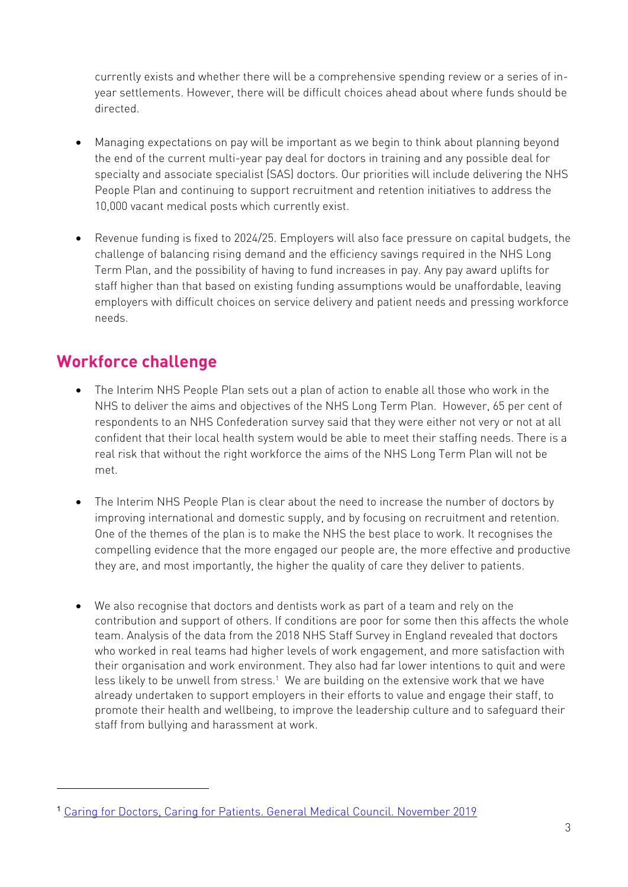currently exists and whether there will be a comprehensive spending review or a series of in-year settlements. However, there will be difficult choices ahead about where funds should be directed.

- Managing expectations on pay will be important as we begin to think about planning beyond the end of the current multi-year pay deal for doctors in training and any possible deal for specialty and associate specialist (SAS) doctors. Our priorities will include delivering the NHS People Plan and continuing to support recruitment and retention initiatives to address the 10,000 vacant medical posts which currently exist.

- Revenue funding is fixed to 2024/25. Employers will also face pressure on capital budgets, the challenge of balancing rising demand and the efficiency savings required in the NHS Long Term Plan, and the possibility of having to fund increases in pay. Any pay award uplifts for staff higher than that based on existing funding assumptions would be unaffordable, leaving employers with difficult choices on service delivery and patient needs and pressing workforce needs.

## Workforce challenge

- The Interim NHS People Plan sets out a plan of action to enable all those who work in the NHS to deliver the aims and objectives of the NHS Long Term Plan. However, 65 per cent of respondents to an NHS Confederation survey said that they were either not very or not at all confident that their local health system would be able to meet their staffing needs. There is a real risk that without the right workforce the aims of the NHS Long Term Plan will not be met.

- The Interim NHS People Plan is clear about the need to increase the number of doctors by improving international and domestic supply, and by focusing on recruitment and retention. One of the themes of the plan is to make the NHS the best place to work. It recognises the compelling evidence that the more engaged our people are, the more effective and productive they are, and most importantly, the higher the quality of care they deliver to patients.

- We also recognise that doctors and dentists work as part of a team and rely on the contribution and support of others. If conditions are poor for some then this affects the whole team. Analysis of the data from the 2018 NHS Staff Survey in England revealed that doctors who worked in real teams had higher levels of work engagement, and more satisfaction with their organisation and work environment. They also had far lower intentions to quit and were less likely to be unwell from stress.[1] We are building on the extensive work that we have already undertaken to support employers in their efforts to value and engage their staff, to promote their health and wellbeing, to improve the leadership culture and to safeguard their staff from bullying and harassment at work.

---

[1] Caring for Doctors, Caring for Patients. General Medical Council. November 2019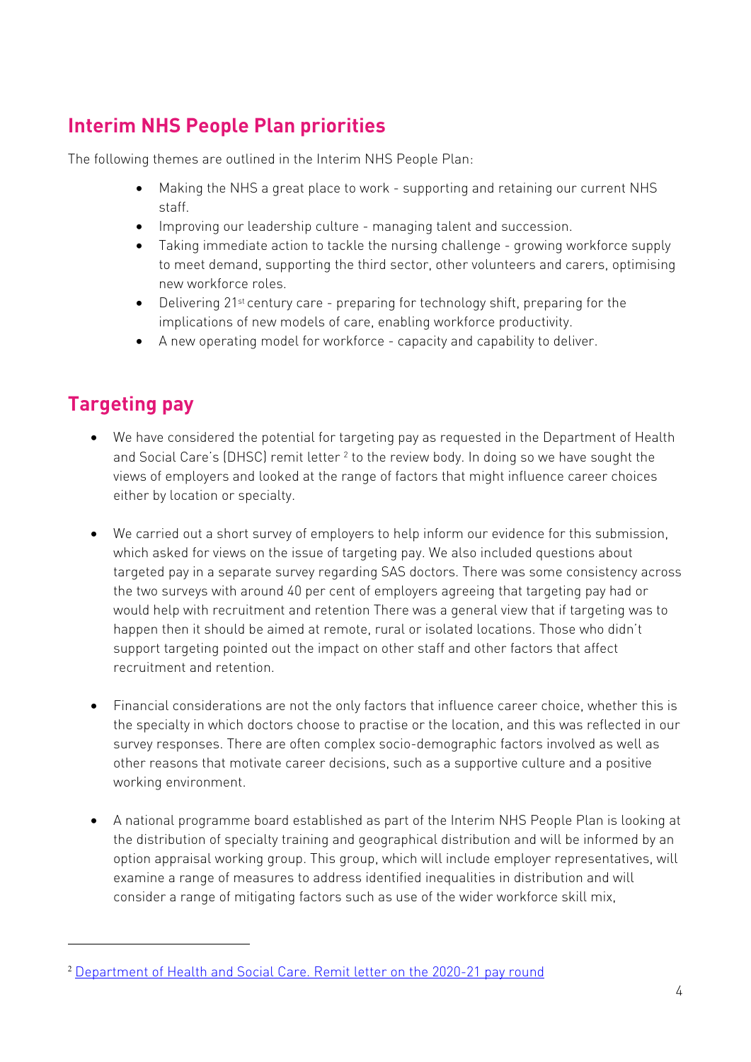## Interim NHS People Plan priorities

The following themes are outlined in the Interim NHS People Plan:

- Making the NHS a great place to work - supporting and retaining our current NHS staff.
- Improving our leadership culture - managing talent and succession.
- Taking immediate action to tackle the nursing challenge - growing workforce supply to meet demand, supporting the third sector, other volunteers and carers, optimising new workforce roles.
- Delivering 21st century care - preparing for technology shift, preparing for the implications of new models of care, enabling workforce productivity.
- A new operating model for workforce - capacity and capability to deliver.

## Targeting pay

- We have considered the potential for targeting pay as requested in the Department of Health and Social Care's (DHSC) remit letter [2] to the review body. In doing so we have sought the views of employers and looked at the range of factors that might influence career choices either by location or specialty.

- We carried out a short survey of employers to help inform our evidence for this submission, which asked for views on the issue of targeting pay. We also included questions about targeted pay in a separate survey regarding SAS doctors. There was some consistency across the two surveys with around 40 per cent of employers agreeing that targeting pay had or would help with recruitment and retention There was a general view that if targeting was to happen then it should be aimed at remote, rural or isolated locations. Those who didn't support targeting pointed out the impact on other staff and other factors that affect recruitment and retention.

- Financial considerations are not the only factors that influence career choice, whether this is the specialty in which doctors choose to practise or the location, and this was reflected in our survey responses. There are often complex socio-demographic factors involved as well as other reasons that motivate career decisions, such as a supportive culture and a positive working environment.

- A national programme board established as part of the Interim NHS People Plan is looking at the distribution of specialty training and geographical distribution and will be informed by an option appraisal working group. This group, which will include employer representatives, will examine a range of measures to address identified inequalities in distribution and will consider a range of mitigating factors such as use of the wider workforce skill mix,

[2] Department of Health and Social Care. Remit letter on the 2020-21 pay round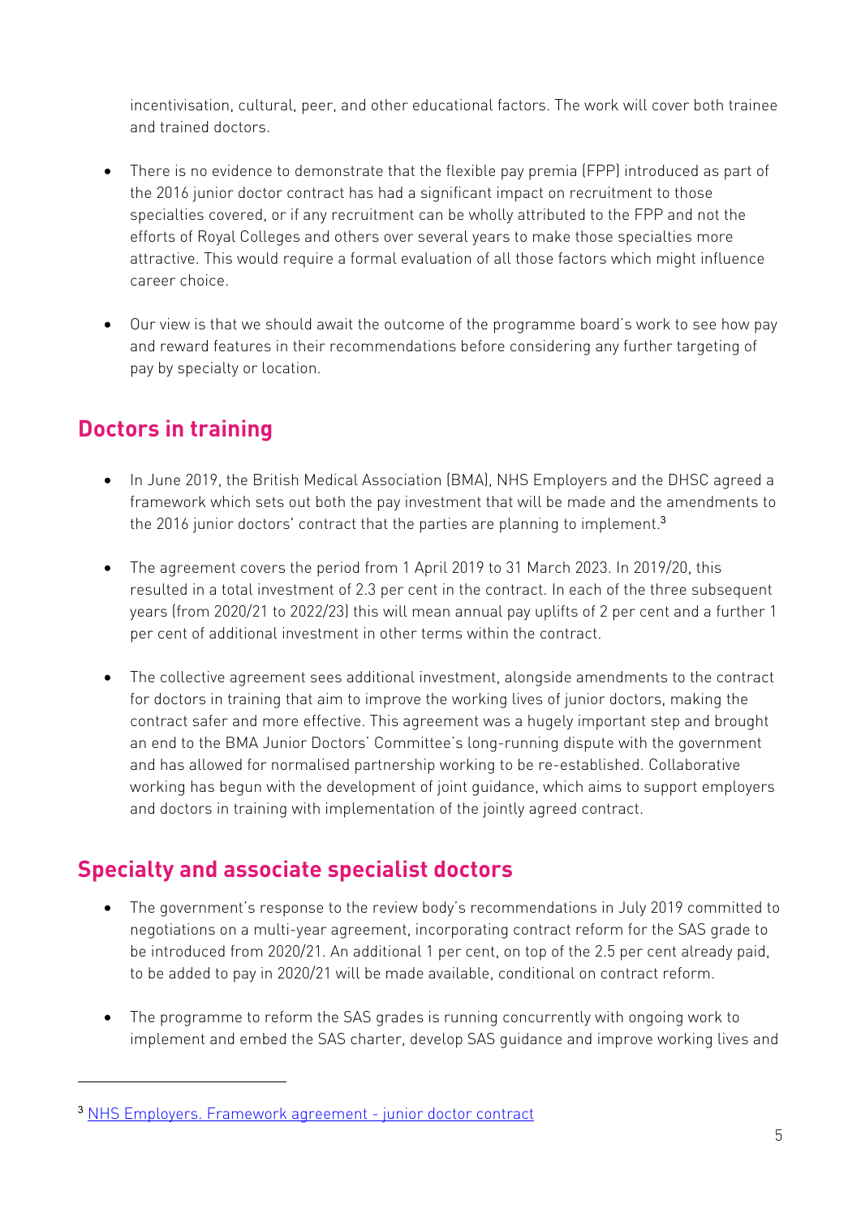incentivisation, cultural, peer, and other educational factors. The work will cover both trainee and trained doctors.

- There is no evidence to demonstrate that the flexible pay premia (FPP) introduced as part of the 2016 junior doctor contract has had a significant impact on recruitment to those specialties covered, or if any recruitment can be wholly attributed to the FPP and not the efforts of Royal Colleges and others over several years to make those specialties more attractive. This would require a formal evaluation of all those factors which might influence career choice.

- Our view is that we should await the outcome of the programme board's work to see how pay and reward features in their recommendations before considering any further targeting of pay by specialty or location.

## Doctors in training

- In June 2019, the British Medical Association (BMA), NHS Employers and the DHSC agreed a framework which sets out both the pay investment that will be made and the amendments to the 2016 junior doctors' contract that the parties are planning to implement.[3]

- The agreement covers the period from 1 April 2019 to 31 March 2023. In 2019/20, this resulted in a total investment of 2.3 per cent in the contract. In each of the three subsequent years (from 2020/21 to 2022/23) this will mean annual pay uplifts of 2 per cent and a further 1 per cent of additional investment in other terms within the contract.

- The collective agreement sees additional investment, alongside amendments to the contract for doctors in training that aim to improve the working lives of junior doctors, making the contract safer and more effective. This agreement was a hugely important step and brought an end to the BMA Junior Doctors' Committee's long-running dispute with the government and has allowed for normalised partnership working to be re-established. Collaborative working has begun with the development of joint guidance, which aims to support employers and doctors in training with implementation of the jointly agreed contract.

## Specialty and associate specialist doctors

- The government's response to the review body's recommendations in July 2019 committed to negotiations on a multi-year agreement, incorporating contract reform for the SAS grade to be introduced from 2020/21. An additional 1 per cent, on top of the 2.5 per cent already paid, to be added to pay in 2020/21 will be made available, conditional on contract reform.

- The programme to reform the SAS grades is running concurrently with ongoing work to implement and embed the SAS charter, develop SAS guidance and improve working lives and

[3] NHS Employers. Framework agreement - junior doctor contract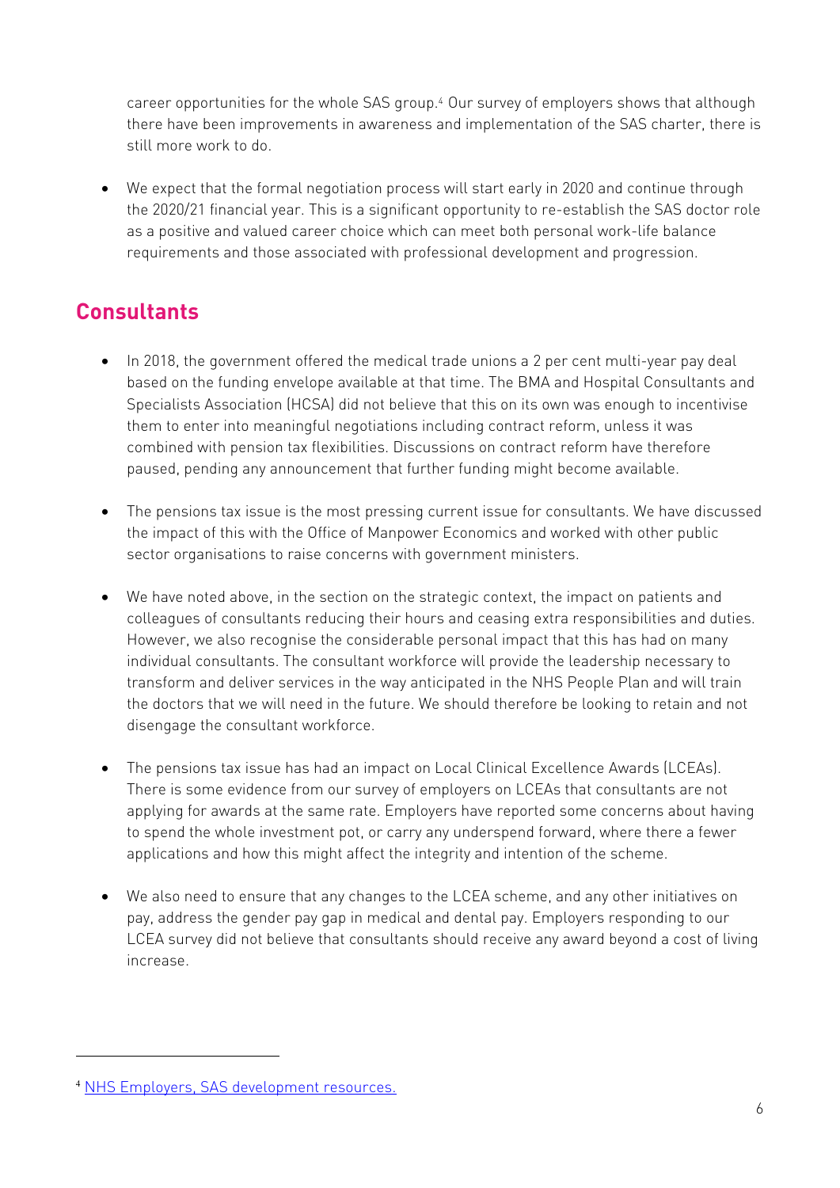career opportunities for the whole SAS group.[4] Our survey of employers shows that although there have been improvements in awareness and implementation of the SAS charter, there is still more work to do.

- We expect that the formal negotiation process will start early in 2020 and continue through the 2020/21 financial year. This is a significant opportunity to re-establish the SAS doctor role as a positive and valued career choice which can meet both personal work-life balance requirements and those associated with professional development and progression.

## Consultants

- In 2018, the government offered the medical trade unions a 2 per cent multi-year pay deal based on the funding envelope available at that time. The BMA and Hospital Consultants and Specialists Association (HCSA) did not believe that this on its own was enough to incentivise them to enter into meaningful negotiations including contract reform, unless it was combined with pension tax flexibilities. Discussions on contract reform have therefore paused, pending any announcement that further funding might become available.

- The pensions tax issue is the most pressing current issue for consultants. We have discussed the impact of this with the Office of Manpower Economics and worked with other public sector organisations to raise concerns with government ministers.

- We have noted above, in the section on the strategic context, the impact on patients and colleagues of consultants reducing their hours and ceasing extra responsibilities and duties. However, we also recognise the considerable personal impact that this has had on many individual consultants. The consultant workforce will provide the leadership necessary to transform and deliver services in the way anticipated in the NHS People Plan and will train the doctors that we will need in the future. We should therefore be looking to retain and not disengage the consultant workforce.

- The pensions tax issue has had an impact on Local Clinical Excellence Awards (LCEAs). There is some evidence from our survey of employers on LCEAs that consultants are not applying for awards at the same rate. Employers have reported some concerns about having to spend the whole investment pot, or carry any underspend forward, where there a fewer applications and how this might affect the integrity and intention of the scheme.

- We also need to ensure that any changes to the LCEA scheme, and any other initiatives on pay, address the gender pay gap in medical and dental pay. Employers responding to our LCEA survey did not believe that consultants should receive any award beyond a cost of living increase.

---

[4] NHS Employers, SAS development resources.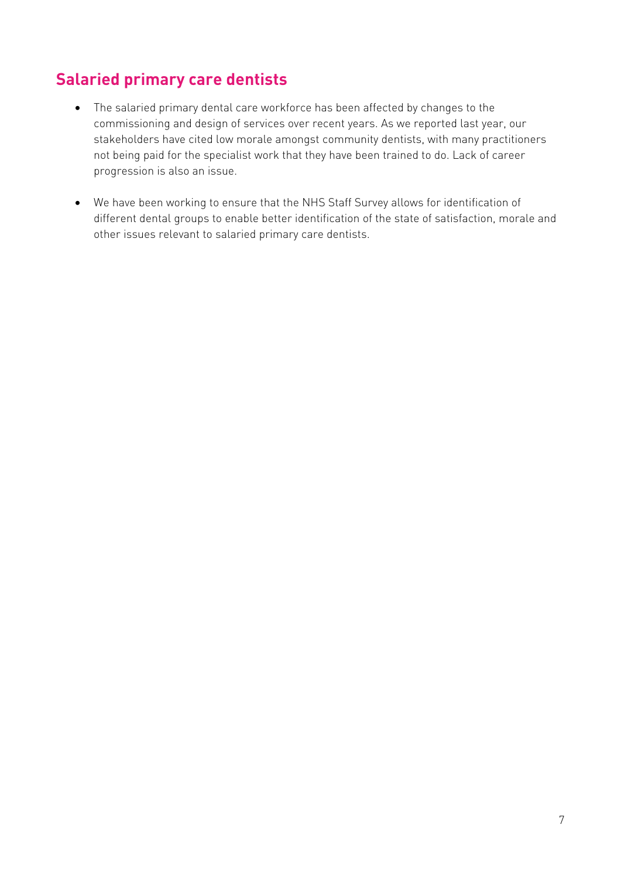## Salaried primary care dentists

- The salaried primary dental care workforce has been affected by changes to the commissioning and design of services over recent years. As we reported last year, our stakeholders have cited low morale amongst community dentists, with many practitioners not being paid for the specialist work that they have been trained to do. Lack of career progression is also an issue.

- We have been working to ensure that the NHS Staff Survey allows for identification of different dental groups to enable better identification of the state of satisfaction, morale and other issues relevant to salaried primary care dentists.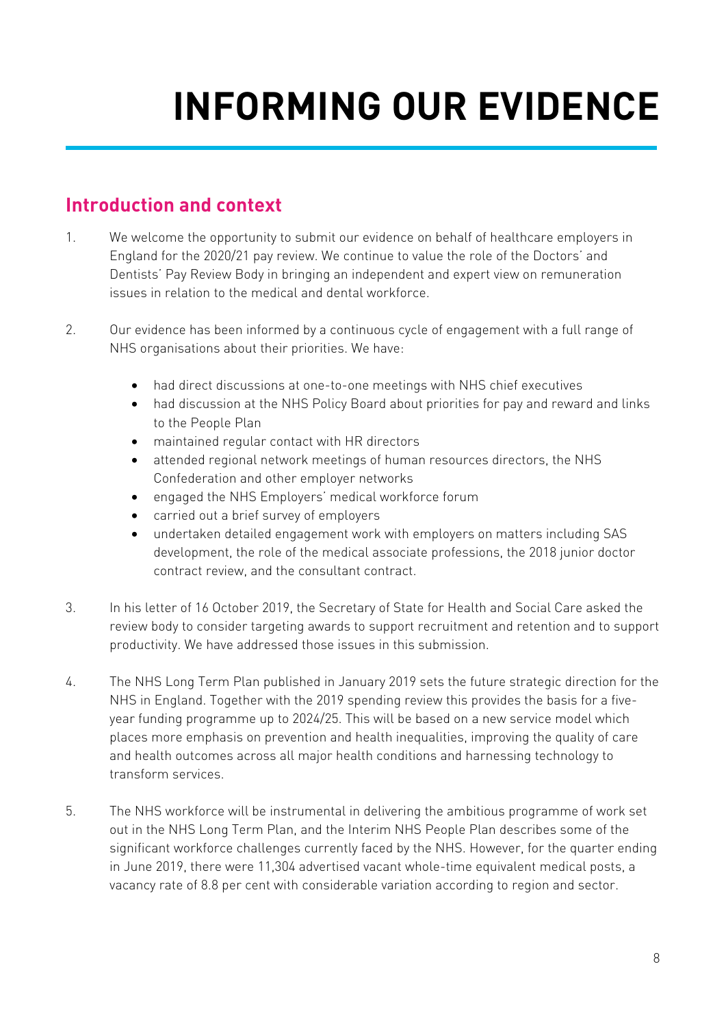# INFORMING OUR EVIDENCE

## Introduction and context

1. We welcome the opportunity to submit our evidence on behalf of healthcare employers in England for the 2020/21 pay review. We continue to value the role of the Doctors' and Dentists' Pay Review Body in bringing an independent and expert view on remuneration issues in relation to the medical and dental workforce.

2. Our evidence has been informed by a continuous cycle of engagement with a full range of NHS organisations about their priorities. We have:

   - had direct discussions at one-to-one meetings with NHS chief executives
   - had discussion at the NHS Policy Board about priorities for pay and reward and links to the People Plan
   - maintained regular contact with HR directors
   - attended regional network meetings of human resources directors, the NHS Confederation and other employer networks
   - engaged the NHS Employers' medical workforce forum
   - carried out a brief survey of employers
   - undertaken detailed engagement work with employers on matters including SAS development, the role of the medical associate professions, the 2018 junior doctor contract review, and the consultant contract.

3. In his letter of 16 October 2019, the Secretary of State for Health and Social Care asked the review body to consider targeting awards to support recruitment and retention and to support productivity. We have addressed those issues in this submission.

4. The NHS Long Term Plan published in January 2019 sets the future strategic direction for the NHS in England. Together with the 2019 spending review this provides the basis for a five-year funding programme up to 2024/25. This will be based on a new service model which places more emphasis on prevention and health inequalities, improving the quality of care and health outcomes across all major health conditions and harnessing technology to transform services.

5. The NHS workforce will be instrumental in delivering the ambitious programme of work set out in the NHS Long Term Plan, and the Interim NHS People Plan describes some of the significant workforce challenges currently faced by the NHS. However, for the quarter ending in June 2019, there were 11,304 advertised vacant whole-time equivalent medical posts, a vacancy rate of 8.8 per cent with considerable variation according to region and sector.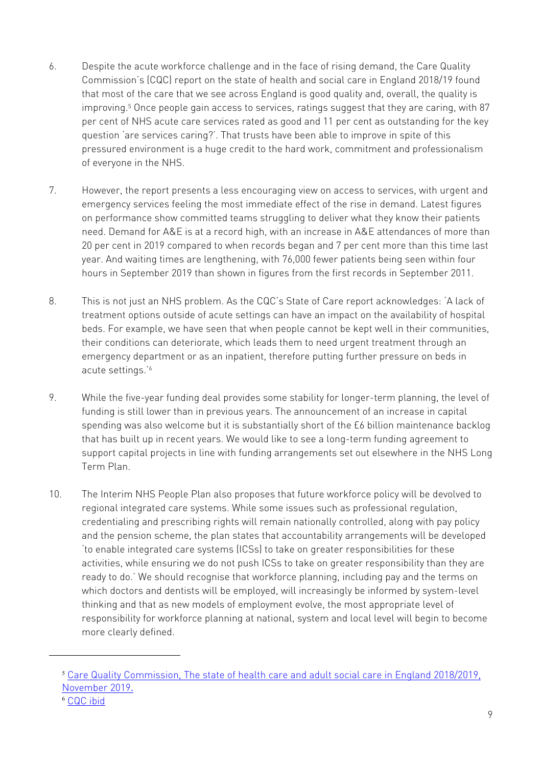6. Despite the acute workforce challenge and in the face of rising demand, the Care Quality Commission's (CQC) report on the state of health and social care in England 2018/19 found that most of the care that we see across England is good quality and, overall, the quality is improving.[5] Once people gain access to services, ratings suggest that they are caring, with 87 per cent of NHS acute care services rated as good and 11 per cent as outstanding for the key question 'are services caring?'. That trusts have been able to improve in spite of this pressured environment is a huge credit to the hard work, commitment and professionalism of everyone in the NHS.

7. However, the report presents a less encouraging view on access to services, with urgent and emergency services feeling the most immediate effect of the rise in demand. Latest figures on performance show committed teams struggling to deliver what they know their patients need. Demand for A&E is at a record high, with an increase in A&E attendances of more than 20 per cent in 2019 compared to when records began and 7 per cent more than this time last year. And waiting times are lengthening, with 76,000 fewer patients being seen within four hours in September 2019 than shown in figures from the first records in September 2011.

8. This is not just an NHS problem. As the CQC's State of Care report acknowledges: 'A lack of treatment options outside of acute settings can have an impact on the availability of hospital beds. For example, we have seen that when people cannot be kept well in their communities, their conditions can deteriorate, which leads them to need urgent treatment through an emergency department or as an inpatient, therefore putting further pressure on beds in acute settings.'[6]

9. While the five-year funding deal provides some stability for longer-term planning, the level of funding is still lower than in previous years. The announcement of an increase in capital spending was also welcome but it is substantially short of the £6 billion maintenance backlog that has built up in recent years. We would like to see a long-term funding agreement to support capital projects in line with funding arrangements set out elsewhere in the NHS Long Term Plan.

10. The Interim NHS People Plan also proposes that future workforce policy will be devolved to regional integrated care systems. While some issues such as professional regulation, credentialing and prescribing rights will remain nationally controlled, along with pay policy and the pension scheme, the plan states that accountability arrangements will be developed 'to enable integrated care systems (ICSs) to take on greater responsibilities for these activities, while ensuring we do not push ICSs to take on greater responsibility than they are ready to do.' We should recognise that workforce planning, including pay and the terms on which doctors and dentists will be employed, will increasingly be informed by system-level thinking and that as new models of employment evolve, the most appropriate level of responsibility for workforce planning at national, system and local level will begin to become more clearly defined.

---

[5] Care Quality Commission, The state of health care and adult social care in England 2018/2019, November 2019.

[6] CQC ibid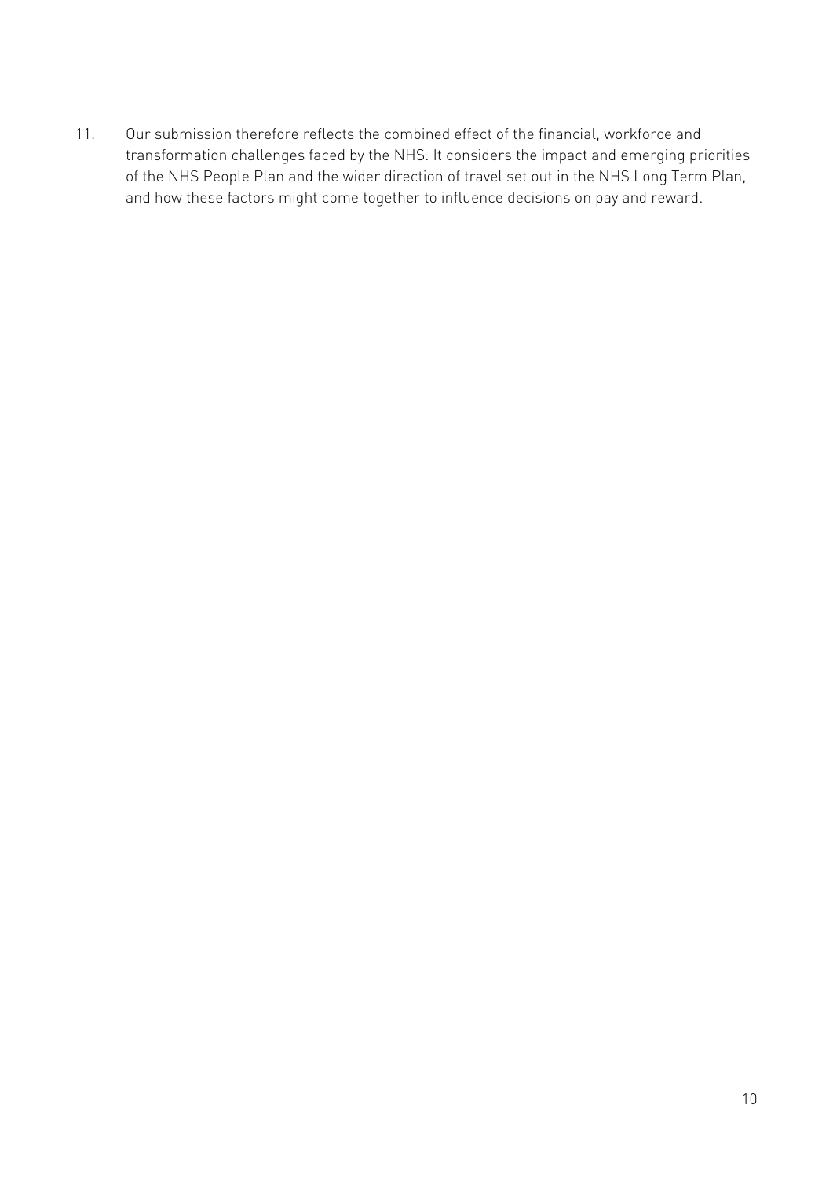11. Our submission therefore reflects the combined effect of the financial, workforce and transformation challenges faced by the NHS. It considers the impact and emerging priorities of the NHS People Plan and the wider direction of travel set out in the NHS Long Term Plan, and how these factors might come together to influence decisions on pay and reward.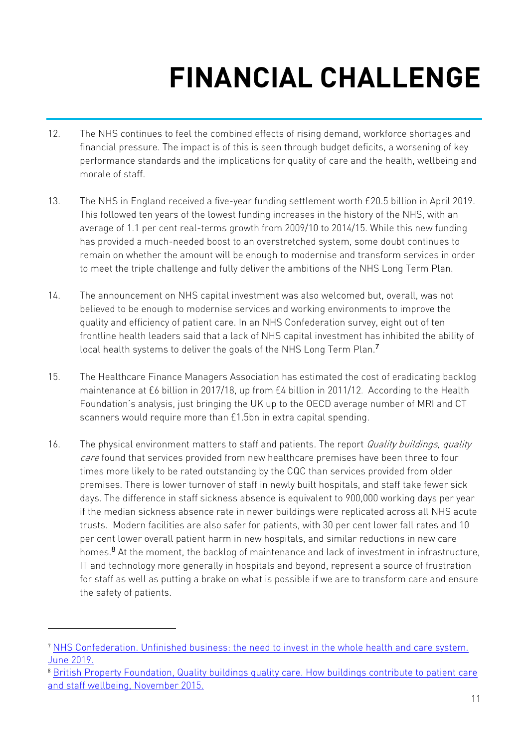# FINANCIAL CHALLENGE

12. The NHS continues to feel the combined effects of rising demand, workforce shortages and financial pressure. The impact is of this is seen through budget deficits, a worsening of key performance standards and the implications for quality of care and the health, wellbeing and morale of staff.

13. The NHS in England received a five-year funding settlement worth £20.5 billion in April 2019. This followed ten years of the lowest funding increases in the history of the NHS, with an average of 1.1 per cent real-terms growth from 2009/10 to 2014/15. While this new funding has provided a much-needed boost to an overstretched system, some doubt continues to remain on whether the amount will be enough to modernise and transform services in order to meet the triple challenge and fully deliver the ambitions of the NHS Long Term Plan.

14. The announcement on NHS capital investment was also welcomed but, overall, was not believed to be enough to modernise services and working environments to improve the quality and efficiency of patient care. In an NHS Confederation survey, eight out of ten frontline health leaders said that a lack of NHS capital investment has inhibited the ability of local health systems to deliver the goals of the NHS Long Term Plan.[7]

15. The Healthcare Finance Managers Association has estimated the cost of eradicating backlog maintenance at £6 billion in 2017/18, up from £4 billion in 2011/12. According to the Health Foundation's analysis, just bringing the UK up to the OECD average number of MRI and CT scanners would require more than £1.5bn in extra capital spending.

16. The physical environment matters to staff and patients. The report *Quality buildings, quality care* found that services provided from new healthcare premises have been three to four times more likely to be rated outstanding by the CQC than services provided from older premises. There is lower turnover of staff in newly built hospitals, and staff take fewer sick days. The difference in staff sickness absence is equivalent to 900,000 working days per year if the median sickness absence rate in newer buildings were replicated across all NHS acute trusts. Modern facilities are also safer for patients, with 30 per cent lower fall rates and 10 per cent lower overall patient harm in new hospitals, and similar reductions in new care homes.[8] At the moment, the backlog of maintenance and lack of investment in infrastructure, IT and technology more generally in hospitals and beyond, represent a source of frustration for staff as well as putting a brake on what is possible if we are to transform care and ensure the safety of patients.

---

[7] NHS Confederation. Unfinished business: the need to invest in the whole health and care system. June 2019.

[8] British Property Foundation, Quality buildings quality care. How buildings contribute to patient care and staff wellbeing, November 2015.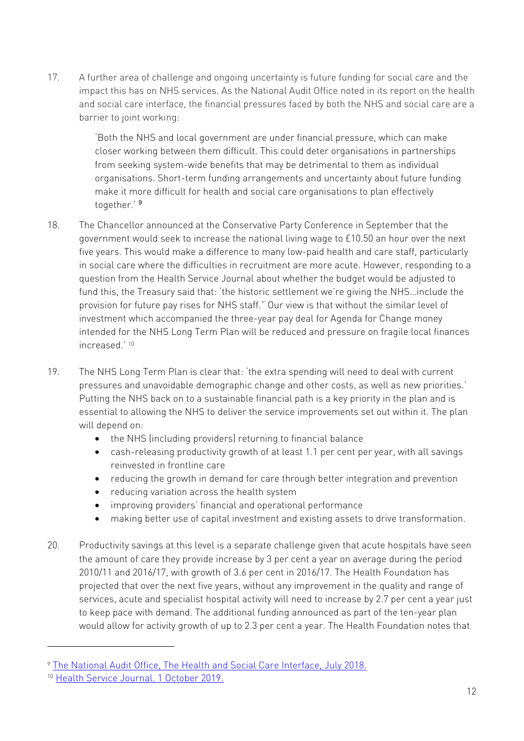17. A further area of challenge and ongoing uncertainty is future funding for social care and the impact this has on NHS services. As the National Audit Office noted in its report on the health and social care interface, the financial pressures faced by both the NHS and social care are a barrier to joint working:

> 'Both the NHS and local government are under financial pressure, which can make closer working between them difficult. This could deter organisations in partnerships from seeking system-wide benefits that may be detrimental to them as individual organisations. Short-term funding arrangements and uncertainty about future funding make it more difficult for health and social care organisations to plan effectively together.' [9]

18. The Chancellor announced at the Conservative Party Conference in September that the government would seek to increase the national living wage to £10.50 an hour over the next five years. This would make a difference to many low-paid health and care staff, particularly in social care where the difficulties in recruitment are more acute. However, responding to a question from the Health Service Journal about whether the budget would be adjusted to fund this, the Treasury said that: 'the historic settlement we're giving the NHS…include the provision for future pay rises for NHS staff." Our view is that without the similar level of investment which accompanied the three-year pay deal for Agenda for Change money intended for the NHS Long Term Plan will be reduced and pressure on fragile local finances increased.' [10]

19. The NHS Long Term Plan is clear that: 'the extra spending will need to deal with current pressures and unavoidable demographic change and other costs, as well as new priorities.' Putting the NHS back on to a sustainable financial path is a key priority in the plan and is essential to allowing the NHS to deliver the service improvements set out within it. The plan will depend on:
    - the NHS (including providers) returning to financial balance
    - cash-releasing productivity growth of at least 1.1 per cent per year, with all savings reinvested in frontline care
    - reducing the growth in demand for care through better integration and prevention
    - reducing variation across the health system
    - improving providers' financial and operational performance
    - making better use of capital investment and existing assets to drive transformation.

20. Productivity savings at this level is a separate challenge given that acute hospitals have seen the amount of care they provide increase by 3 per cent a year on average during the period 2010/11 and 2016/17, with growth of 3.6 per cent in 2016/17. The Health Foundation has projected that over the next five years, without any improvement in the quality and range of services, acute and specialist hospital activity will need to increase by 2.7 per cent a year just to keep pace with demand. The additional funding announced as part of the ten-year plan would allow for activity growth of up to 2.3 per cent a year. The Health Foundation notes that

---

[9] The National Audit Office, The Health and Social Care Interface, July 2018.

[10] Health Service Journal. 1 October 2019.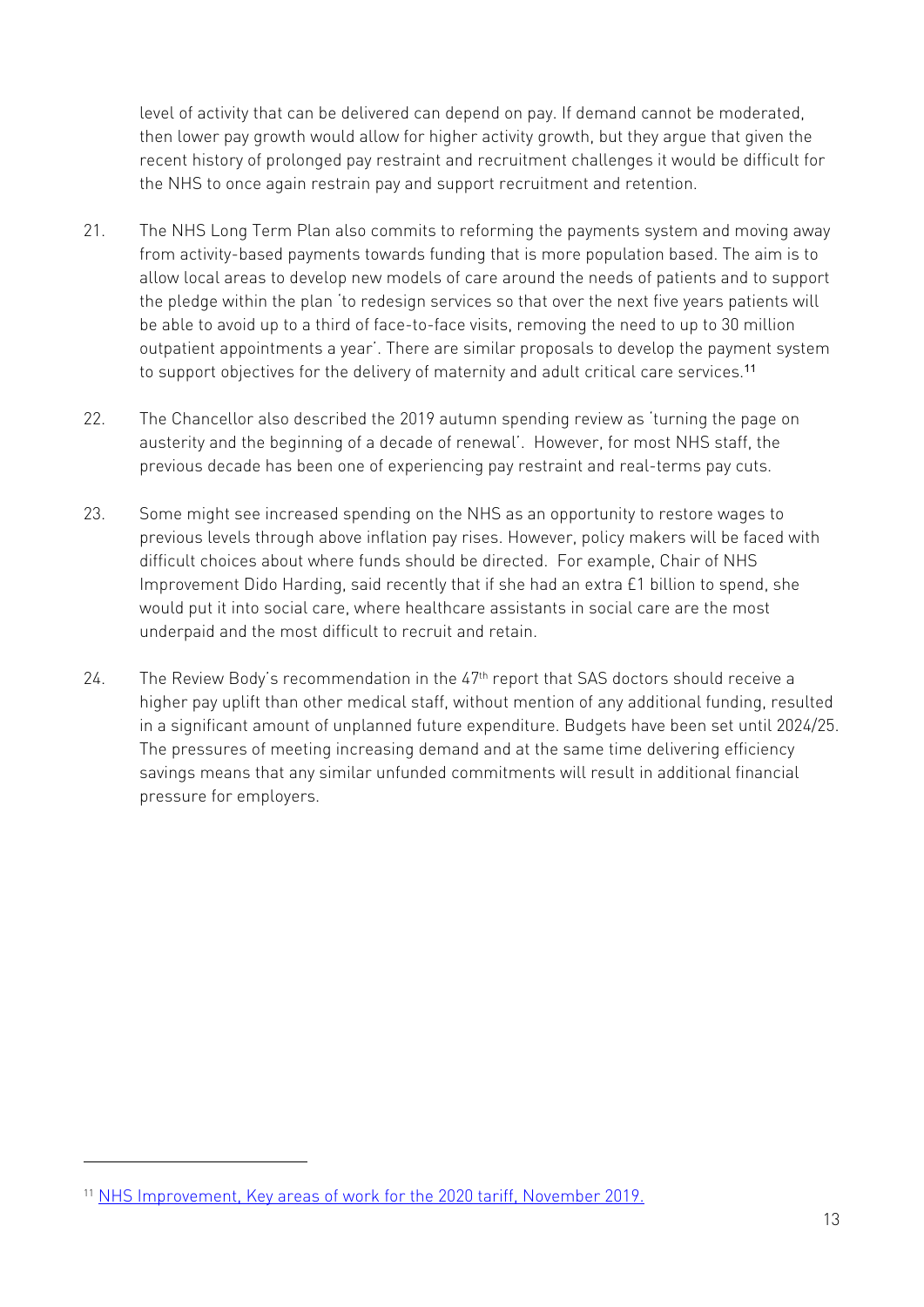level of activity that can be delivered can depend on pay. If demand cannot be moderated, then lower pay growth would allow for higher activity growth, but they argue that given the recent history of prolonged pay restraint and recruitment challenges it would be difficult for the NHS to once again restrain pay and support recruitment and retention.

21. The NHS Long Term Plan also commits to reforming the payments system and moving away from activity-based payments towards funding that is more population based. The aim is to allow local areas to develop new models of care around the needs of patients and to support the pledge within the plan 'to redesign services so that over the next five years patients will be able to avoid up to a third of face-to-face visits, removing the need to up to 30 million outpatient appointments a year'. There are similar proposals to develop the payment system to support objectives for the delivery of maternity and adult critical care services.[11]

22. The Chancellor also described the 2019 autumn spending review as 'turning the page on austerity and the beginning of a decade of renewal'. However, for most NHS staff, the previous decade has been one of experiencing pay restraint and real-terms pay cuts.

23. Some might see increased spending on the NHS as an opportunity to restore wages to previous levels through above inflation pay rises. However, policy makers will be faced with difficult choices about where funds should be directed. For example, Chair of NHS Improvement Dido Harding, said recently that if she had an extra £1 billion to spend, she would put it into social care, where healthcare assistants in social care are the most underpaid and the most difficult to recruit and retain.

24. The Review Body's recommendation in the 47th report that SAS doctors should receive a higher pay uplift than other medical staff, without mention of any additional funding, resulted in a significant amount of unplanned future expenditure. Budgets have been set until 2024/25. The pressures of meeting increasing demand and at the same time delivering efficiency savings means that any similar unfunded commitments will result in additional financial pressure for employers.

[11] NHS Improvement, Key areas of work for the 2020 tariff, November 2019.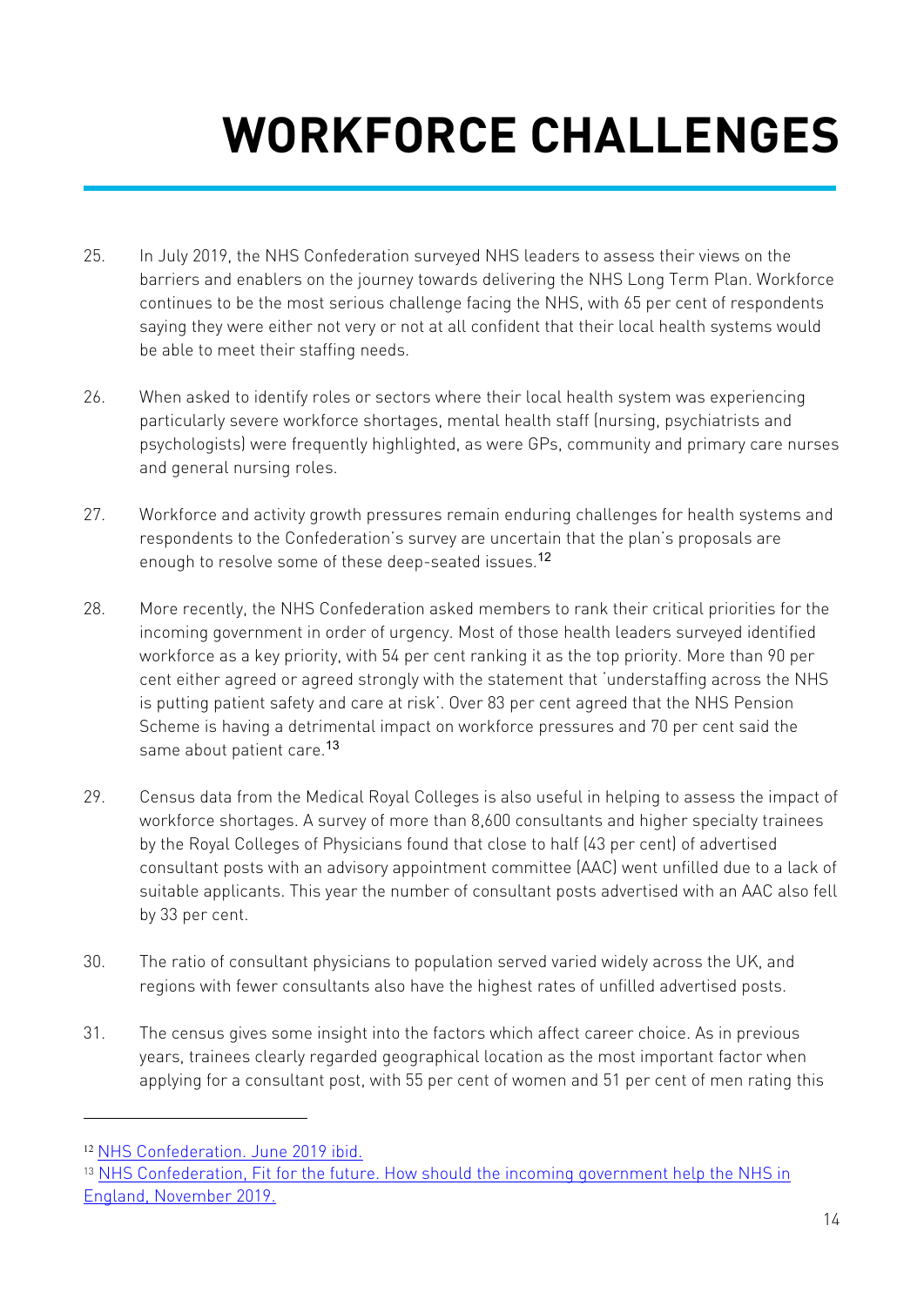# WORKFORCE CHALLENGES

25. In July 2019, the NHS Confederation surveyed NHS leaders to assess their views on the barriers and enablers on the journey towards delivering the NHS Long Term Plan. Workforce continues to be the most serious challenge facing the NHS, with 65 per cent of respondents saying they were either not very or not at all confident that their local health systems would be able to meet their staffing needs.

26. When asked to identify roles or sectors where their local health system was experiencing particularly severe workforce shortages, mental health staff (nursing, psychiatrists and psychologists) were frequently highlighted, as were GPs, community and primary care nurses and general nursing roles.

27. Workforce and activity growth pressures remain enduring challenges for health systems and respondents to the Confederation's survey are uncertain that the plan's proposals are enough to resolve some of these deep-seated issues.[12]

28. More recently, the NHS Confederation asked members to rank their critical priorities for the incoming government in order of urgency. Most of those health leaders surveyed identified workforce as a key priority, with 54 per cent ranking it as the top priority. More than 90 per cent either agreed or agreed strongly with the statement that 'understaffing across the NHS is putting patient safety and care at risk'. Over 83 per cent agreed that the NHS Pension Scheme is having a detrimental impact on workforce pressures and 70 per cent said the same about patient care.[13]

29. Census data from the Medical Royal Colleges is also useful in helping to assess the impact of workforce shortages. A survey of more than 8,600 consultants and higher specialty trainees by the Royal Colleges of Physicians found that close to half (43 per cent) of advertised consultant posts with an advisory appointment committee (AAC) went unfilled due to a lack of suitable applicants. This year the number of consultant posts advertised with an AAC also fell by 33 per cent.

30. The ratio of consultant physicians to population served varied widely across the UK, and regions with fewer consultants also have the highest rates of unfilled advertised posts.

31. The census gives some insight into the factors which affect career choice. As in previous years, trainees clearly regarded geographical location as the most important factor when applying for a consultant post, with 55 per cent of women and 51 per cent of men rating this

---

[12] NHS Confederation. June 2019 ibid.

[13] NHS Confederation, Fit for the future. How should the incoming government help the NHS in England, November 2019.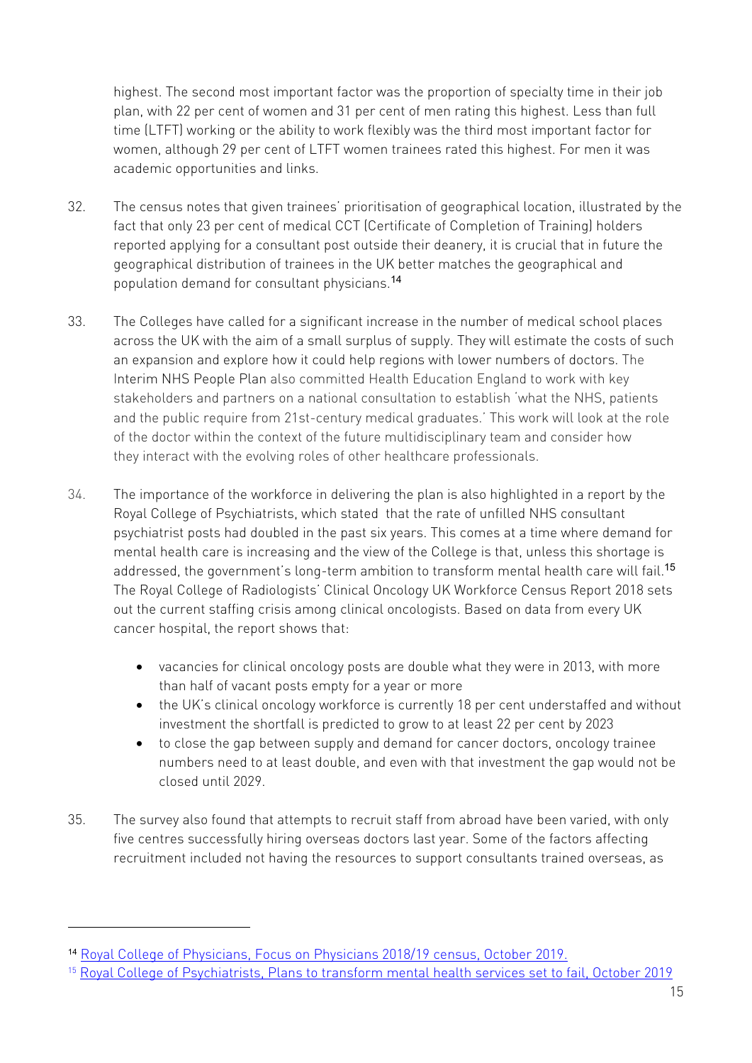highest. The second most important factor was the proportion of specialty time in their job plan, with 22 per cent of women and 31 per cent of men rating this highest. Less than full time (LTFT) working or the ability to work flexibly was the third most important factor for women, although 29 per cent of LTFT women trainees rated this highest. For men it was academic opportunities and links.

32. The census notes that given trainees' prioritisation of geographical location, illustrated by the fact that only 23 per cent of medical CCT (Certificate of Completion of Training) holders reported applying for a consultant post outside their deanery, it is crucial that in future the geographical distribution of trainees in the UK better matches the geographical and population demand for consultant physicians.[14]

33. The Colleges have called for a significant increase in the number of medical school places across the UK with the aim of a small surplus of supply. They will estimate the costs of such an expansion and explore how it could help regions with lower numbers of doctors. The Interim NHS People Plan also committed Health Education England to work with key stakeholders and partners on a national consultation to establish 'what the NHS, patients and the public require from 21st-century medical graduates.' This work will look at the role of the doctor within the context of the future multidisciplinary team and consider how they interact with the evolving roles of other healthcare professionals.

34. The importance of the workforce in delivering the plan is also highlighted in a report by the Royal College of Psychiatrists, which stated that the rate of unfilled NHS consultant psychiatrist posts had doubled in the past six years. This comes at a time where demand for mental health care is increasing and the view of the College is that, unless this shortage is addressed, the government's long-term ambition to transform mental health care will fail.[15] The Royal College of Radiologists' Clinical Oncology UK Workforce Census Report 2018 sets out the current staffing crisis among clinical oncologists. Based on data from every UK cancer hospital, the report shows that:

- vacancies for clinical oncology posts are double what they were in 2013, with more than half of vacant posts empty for a year or more
- the UK's clinical oncology workforce is currently 18 per cent understaffed and without investment the shortfall is predicted to grow to at least 22 per cent by 2023
- to close the gap between supply and demand for cancer doctors, oncology trainee numbers need to at least double, and even with that investment the gap would not be closed until 2029.

35. The survey also found that attempts to recruit staff from abroad have been varied, with only five centres successfully hiring overseas doctors last year. Some of the factors affecting recruitment included not having the resources to support consultants trained overseas, as

---

[14] Royal College of Physicians, Focus on Physicians 2018/19 census, October 2019.

[15] Royal College of Psychiatrists, Plans to transform mental health services set to fail, October 2019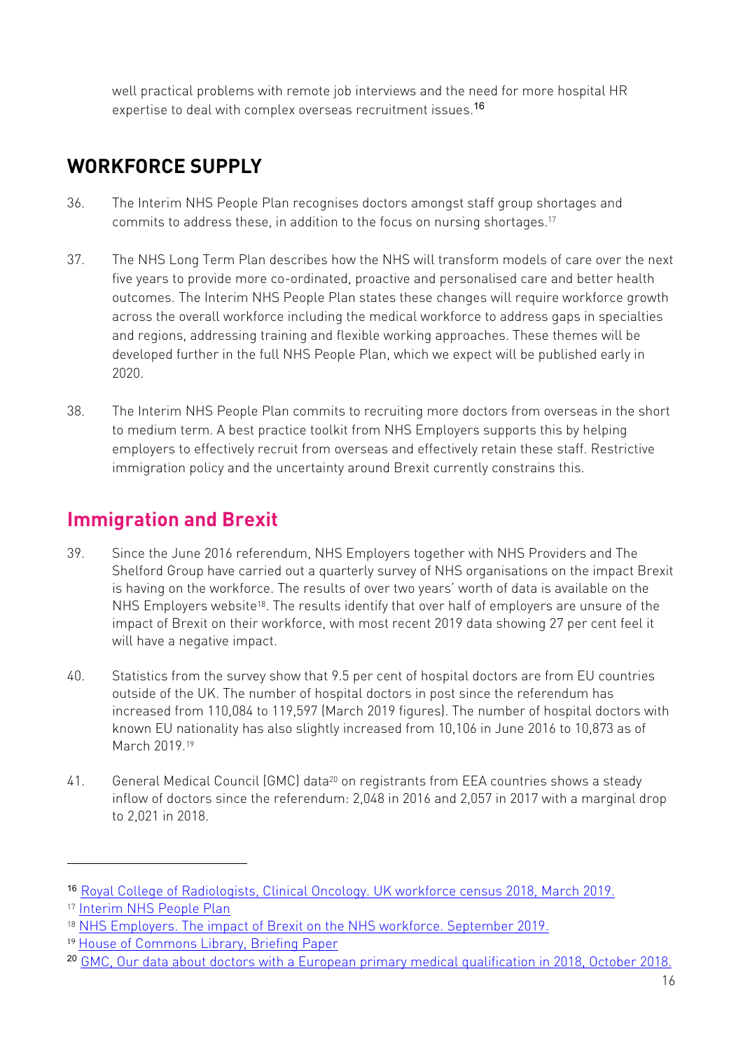well practical problems with remote job interviews and the need for more hospital HR expertise to deal with complex overseas recruitment issues.[16]

## WORKFORCE SUPPLY

36. The Interim NHS People Plan recognises doctors amongst staff group shortages and commits to address these, in addition to the focus on nursing shortages.[17]

37. The NHS Long Term Plan describes how the NHS will transform models of care over the next five years to provide more co-ordinated, proactive and personalised care and better health outcomes. The Interim NHS People Plan states these changes will require workforce growth across the overall workforce including the medical workforce to address gaps in specialties and regions, addressing training and flexible working approaches. These themes will be developed further in the full NHS People Plan, which we expect will be published early in 2020.

38. The Interim NHS People Plan commits to recruiting more doctors from overseas in the short to medium term. A best practice toolkit from NHS Employers supports this by helping employers to effectively recruit from overseas and effectively retain these staff. Restrictive immigration policy and the uncertainty around Brexit currently constrains this.

## Immigration and Brexit

39. Since the June 2016 referendum, NHS Employers together with NHS Providers and The Shelford Group have carried out a quarterly survey of NHS organisations on the impact Brexit is having on the workforce. The results of over two years' worth of data is available on the NHS Employers website[18]. The results identify that over half of employers are unsure of the impact of Brexit on their workforce, with most recent 2019 data showing 27 per cent feel it will have a negative impact.

40. Statistics from the survey show that 9.5 per cent of hospital doctors are from EU countries outside of the UK. The number of hospital doctors in post since the referendum has increased from 110,084 to 119,597 (March 2019 figures). The number of hospital doctors with known EU nationality has also slightly increased from 10,106 in June 2016 to 10,873 as of March 2019.[19]

41. General Medical Council (GMC) data[20] on registrants from EEA countries shows a steady inflow of doctors since the referendum: 2,048 in 2016 and 2,057 in 2017 with a marginal drop to 2,021 in 2018.

---

[16] Royal College of Radiologists, Clinical Oncology. UK workforce census 2018, March 2019.

[17] Interim NHS People Plan

[18] NHS Employers. The impact of Brexit on the NHS workforce. September 2019.

[19] House of Commons Library, Briefing Paper

[20] GMC, Our data about doctors with a European primary medical qualification in 2018, October 2018.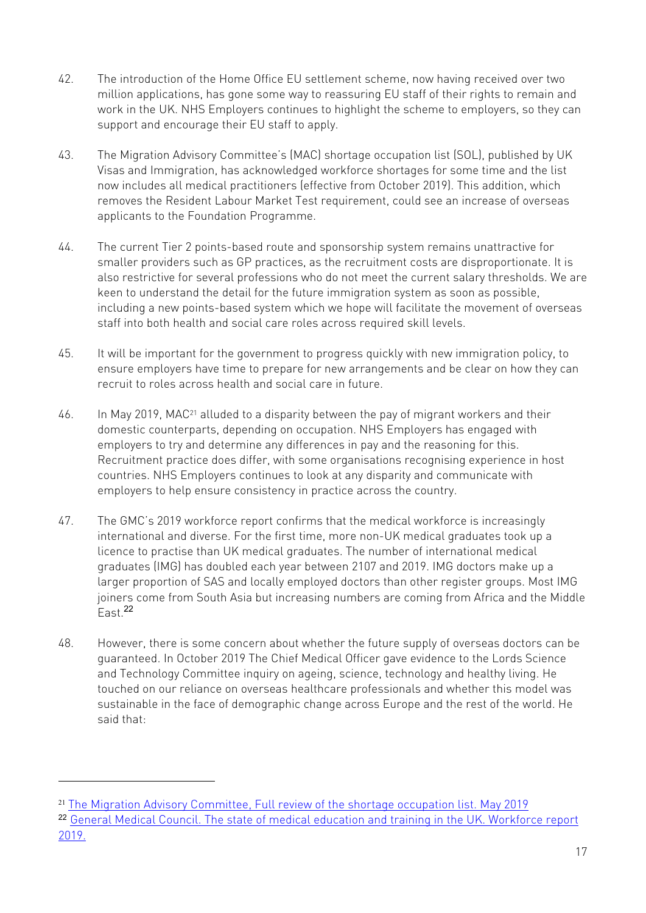42. The introduction of the Home Office EU settlement scheme, now having received over two million applications, has gone some way to reassuring EU staff of their rights to remain and work in the UK. NHS Employers continues to highlight the scheme to employers, so they can support and encourage their EU staff to apply.

43. The Migration Advisory Committee's (MAC) shortage occupation list (SOL), published by UK Visas and Immigration, has acknowledged workforce shortages for some time and the list now includes all medical practitioners (effective from October 2019). This addition, which removes the Resident Labour Market Test requirement, could see an increase of overseas applicants to the Foundation Programme.

44. The current Tier 2 points-based route and sponsorship system remains unattractive for smaller providers such as GP practices, as the recruitment costs are disproportionate. It is also restrictive for several professions who do not meet the current salary thresholds. We are keen to understand the detail for the future immigration system as soon as possible, including a new points-based system which we hope will facilitate the movement of overseas staff into both health and social care roles across required skill levels.

45. It will be important for the government to progress quickly with new immigration policy, to ensure employers have time to prepare for new arrangements and be clear on how they can recruit to roles across health and social care in future.

46. In May 2019, MAC[21] alluded to a disparity between the pay of migrant workers and their domestic counterparts, depending on occupation. NHS Employers has engaged with employers to try and determine any differences in pay and the reasoning for this. Recruitment practice does differ, with some organisations recognising experience in host countries. NHS Employers continues to look at any disparity and communicate with employers to help ensure consistency in practice across the country.

47. The GMC's 2019 workforce report confirms that the medical workforce is increasingly international and diverse. For the first time, more non-UK medical graduates took up a licence to practise than UK medical graduates. The number of international medical graduates (IMG) has doubled each year between 2107 and 2019. IMG doctors make up a larger proportion of SAS and locally employed doctors than other register groups. Most IMG joiners come from South Asia but increasing numbers are coming from Africa and the Middle East.[22]

48. However, there is some concern about whether the future supply of overseas doctors can be guaranteed. In October 2019 The Chief Medical Officer gave evidence to the Lords Science and Technology Committee inquiry on ageing, science, technology and healthy living. He touched on our reliance on overseas healthcare professionals and whether this model was sustainable in the face of demographic change across Europe and the rest of the world. He said that:

---

[21] The Migration Advisory Committee, Full review of the shortage occupation list. May 2019

[22] General Medical Council. The state of medical education and training in the UK. Workforce report 2019.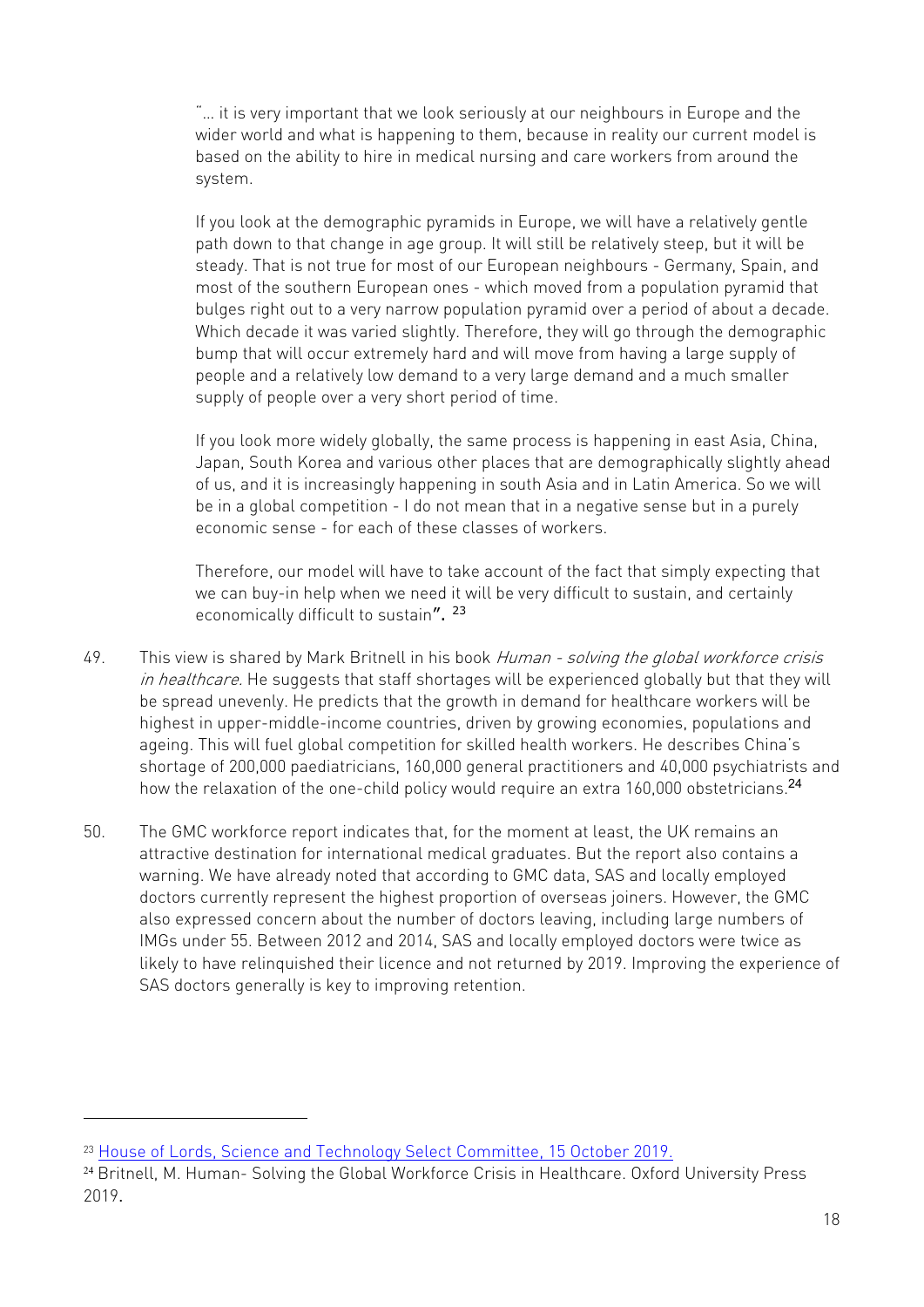"… it is very important that we look seriously at our neighbours in Europe and the wider world and what is happening to them, because in reality our current model is based on the ability to hire in medical nursing and care workers from around the system.

If you look at the demographic pyramids in Europe, we will have a relatively gentle path down to that change in age group. It will still be relatively steep, but it will be steady. That is not true for most of our European neighbours - Germany, Spain, and most of the southern European ones - which moved from a population pyramid that bulges right out to a very narrow population pyramid over a period of about a decade. Which decade it was varied slightly. Therefore, they will go through the demographic bump that will occur extremely hard and will move from having a large supply of people and a relatively low demand to a very large demand and a much smaller supply of people over a very short period of time.

If you look more widely globally, the same process is happening in east Asia, China, Japan, South Korea and various other places that are demographically slightly ahead of us, and it is increasingly happening in south Asia and in Latin America. So we will be in a global competition - I do not mean that in a negative sense but in a purely economic sense - for each of these classes of workers.

Therefore, our model will have to take account of the fact that simply expecting that we can buy-in help when we need it will be very difficult to sustain, and certainly economically difficult to sustain". [23]

49. This view is shared by Mark Britnell in his book *Human - solving the global workforce crisis in healthcare.* He suggests that staff shortages will be experienced globally but that they will be spread unevenly. He predicts that the growth in demand for healthcare workers will be highest in upper-middle-income countries, driven by growing economies, populations and ageing. This will fuel global competition for skilled health workers. He describes China's shortage of 200,000 paediatricians, 160,000 general practitioners and 40,000 psychiatrists and how the relaxation of the one-child policy would require an extra 160,000 obstetricians.[24]

50. The GMC workforce report indicates that, for the moment at least, the UK remains an attractive destination for international medical graduates. But the report also contains a warning. We have already noted that according to GMC data, SAS and locally employed doctors currently represent the highest proportion of overseas joiners. However, the GMC also expressed concern about the number of doctors leaving, including large numbers of IMGs under 55. Between 2012 and 2014, SAS and locally employed doctors were twice as likely to have relinquished their licence and not returned by 2019. Improving the experience of SAS doctors generally is key to improving retention.

---

[23] House of Lords, Science and Technology Select Committee, 15 October 2019.

[24] Britnell, M. Human- Solving the Global Workforce Crisis in Healthcare. Oxford University Press 2019.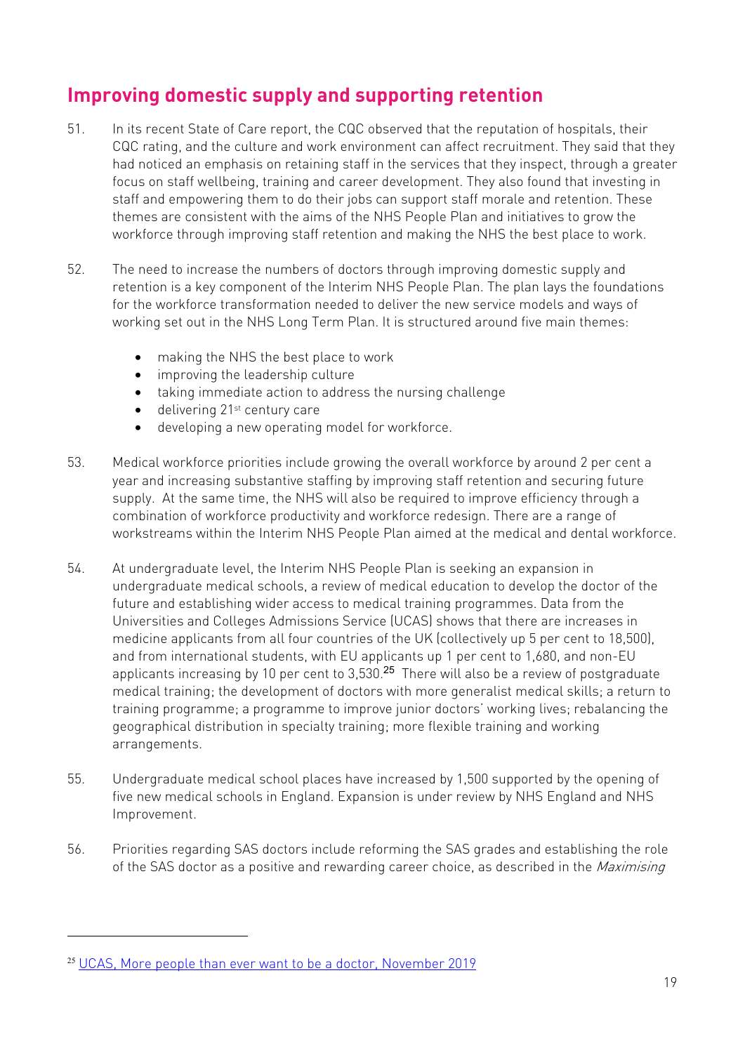## Improving domestic supply and supporting retention

51. In its recent State of Care report, the CQC observed that the reputation of hospitals, their CQC rating, and the culture and work environment can affect recruitment. They said that they had noticed an emphasis on retaining staff in the services that they inspect, through a greater focus on staff wellbeing, training and career development. They also found that investing in staff and empowering them to do their jobs can support staff morale and retention. These themes are consistent with the aims of the NHS People Plan and initiatives to grow the workforce through improving staff retention and making the NHS the best place to work.

52. The need to increase the numbers of doctors through improving domestic supply and retention is a key component of the Interim NHS People Plan. The plan lays the foundations for the workforce transformation needed to deliver the new service models and ways of working set out in the NHS Long Term Plan. It is structured around five main themes:

    - making the NHS the best place to work
    - improving the leadership culture
    - taking immediate action to address the nursing challenge
    - delivering 21st century care
    - developing a new operating model for workforce.

53. Medical workforce priorities include growing the overall workforce by around 2 per cent a year and increasing substantive staffing by improving staff retention and securing future supply. At the same time, the NHS will also be required to improve efficiency through a combination of workforce productivity and workforce redesign. There are a range of workstreams within the Interim NHS People Plan aimed at the medical and dental workforce.

54. At undergraduate level, the Interim NHS People Plan is seeking an expansion in undergraduate medical schools, a review of medical education to develop the doctor of the future and establishing wider access to medical training programmes. Data from the Universities and Colleges Admissions Service (UCAS) shows that there are increases in medicine applicants from all four countries of the UK (collectively up 5 per cent to 18,500), and from international students, with EU applicants up 1 per cent to 1,680, and non-EU applicants increasing by 10 per cent to 3,530.[25] There will also be a review of postgraduate medical training; the development of doctors with more generalist medical skills; a return to training programme; a programme to improve junior doctors' working lives; rebalancing the geographical distribution in specialty training; more flexible training and working arrangements.

55. Undergraduate medical school places have increased by 1,500 supported by the opening of five new medical schools in England. Expansion is under review by NHS England and NHS Improvement.

56. Priorities regarding SAS doctors include reforming the SAS grades and establishing the role of the SAS doctor as a positive and rewarding career choice, as described in the *Maximising*

[25] UCAS, More people than ever want to be a doctor, November 2019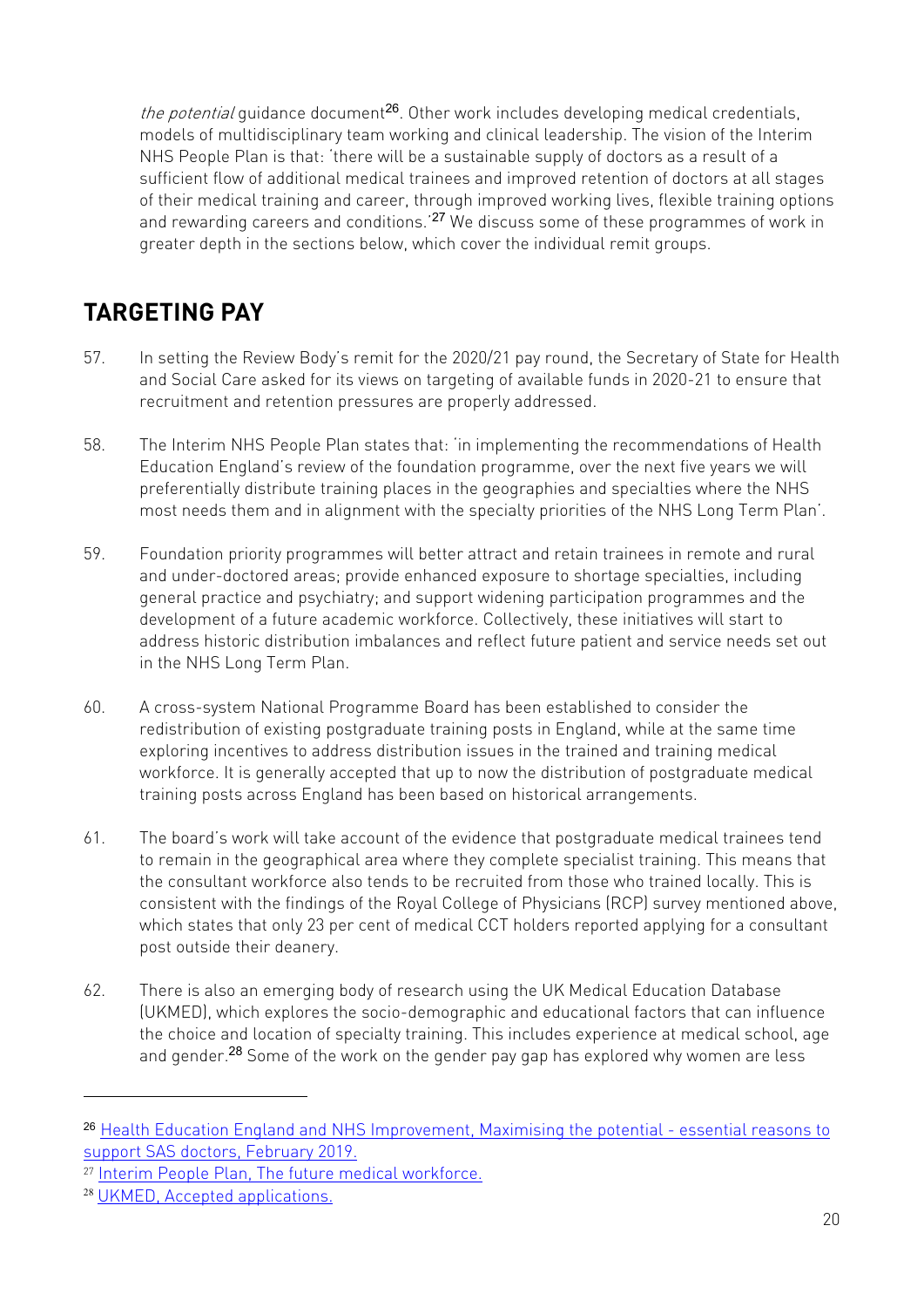*the potential* guidance document[26]. Other work includes developing medical credentials, models of multidisciplinary team working and clinical leadership. The vision of the Interim NHS People Plan is that: 'there will be a sustainable supply of doctors as a result of a sufficient flow of additional medical trainees and improved retention of doctors at all stages of their medical training and career, through improved working lives, flexible training options and rewarding careers and conditions.'[27] We discuss some of these programmes of work in greater depth in the sections below, which cover the individual remit groups.

## TARGETING PAY

57. In setting the Review Body's remit for the 2020/21 pay round, the Secretary of State for Health and Social Care asked for its views on targeting of available funds in 2020-21 to ensure that recruitment and retention pressures are properly addressed.

58. The Interim NHS People Plan states that: 'in implementing the recommendations of Health Education England's review of the foundation programme, over the next five years we will preferentially distribute training places in the geographies and specialties where the NHS most needs them and in alignment with the specialty priorities of the NHS Long Term Plan'.

59. Foundation priority programmes will better attract and retain trainees in remote and rural and under-doctored areas; provide enhanced exposure to shortage specialties, including general practice and psychiatry; and support widening participation programmes and the development of a future academic workforce. Collectively, these initiatives will start to address historic distribution imbalances and reflect future patient and service needs set out in the NHS Long Term Plan.

60. A cross-system National Programme Board has been established to consider the redistribution of existing postgraduate training posts in England, while at the same time exploring incentives to address distribution issues in the trained and training medical workforce. It is generally accepted that up to now the distribution of postgraduate medical training posts across England has been based on historical arrangements.

61. The board's work will take account of the evidence that postgraduate medical trainees tend to remain in the geographical area where they complete specialist training. This means that the consultant workforce also tends to be recruited from those who trained locally. This is consistent with the findings of the Royal College of Physicians (RCP) survey mentioned above, which states that only 23 per cent of medical CCT holders reported applying for a consultant post outside their deanery.

62. There is also an emerging body of research using the UK Medical Education Database (UKMED), which explores the socio-demographic and educational factors that can influence the choice and location of specialty training. This includes experience at medical school, age and gender.[28] Some of the work on the gender pay gap has explored why women are less

---

[26] Health Education England and NHS Improvement, Maximising the potential - essential reasons to support SAS doctors, February 2019.

[27] Interim People Plan, The future medical workforce.

[28] UKMED, Accepted applications.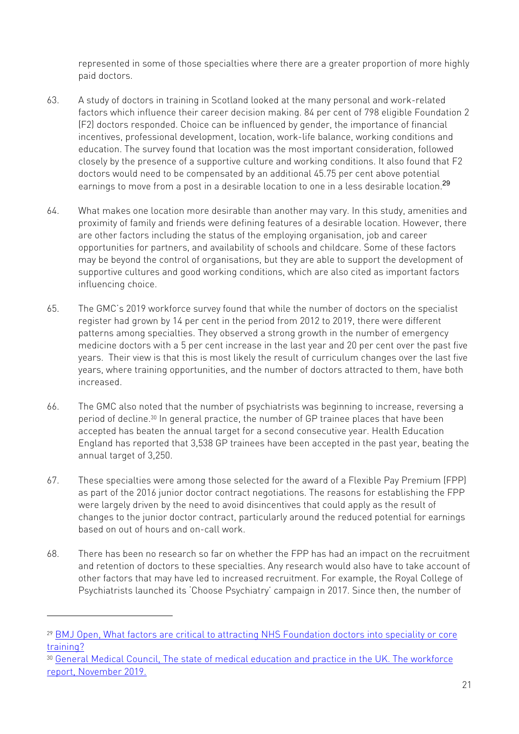represented in some of those specialties where there are a greater proportion of more highly paid doctors.

63. A study of doctors in training in Scotland looked at the many personal and work-related factors which influence their career decision making. 84 per cent of 798 eligible Foundation 2 (F2) doctors responded. Choice can be influenced by gender, the importance of financial incentives, professional development, location, work-life balance, working conditions and education. The survey found that location was the most important consideration, followed closely by the presence of a supportive culture and working conditions. It also found that F2 doctors would need to be compensated by an additional 45.75 per cent above potential earnings to move from a post in a desirable location to one in a less desirable location.[29]

64. What makes one location more desirable than another may vary. In this study, amenities and proximity of family and friends were defining features of a desirable location. However, there are other factors including the status of the employing organisation, job and career opportunities for partners, and availability of schools and childcare. Some of these factors may be beyond the control of organisations, but they are able to support the development of supportive cultures and good working conditions, which are also cited as important factors influencing choice.

65. The GMC's 2019 workforce survey found that while the number of doctors on the specialist register had grown by 14 per cent in the period from 2012 to 2019, there were different patterns among specialties. They observed a strong growth in the number of emergency medicine doctors with a 5 per cent increase in the last year and 20 per cent over the past five years. Their view is that this is most likely the result of curriculum changes over the last five years, where training opportunities, and the number of doctors attracted to them, have both increased.

66. The GMC also noted that the number of psychiatrists was beginning to increase, reversing a period of decline.[30] In general practice, the number of GP trainee places that have been accepted has beaten the annual target for a second consecutive year. Health Education England has reported that 3,538 GP trainees have been accepted in the past year, beating the annual target of 3,250.

67. These specialties were among those selected for the award of a Flexible Pay Premium (FPP) as part of the 2016 junior doctor contract negotiations. The reasons for establishing the FPP were largely driven by the need to avoid disincentives that could apply as the result of changes to the junior doctor contract, particularly around the reduced potential for earnings based on out of hours and on-call work.

68. There has been no research so far on whether the FPP has had an impact on the recruitment and retention of doctors to these specialties. Any research would also have to take account of other factors that may have led to increased recruitment. For example, the Royal College of Psychiatrists launched its 'Choose Psychiatry' campaign in 2017. Since then, the number of

---

[29] BMJ Open, What factors are critical to attracting NHS Foundation doctors into speciality or core training?

[30] General Medical Council, The state of medical education and practice in the UK. The workforce report, November 2019.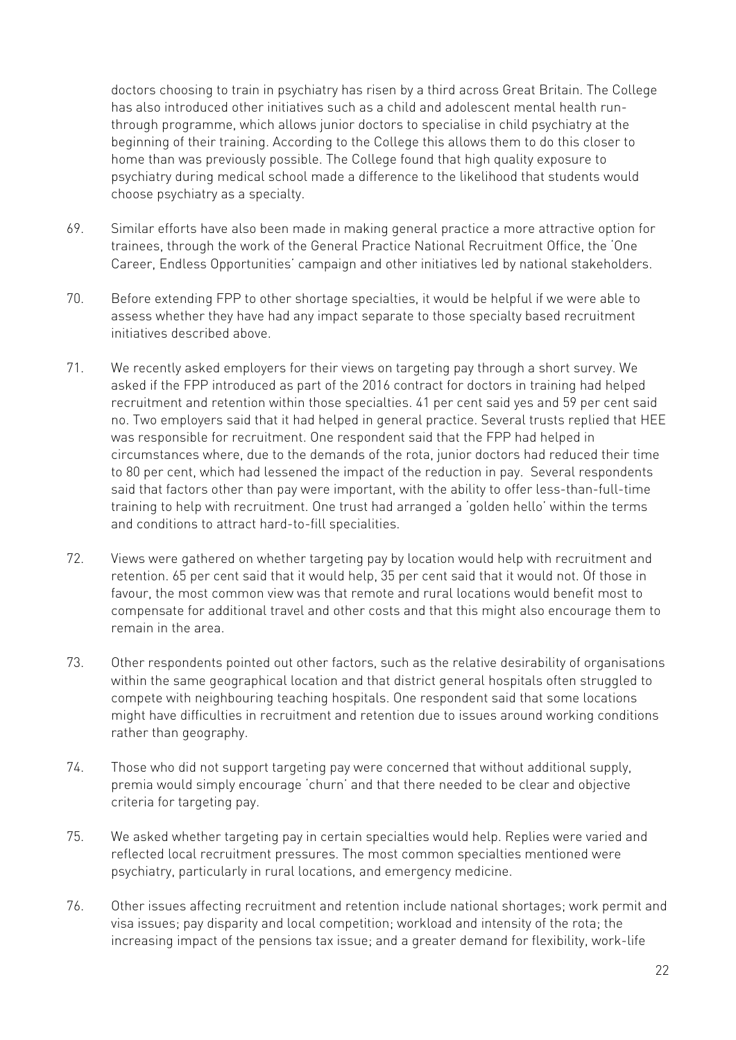doctors choosing to train in psychiatry has risen by a third across Great Britain. The College has also introduced other initiatives such as a child and adolescent mental health run-through programme, which allows junior doctors to specialise in child psychiatry at the beginning of their training. According to the College this allows them to do this closer to home than was previously possible. The College found that high quality exposure to psychiatry during medical school made a difference to the likelihood that students would choose psychiatry as a specialty.

69. Similar efforts have also been made in making general practice a more attractive option for trainees, through the work of the General Practice National Recruitment Office, the 'One Career, Endless Opportunities' campaign and other initiatives led by national stakeholders.

70. Before extending FPP to other shortage specialties, it would be helpful if we were able to assess whether they have had any impact separate to those specialty based recruitment initiatives described above.

71. We recently asked employers for their views on targeting pay through a short survey. We asked if the FPP introduced as part of the 2016 contract for doctors in training had helped recruitment and retention within those specialties. 41 per cent said yes and 59 per cent said no. Two employers said that it had helped in general practice. Several trusts replied that HEE was responsible for recruitment. One respondent said that the FPP had helped in circumstances where, due to the demands of the rota, junior doctors had reduced their time to 80 per cent, which had lessened the impact of the reduction in pay. Several respondents said that factors other than pay were important, with the ability to offer less-than-full-time training to help with recruitment. One trust had arranged a 'golden hello' within the terms and conditions to attract hard-to-fill specialities.

72. Views were gathered on whether targeting pay by location would help with recruitment and retention. 65 per cent said that it would help, 35 per cent said that it would not. Of those in favour, the most common view was that remote and rural locations would benefit most to compensate for additional travel and other costs and that this might also encourage them to remain in the area.

73. Other respondents pointed out other factors, such as the relative desirability of organisations within the same geographical location and that district general hospitals often struggled to compete with neighbouring teaching hospitals. One respondent said that some locations might have difficulties in recruitment and retention due to issues around working conditions rather than geography.

74. Those who did not support targeting pay were concerned that without additional supply, premia would simply encourage 'churn' and that there needed to be clear and objective criteria for targeting pay.

75. We asked whether targeting pay in certain specialties would help. Replies were varied and reflected local recruitment pressures. The most common specialties mentioned were psychiatry, particularly in rural locations, and emergency medicine.

76. Other issues affecting recruitment and retention include national shortages; work permit and visa issues; pay disparity and local competition; workload and intensity of the rota; the increasing impact of the pensions tax issue; and a greater demand for flexibility, work-life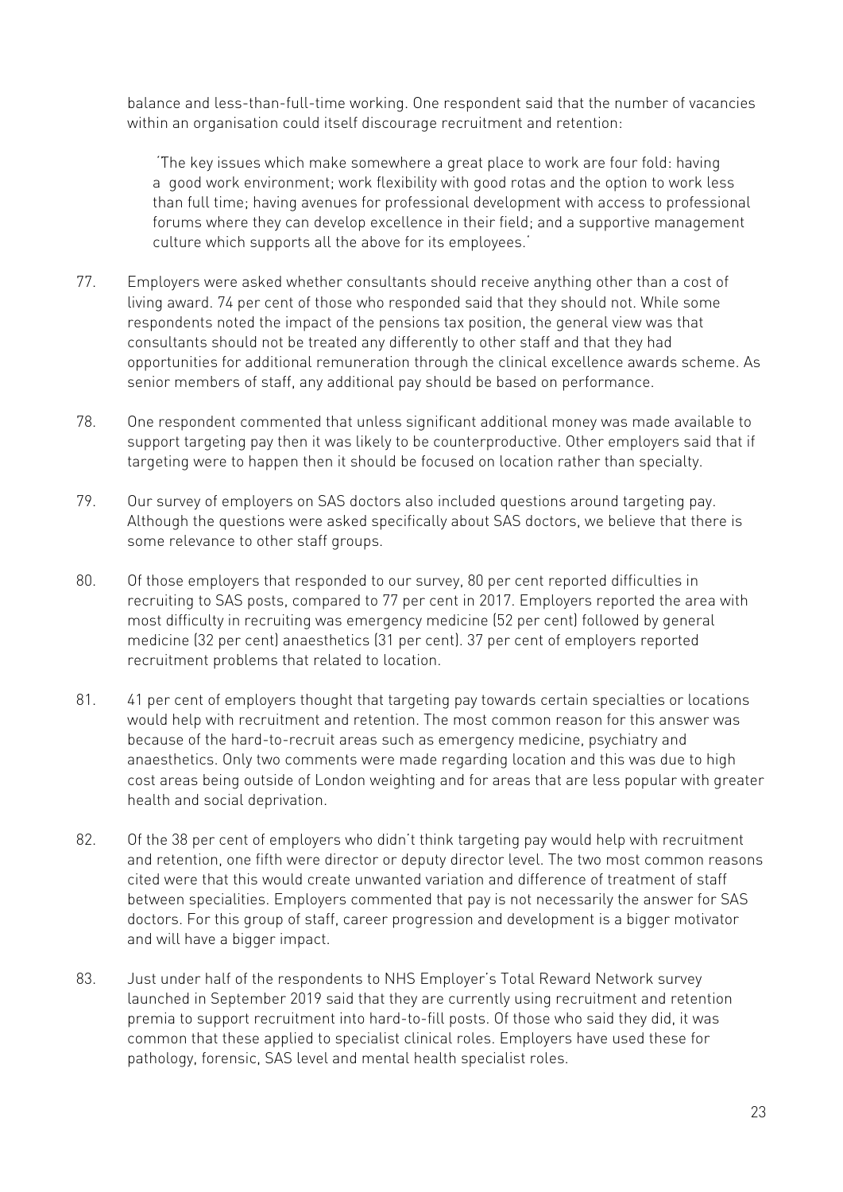balance and less-than-full-time working. One respondent said that the number of vacancies within an organisation could itself discourage recruitment and retention:

> 'The key issues which make somewhere a great place to work are four fold: having a good work environment; work flexibility with good rotas and the option to work less than full time; having avenues for professional development with access to professional forums where they can develop excellence in their field; and a supportive management culture which supports all the above for its employees.'

77. Employers were asked whether consultants should receive anything other than a cost of living award. 74 per cent of those who responded said that they should not. While some respondents noted the impact of the pensions tax position, the general view was that consultants should not be treated any differently to other staff and that they had opportunities for additional remuneration through the clinical excellence awards scheme. As senior members of staff, any additional pay should be based on performance.

78. One respondent commented that unless significant additional money was made available to support targeting pay then it was likely to be counterproductive. Other employers said that if targeting were to happen then it should be focused on location rather than specialty.

79. Our survey of employers on SAS doctors also included questions around targeting pay. Although the questions were asked specifically about SAS doctors, we believe that there is some relevance to other staff groups.

80. Of those employers that responded to our survey, 80 per cent reported difficulties in recruiting to SAS posts, compared to 77 per cent in 2017. Employers reported the area with most difficulty in recruiting was emergency medicine (52 per cent) followed by general medicine (32 per cent) anaesthetics (31 per cent). 37 per cent of employers reported recruitment problems that related to location.

81. 41 per cent of employers thought that targeting pay towards certain specialties or locations would help with recruitment and retention. The most common reason for this answer was because of the hard-to-recruit areas such as emergency medicine, psychiatry and anaesthetics. Only two comments were made regarding location and this was due to high cost areas being outside of London weighting and for areas that are less popular with greater health and social deprivation.

82. Of the 38 per cent of employers who didn't think targeting pay would help with recruitment and retention, one fifth were director or deputy director level. The two most common reasons cited were that this would create unwanted variation and difference of treatment of staff between specialities. Employers commented that pay is not necessarily the answer for SAS doctors. For this group of staff, career progression and development is a bigger motivator and will have a bigger impact.

83. Just under half of the respondents to NHS Employer's Total Reward Network survey launched in September 2019 said that they are currently using recruitment and retention premia to support recruitment into hard-to-fill posts. Of those who said they did, it was common that these applied to specialist clinical roles. Employers have used these for pathology, forensic, SAS level and mental health specialist roles.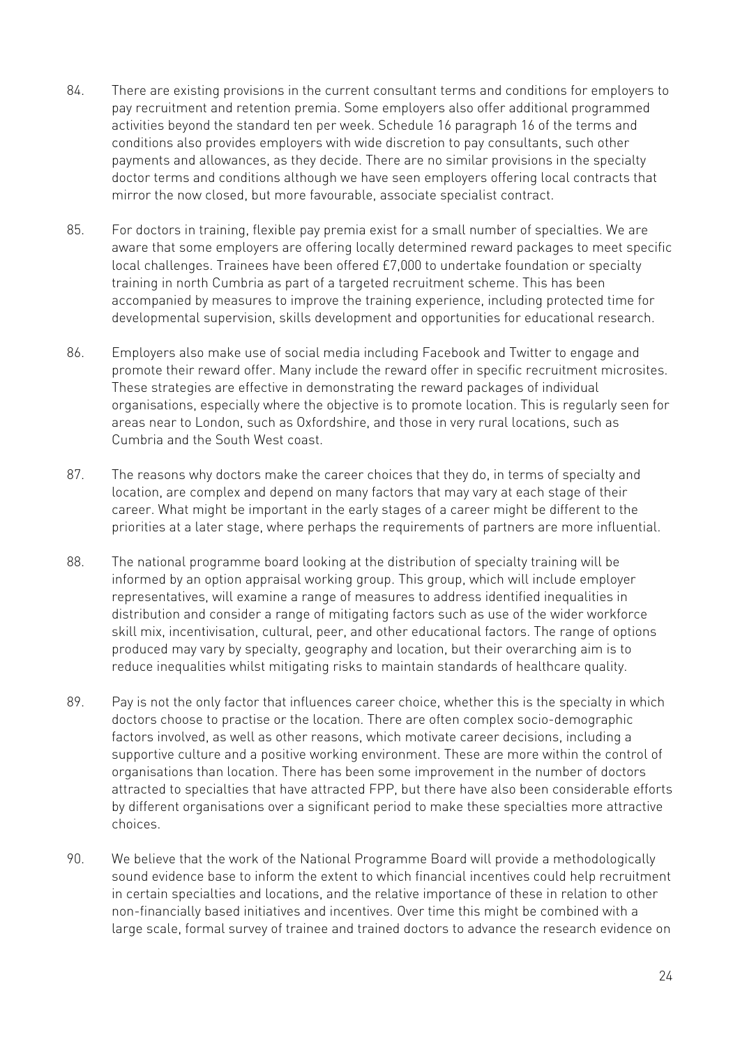84. There are existing provisions in the current consultant terms and conditions for employers to pay recruitment and retention premia. Some employers also offer additional programmed activities beyond the standard ten per week. Schedule 16 paragraph 16 of the terms and conditions also provides employers with wide discretion to pay consultants, such other payments and allowances, as they decide. There are no similar provisions in the specialty doctor terms and conditions although we have seen employers offering local contracts that mirror the now closed, but more favourable, associate specialist contract.

85. For doctors in training, flexible pay premia exist for a small number of specialties. We are aware that some employers are offering locally determined reward packages to meet specific local challenges. Trainees have been offered £7,000 to undertake foundation or specialty training in north Cumbria as part of a targeted recruitment scheme. This has been accompanied by measures to improve the training experience, including protected time for developmental supervision, skills development and opportunities for educational research.

86. Employers also make use of social media including Facebook and Twitter to engage and promote their reward offer. Many include the reward offer in specific recruitment microsites. These strategies are effective in demonstrating the reward packages of individual organisations, especially where the objective is to promote location. This is regularly seen for areas near to London, such as Oxfordshire, and those in very rural locations, such as Cumbria and the South West coast.

87. The reasons why doctors make the career choices that they do, in terms of specialty and location, are complex and depend on many factors that may vary at each stage of their career. What might be important in the early stages of a career might be different to the priorities at a later stage, where perhaps the requirements of partners are more influential.

88. The national programme board looking at the distribution of specialty training will be informed by an option appraisal working group. This group, which will include employer representatives, will examine a range of measures to address identified inequalities in distribution and consider a range of mitigating factors such as use of the wider workforce skill mix, incentivisation, cultural, peer, and other educational factors. The range of options produced may vary by specialty, geography and location, but their overarching aim is to reduce inequalities whilst mitigating risks to maintain standards of healthcare quality.

89. Pay is not the only factor that influences career choice, whether this is the specialty in which doctors choose to practise or the location. There are often complex socio-demographic factors involved, as well as other reasons, which motivate career decisions, including a supportive culture and a positive working environment. These are more within the control of organisations than location. There has been some improvement in the number of doctors attracted to specialties that have attracted FPP, but there have also been considerable efforts by different organisations over a significant period to make these specialties more attractive choices.

90. We believe that the work of the National Programme Board will provide a methodologically sound evidence base to inform the extent to which financial incentives could help recruitment in certain specialties and locations, and the relative importance of these in relation to other non-financially based initiatives and incentives. Over time this might be combined with a large scale, formal survey of trainee and trained doctors to advance the research evidence on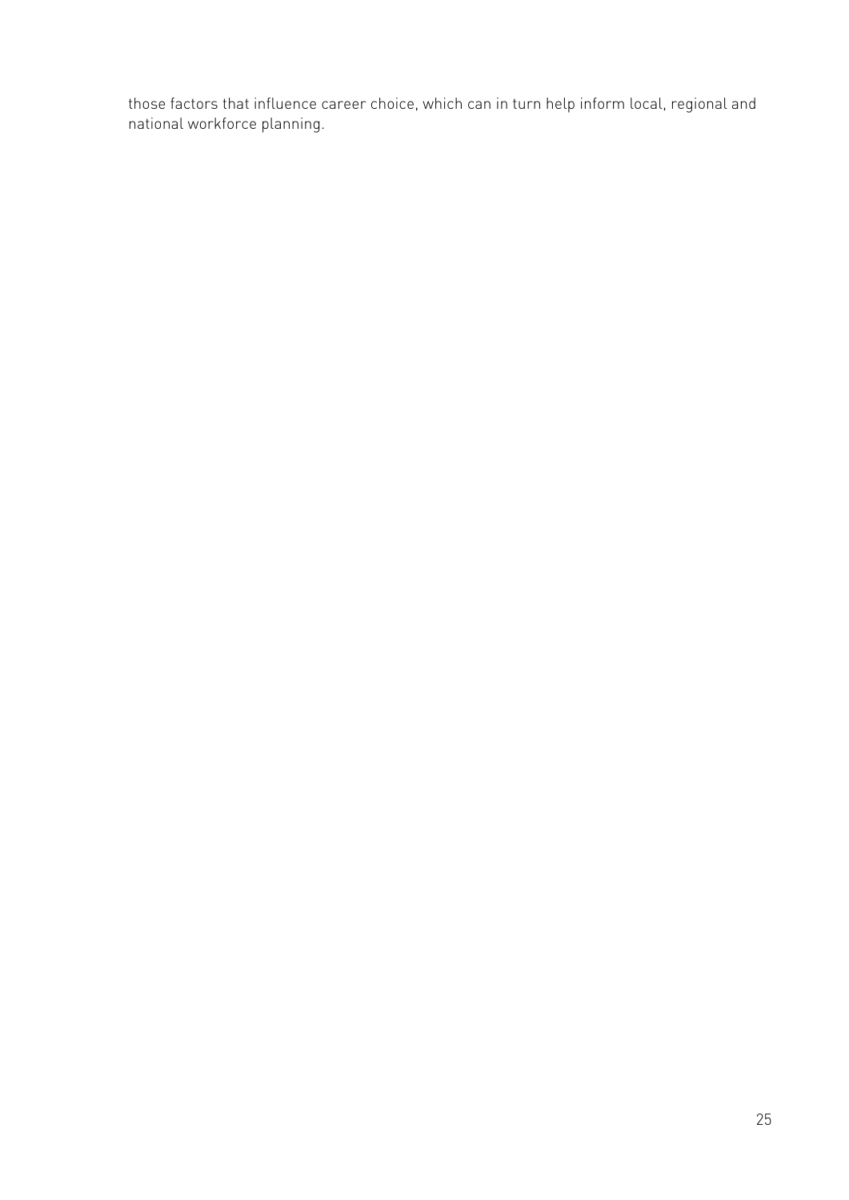those factors that influence career choice, which can in turn help inform local, regional and national workforce planning.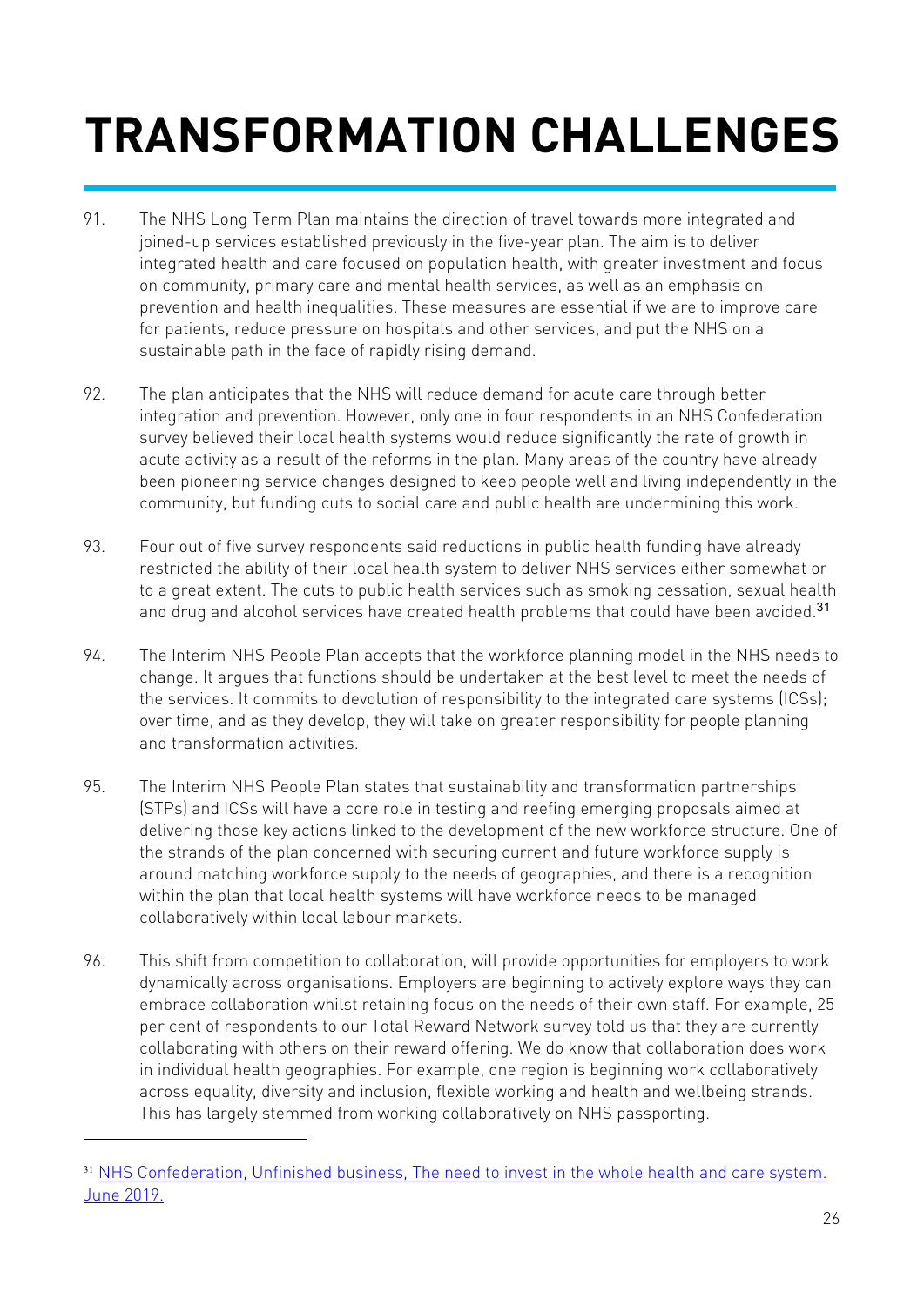# TRANSFORMATION CHALLENGES

91. The NHS Long Term Plan maintains the direction of travel towards more integrated and joined-up services established previously in the five-year plan. The aim is to deliver integrated health and care focused on population health, with greater investment and focus on community, primary care and mental health services, as well as an emphasis on prevention and health inequalities. These measures are essential if we are to improve care for patients, reduce pressure on hospitals and other services, and put the NHS on a sustainable path in the face of rapidly rising demand.

92. The plan anticipates that the NHS will reduce demand for acute care through better integration and prevention. However, only one in four respondents in an NHS Confederation survey believed their local health systems would reduce significantly the rate of growth in acute activity as a result of the reforms in the plan. Many areas of the country have already been pioneering service changes designed to keep people well and living independently in the community, but funding cuts to social care and public health are undermining this work.

93. Four out of five survey respondents said reductions in public health funding have already restricted the ability of their local health system to deliver NHS services either somewhat or to a great extent. The cuts to public health services such as smoking cessation, sexual health and drug and alcohol services have created health problems that could have been avoided.[31]

94. The Interim NHS People Plan accepts that the workforce planning model in the NHS needs to change. It argues that functions should be undertaken at the best level to meet the needs of the services. It commits to devolution of responsibility to the integrated care systems (ICSs); over time, and as they develop, they will take on greater responsibility for people planning and transformation activities.

95. The Interim NHS People Plan states that sustainability and transformation partnerships (STPs) and ICSs will have a core role in testing and reefing emerging proposals aimed at delivering those key actions linked to the development of the new workforce structure. One of the strands of the plan concerned with securing current and future workforce supply is around matching workforce supply to the needs of geographies, and there is a recognition within the plan that local health systems will have workforce needs to be managed collaboratively within local labour markets.

96. This shift from competition to collaboration, will provide opportunities for employers to work dynamically across organisations. Employers are beginning to actively explore ways they can embrace collaboration whilst retaining focus on the needs of their own staff. For example, 25 per cent of respondents to our Total Reward Network survey told us that they are currently collaborating with others on their reward offering. We do know that collaboration does work in individual health geographies. For example, one region is beginning work collaboratively across equality, diversity and inclusion, flexible working and health and wellbeing strands. This has largely stemmed from working collaboratively on NHS passporting.

---

[31] NHS Confederation, Unfinished business, The need to invest in the whole health and care system. June 2019.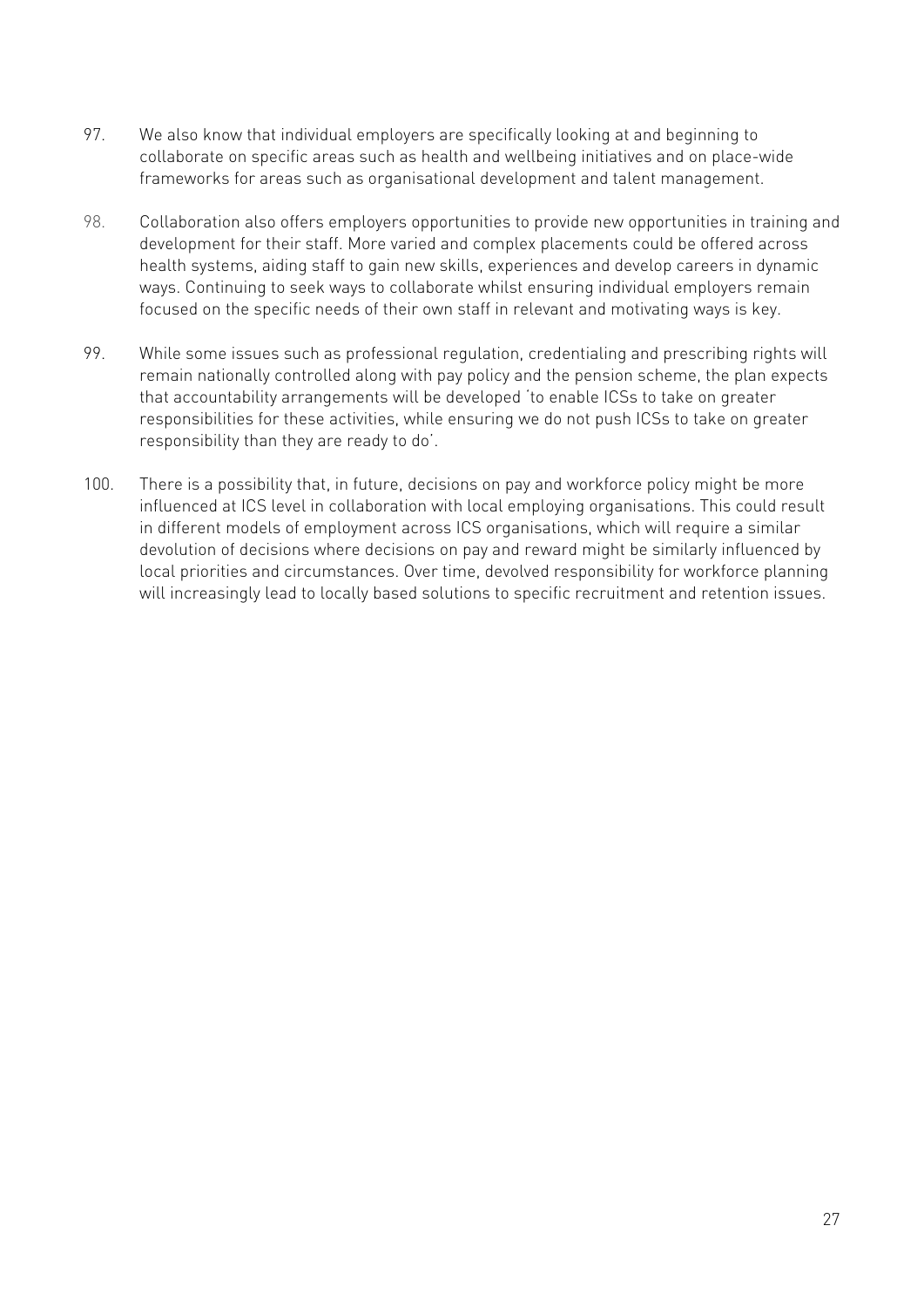97. We also know that individual employers are specifically looking at and beginning to collaborate on specific areas such as health and wellbeing initiatives and on place-wide frameworks for areas such as organisational development and talent management.

98. Collaboration also offers employers opportunities to provide new opportunities in training and development for their staff. More varied and complex placements could be offered across health systems, aiding staff to gain new skills, experiences and develop careers in dynamic ways. Continuing to seek ways to collaborate whilst ensuring individual employers remain focused on the specific needs of their own staff in relevant and motivating ways is key.

99. While some issues such as professional regulation, credentialing and prescribing rights will remain nationally controlled along with pay policy and the pension scheme, the plan expects that accountability arrangements will be developed 'to enable ICSs to take on greater responsibilities for these activities, while ensuring we do not push ICSs to take on greater responsibility than they are ready to do'.

100. There is a possibility that, in future, decisions on pay and workforce policy might be more influenced at ICS level in collaboration with local employing organisations. This could result in different models of employment across ICS organisations, which will require a similar devolution of decisions where decisions on pay and reward might be similarly influenced by local priorities and circumstances. Over time, devolved responsibility for workforce planning will increasingly lead to locally based solutions to specific recruitment and retention issues.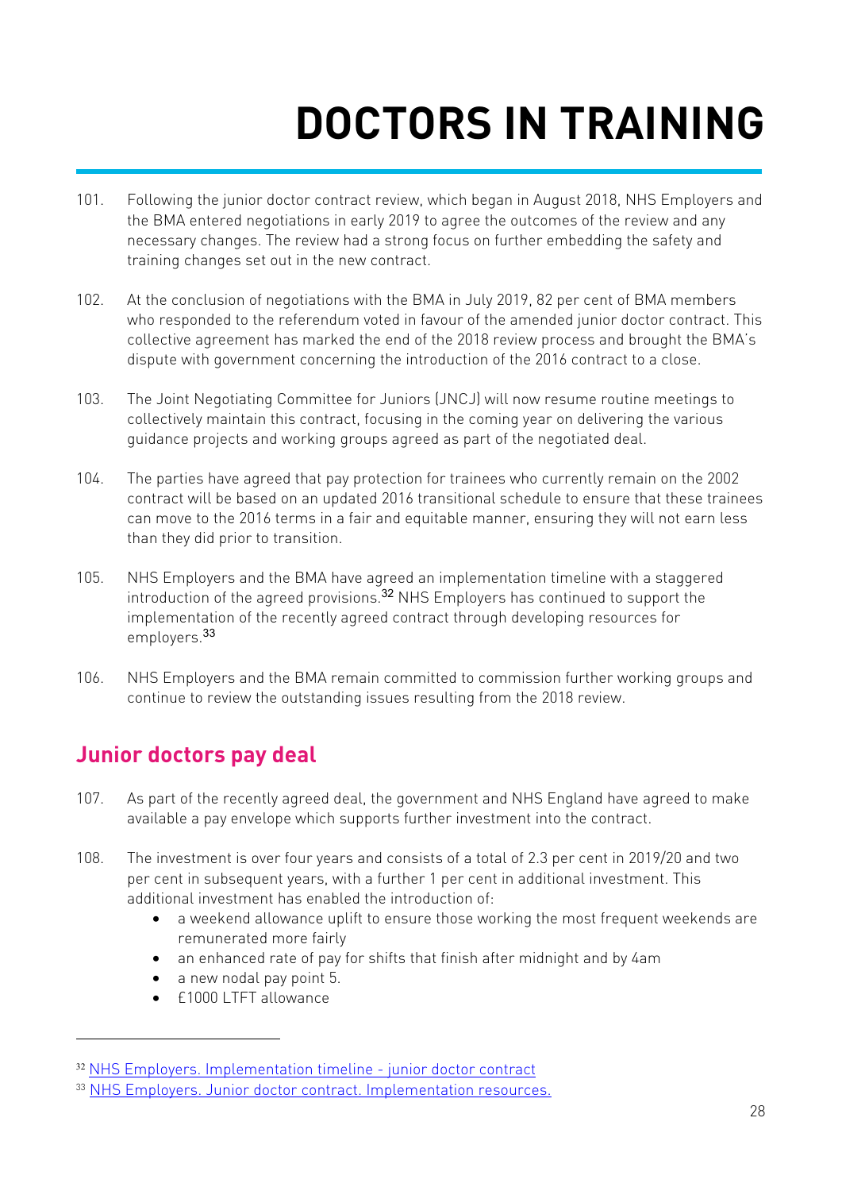# DOCTORS IN TRAINING

101. Following the junior doctor contract review, which began in August 2018, NHS Employers and the BMA entered negotiations in early 2019 to agree the outcomes of the review and any necessary changes. The review had a strong focus on further embedding the safety and training changes set out in the new contract.

102. At the conclusion of negotiations with the BMA in July 2019, 82 per cent of BMA members who responded to the referendum voted in favour of the amended junior doctor contract. This collective agreement has marked the end of the 2018 review process and brought the BMA's dispute with government concerning the introduction of the 2016 contract to a close.

103. The Joint Negotiating Committee for Juniors (JNCJ) will now resume routine meetings to collectively maintain this contract, focusing in the coming year on delivering the various guidance projects and working groups agreed as part of the negotiated deal.

104. The parties have agreed that pay protection for trainees who currently remain on the 2002 contract will be based on an updated 2016 transitional schedule to ensure that these trainees can move to the 2016 terms in a fair and equitable manner, ensuring they will not earn less than they did prior to transition.

105. NHS Employers and the BMA have agreed an implementation timeline with a staggered introduction of the agreed provisions.[32] NHS Employers has continued to support the implementation of the recently agreed contract through developing resources for employers.[33]

106. NHS Employers and the BMA remain committed to commission further working groups and continue to review the outstanding issues resulting from the 2018 review.

## Junior doctors pay deal

107. As part of the recently agreed deal, the government and NHS England have agreed to make available a pay envelope which supports further investment into the contract.

108. The investment is over four years and consists of a total of 2.3 per cent in 2019/20 and two per cent in subsequent years, with a further 1 per cent in additional investment. This additional investment has enabled the introduction of:
    - a weekend allowance uplift to ensure those working the most frequent weekends are remunerated more fairly
    - an enhanced rate of pay for shifts that finish after midnight and by 4am
    - a new nodal pay point 5.
    - £1000 LTFT allowance

---

[32] NHS Employers. Implementation timeline - junior doctor contract

[33] NHS Employers. Junior doctor contract. Implementation resources.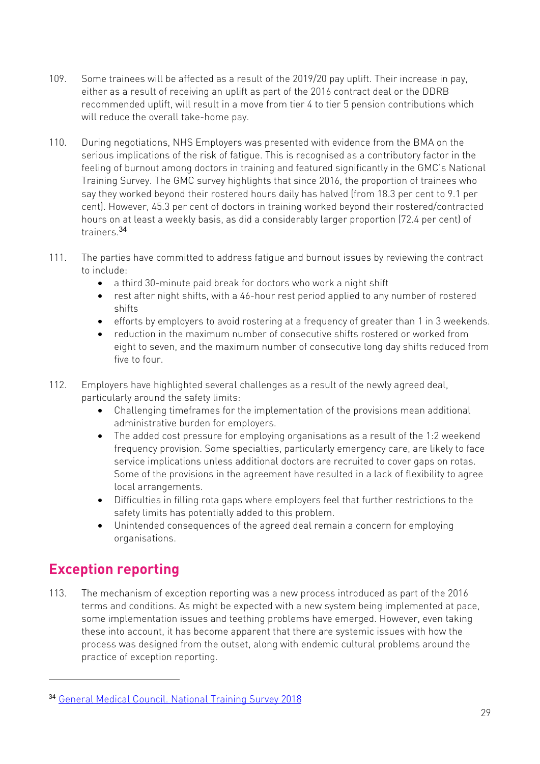109. Some trainees will be affected as a result of the 2019/20 pay uplift. Their increase in pay, either as a result of receiving an uplift as part of the 2016 contract deal or the DDRB recommended uplift, will result in a move from tier 4 to tier 5 pension contributions which will reduce the overall take-home pay.

110. During negotiations, NHS Employers was presented with evidence from the BMA on the serious implications of the risk of fatigue. This is recognised as a contributory factor in the feeling of burnout among doctors in training and featured significantly in the GMC's National Training Survey. The GMC survey highlights that since 2016, the proportion of trainees who say they worked beyond their rostered hours daily has halved (from 18.3 per cent to 9.1 per cent). However, 45.3 per cent of doctors in training worked beyond their rostered/contracted hours on at least a weekly basis, as did a considerably larger proportion (72.4 per cent) of trainers.[34]

111. The parties have committed to address fatigue and burnout issues by reviewing the contract to include:
    - a third 30-minute paid break for doctors who work a night shift
    - rest after night shifts, with a 46-hour rest period applied to any number of rostered shifts
    - efforts by employers to avoid rostering at a frequency of greater than 1 in 3 weekends.
    - reduction in the maximum number of consecutive shifts rostered or worked from eight to seven, and the maximum number of consecutive long day shifts reduced from five to four.

112. Employers have highlighted several challenges as a result of the newly agreed deal, particularly around the safety limits:
    - Challenging timeframes for the implementation of the provisions mean additional administrative burden for employers.
    - The added cost pressure for employing organisations as a result of the 1:2 weekend frequency provision. Some specialties, particularly emergency care, are likely to face service implications unless additional doctors are recruited to cover gaps on rotas. Some of the provisions in the agreement have resulted in a lack of flexibility to agree local arrangements.
    - Difficulties in filling rota gaps where employers feel that further restrictions to the safety limits has potentially added to this problem.
    - Unintended consequences of the agreed deal remain a concern for employing organisations.

## Exception reporting

113. The mechanism of exception reporting was a new process introduced as part of the 2016 terms and conditions. As might be expected with a new system being implemented at pace, some implementation issues and teething problems have emerged. However, even taking these into account, it has become apparent that there are systemic issues with how the process was designed from the outset, along with endemic cultural problems around the practice of exception reporting.

---

[34] General Medical Council. National Training Survey 2018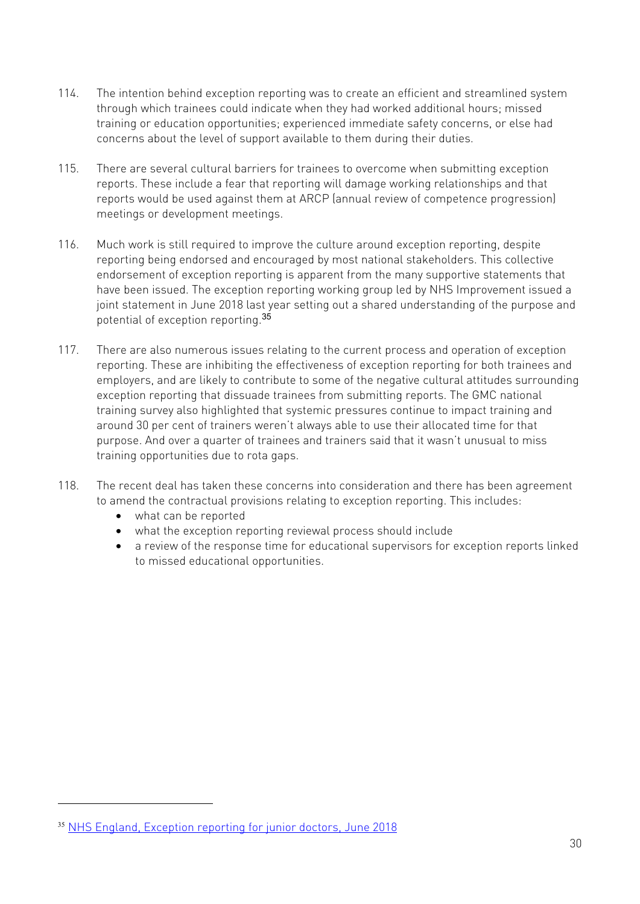114. The intention behind exception reporting was to create an efficient and streamlined system through which trainees could indicate when they had worked additional hours; missed training or education opportunities; experienced immediate safety concerns, or else had concerns about the level of support available to them during their duties.

115. There are several cultural barriers for trainees to overcome when submitting exception reports. These include a fear that reporting will damage working relationships and that reports would be used against them at ARCP (annual review of competence progression) meetings or development meetings.

116. Much work is still required to improve the culture around exception reporting, despite reporting being endorsed and encouraged by most national stakeholders. This collective endorsement of exception reporting is apparent from the many supportive statements that have been issued. The exception reporting working group led by NHS Improvement issued a joint statement in June 2018 last year setting out a shared understanding of the purpose and potential of exception reporting.[35]

117. There are also numerous issues relating to the current process and operation of exception reporting. These are inhibiting the effectiveness of exception reporting for both trainees and employers, and are likely to contribute to some of the negative cultural attitudes surrounding exception reporting that dissuade trainees from submitting reports. The GMC national training survey also highlighted that systemic pressures continue to impact training and around 30 per cent of trainers weren't always able to use their allocated time for that purpose. And over a quarter of trainees and trainers said that it wasn't unusual to miss training opportunities due to rota gaps.

118. The recent deal has taken these concerns into consideration and there has been agreement to amend the contractual provisions relating to exception reporting. This includes:
   - what can be reported
   - what the exception reporting reviewal process should include
   - a review of the response time for educational supervisors for exception reports linked to missed educational opportunities.

---

[35] NHS England, Exception reporting for junior doctors, June 2018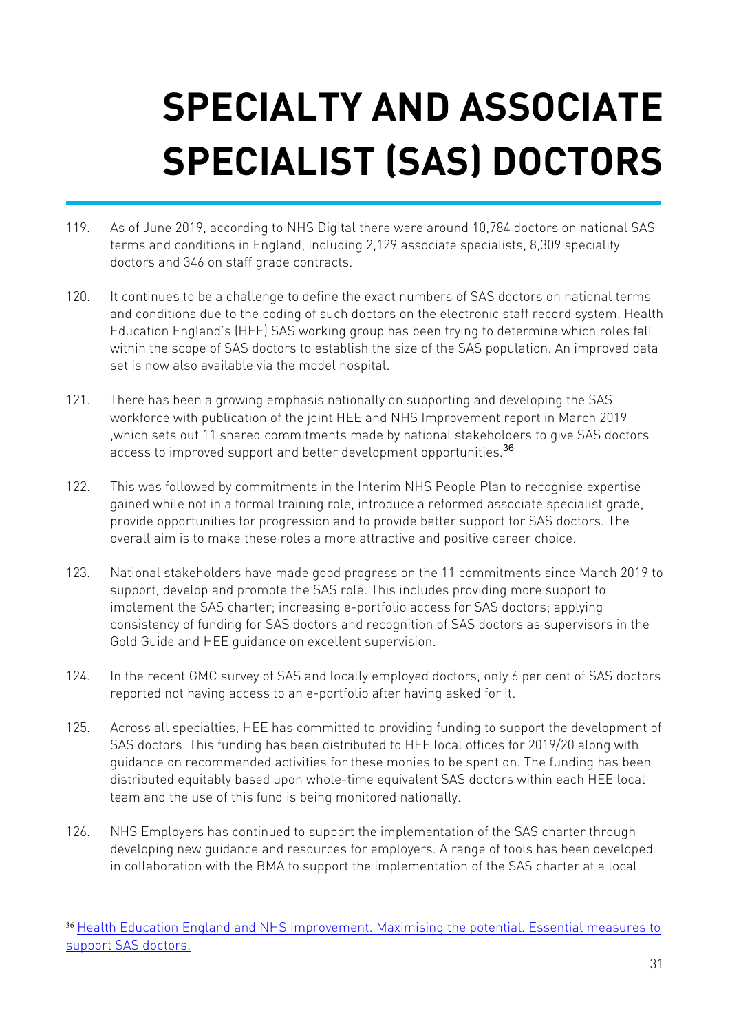# SPECIALTY AND ASSOCIATE SPECIALIST (SAS) DOCTORS

119. As of June 2019, according to NHS Digital there were around 10,784 doctors on national SAS terms and conditions in England, including 2,129 associate specialists, 8,309 speciality doctors and 346 on staff grade contracts.

120. It continues to be a challenge to define the exact numbers of SAS doctors on national terms and conditions due to the coding of such doctors on the electronic staff record system. Health Education England's (HEE) SAS working group has been trying to determine which roles fall within the scope of SAS doctors to establish the size of the SAS population. An improved data set is now also available via the model hospital.

121. There has been a growing emphasis nationally on supporting and developing the SAS workforce with publication of the joint HEE and NHS Improvement report in March 2019 ,which sets out 11 shared commitments made by national stakeholders to give SAS doctors access to improved support and better development opportunities.[36]

122. This was followed by commitments in the Interim NHS People Plan to recognise expertise gained while not in a formal training role, introduce a reformed associate specialist grade, provide opportunities for progression and to provide better support for SAS doctors. The overall aim is to make these roles a more attractive and positive career choice.

123. National stakeholders have made good progress on the 11 commitments since March 2019 to support, develop and promote the SAS role. This includes providing more support to implement the SAS charter; increasing e-portfolio access for SAS doctors; applying consistency of funding for SAS doctors and recognition of SAS doctors as supervisors in the Gold Guide and HEE guidance on excellent supervision.

124. In the recent GMC survey of SAS and locally employed doctors, only 6 per cent of SAS doctors reported not having access to an e-portfolio after having asked for it.

125. Across all specialties, HEE has committed to providing funding to support the development of SAS doctors. This funding has been distributed to HEE local offices for 2019/20 along with guidance on recommended activities for these monies to be spent on. The funding has been distributed equitably based upon whole-time equivalent SAS doctors within each HEE local team and the use of this fund is being monitored nationally.

126. NHS Employers has continued to support the implementation of the SAS charter through developing new guidance and resources for employers. A range of tools has been developed in collaboration with the BMA to support the implementation of the SAS charter at a local

---

[36] Health Education England and NHS Improvement. Maximising the potential. Essential measures to support SAS doctors.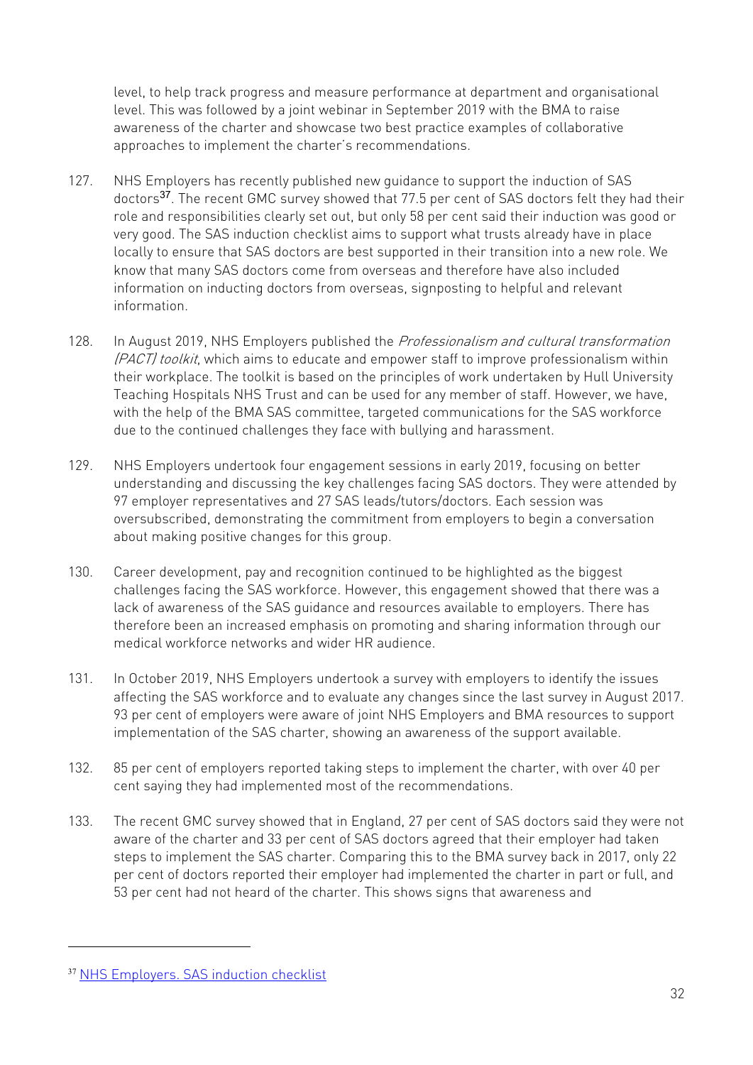level, to help track progress and measure performance at department and organisational level. This was followed by a joint webinar in September 2019 with the BMA to raise awareness of the charter and showcase two best practice examples of collaborative approaches to implement the charter's recommendations.

127. NHS Employers has recently published new guidance to support the induction of SAS doctors[37]. The recent GMC survey showed that 77.5 per cent of SAS doctors felt they had their role and responsibilities clearly set out, but only 58 per cent said their induction was good or very good. The SAS induction checklist aims to support what trusts already have in place locally to ensure that SAS doctors are best supported in their transition into a new role. We know that many SAS doctors come from overseas and therefore have also included information on inducting doctors from overseas, signposting to helpful and relevant information.

128. In August 2019, NHS Employers published the *Professionalism and cultural transformation (PACT) toolkit*, which aims to educate and empower staff to improve professionalism within their workplace. The toolkit is based on the principles of work undertaken by Hull University Teaching Hospitals NHS Trust and can be used for any member of staff. However, we have, with the help of the BMA SAS committee, targeted communications for the SAS workforce due to the continued challenges they face with bullying and harassment.

129. NHS Employers undertook four engagement sessions in early 2019, focusing on better understanding and discussing the key challenges facing SAS doctors. They were attended by 97 employer representatives and 27 SAS leads/tutors/doctors. Each session was oversubscribed, demonstrating the commitment from employers to begin a conversation about making positive changes for this group.

130. Career development, pay and recognition continued to be highlighted as the biggest challenges facing the SAS workforce. However, this engagement showed that there was a lack of awareness of the SAS guidance and resources available to employers. There has therefore been an increased emphasis on promoting and sharing information through our medical workforce networks and wider HR audience.

131. In October 2019, NHS Employers undertook a survey with employers to identify the issues affecting the SAS workforce and to evaluate any changes since the last survey in August 2017. 93 per cent of employers were aware of joint NHS Employers and BMA resources to support implementation of the SAS charter, showing an awareness of the support available.

132. 85 per cent of employers reported taking steps to implement the charter, with over 40 per cent saying they had implemented most of the recommendations.

133. The recent GMC survey showed that in England, 27 per cent of SAS doctors said they were not aware of the charter and 33 per cent of SAS doctors agreed that their employer had taken steps to implement the SAS charter. Comparing this to the BMA survey back in 2017, only 22 per cent of doctors reported their employer had implemented the charter in part or full, and 53 per cent had not heard of the charter. This shows signs that awareness and

---

[37] NHS Employers. SAS induction checklist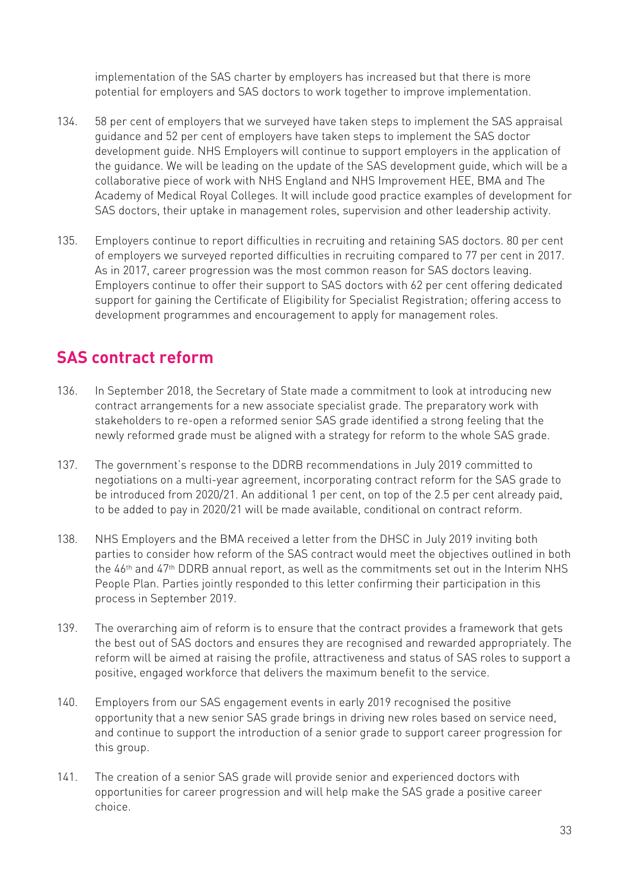implementation of the SAS charter by employers has increased but that there is more potential for employers and SAS doctors to work together to improve implementation.

134. 58 per cent of employers that we surveyed have taken steps to implement the SAS appraisal guidance and 52 per cent of employers have taken steps to implement the SAS doctor development guide. NHS Employers will continue to support employers in the application of the guidance. We will be leading on the update of the SAS development guide, which will be a collaborative piece of work with NHS England and NHS Improvement HEE, BMA and The Academy of Medical Royal Colleges. It will include good practice examples of development for SAS doctors, their uptake in management roles, supervision and other leadership activity.

135. Employers continue to report difficulties in recruiting and retaining SAS doctors. 80 per cent of employers we surveyed reported difficulties in recruiting compared to 77 per cent in 2017. As in 2017, career progression was the most common reason for SAS doctors leaving. Employers continue to offer their support to SAS doctors with 62 per cent offering dedicated support for gaining the Certificate of Eligibility for Specialist Registration; offering access to development programmes and encouragement to apply for management roles.

## SAS contract reform

136. In September 2018, the Secretary of State made a commitment to look at introducing new contract arrangements for a new associate specialist grade. The preparatory work with stakeholders to re-open a reformed senior SAS grade identified a strong feeling that the newly reformed grade must be aligned with a strategy for reform to the whole SAS grade.

137. The government's response to the DDRB recommendations in July 2019 committed to negotiations on a multi-year agreement, incorporating contract reform for the SAS grade to be introduced from 2020/21. An additional 1 per cent, on top of the 2.5 per cent already paid, to be added to pay in 2020/21 will be made available, conditional on contract reform.

138. NHS Employers and the BMA received a letter from the DHSC in July 2019 inviting both parties to consider how reform of the SAS contract would meet the objectives outlined in both the 46th and 47th DDRB annual report, as well as the commitments set out in the Interim NHS People Plan. Parties jointly responded to this letter confirming their participation in this process in September 2019.

139. The overarching aim of reform is to ensure that the contract provides a framework that gets the best out of SAS doctors and ensures they are recognised and rewarded appropriately. The reform will be aimed at raising the profile, attractiveness and status of SAS roles to support a positive, engaged workforce that delivers the maximum benefit to the service.

140. Employers from our SAS engagement events in early 2019 recognised the positive opportunity that a new senior SAS grade brings in driving new roles based on service need, and continue to support the introduction of a senior grade to support career progression for this group.

141. The creation of a senior SAS grade will provide senior and experienced doctors with opportunities for career progression and will help make the SAS grade a positive career choice.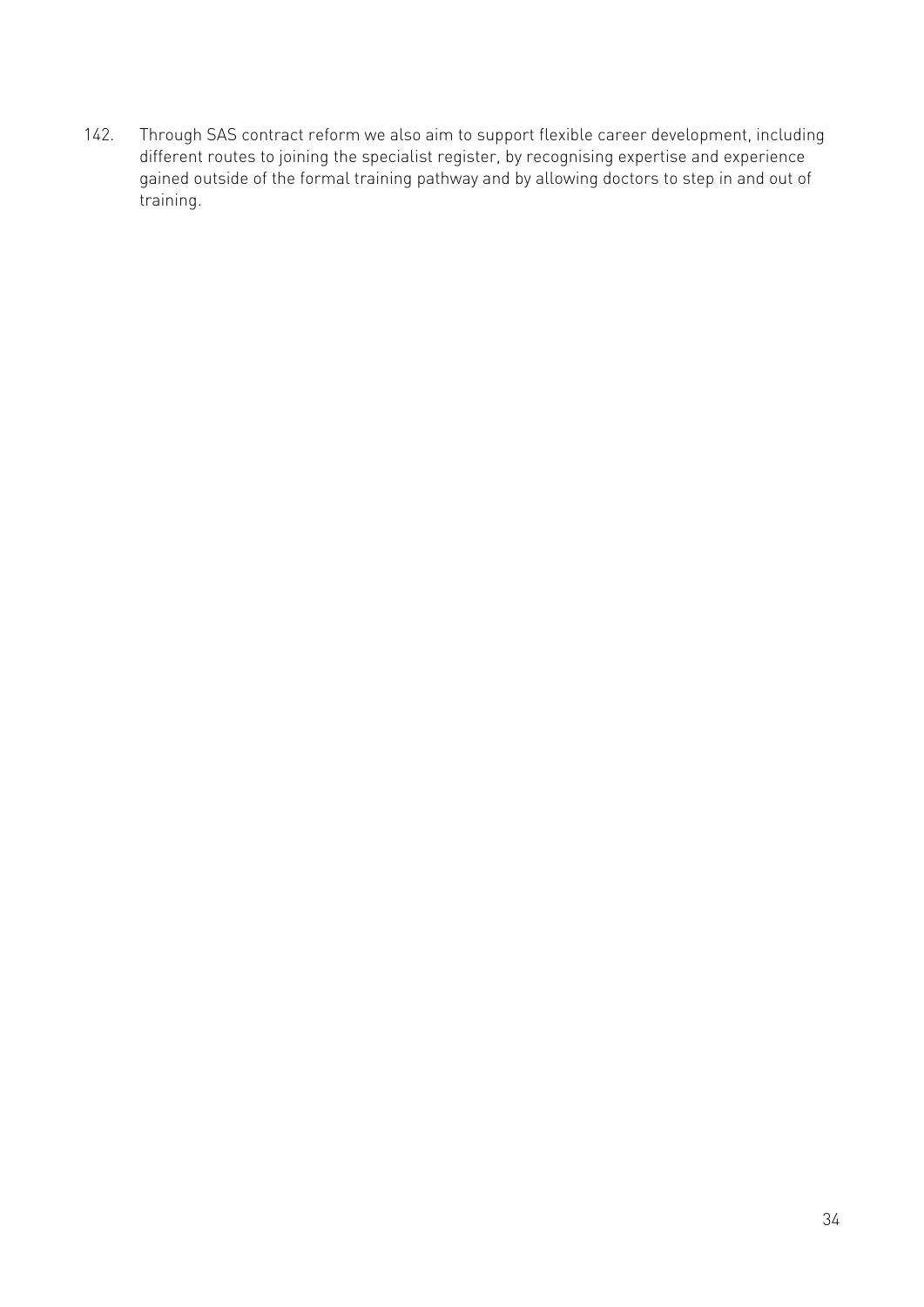142. Through SAS contract reform we also aim to support flexible career development, including different routes to joining the specialist register, by recognising expertise and experience gained outside of the formal training pathway and by allowing doctors to step in and out of training.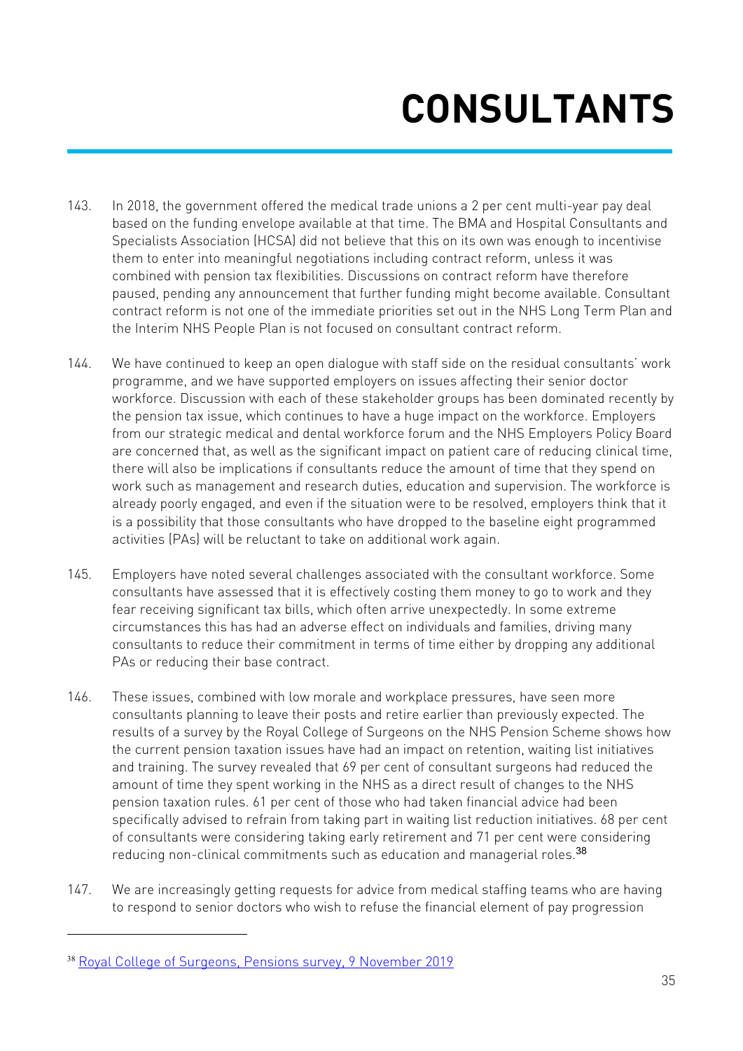# CONSULTANTS

143. In 2018, the government offered the medical trade unions a 2 per cent multi-year pay deal based on the funding envelope available at that time. The BMA and Hospital Consultants and Specialists Association (HCSA) did not believe that this on its own was enough to incentivise them to enter into meaningful negotiations including contract reform, unless it was combined with pension tax flexibilities. Discussions on contract reform have therefore paused, pending any announcement that further funding might become available. Consultant contract reform is not one of the immediate priorities set out in the NHS Long Term Plan and the Interim NHS People Plan is not focused on consultant contract reform.

144. We have continued to keep an open dialogue with staff side on the residual consultants' work programme, and we have supported employers on issues affecting their senior doctor workforce. Discussion with each of these stakeholder groups has been dominated recently by the pension tax issue, which continues to have a huge impact on the workforce. Employers from our strategic medical and dental workforce forum and the NHS Employers Policy Board are concerned that, as well as the significant impact on patient care of reducing clinical time, there will also be implications if consultants reduce the amount of time that they spend on work such as management and research duties, education and supervision. The workforce is already poorly engaged, and even if the situation were to be resolved, employers think that it is a possibility that those consultants who have dropped to the baseline eight programmed activities (PAs) will be reluctant to take on additional work again.

145. Employers have noted several challenges associated with the consultant workforce. Some consultants have assessed that it is effectively costing them money to go to work and they fear receiving significant tax bills, which often arrive unexpectedly. In some extreme circumstances this has had an adverse effect on individuals and families, driving many consultants to reduce their commitment in terms of time either by dropping any additional PAs or reducing their base contract.

146. These issues, combined with low morale and workplace pressures, have seen more consultants planning to leave their posts and retire earlier than previously expected. The results of a survey by the Royal College of Surgeons on the NHS Pension Scheme shows how the current pension taxation issues have had an impact on retention, waiting list initiatives and training. The survey revealed that 69 per cent of consultant surgeons had reduced the amount of time they spent working in the NHS as a direct result of changes to the NHS pension taxation rules. 61 per cent of those who had taken financial advice had been specifically advised to refrain from taking part in waiting list reduction initiatives. 68 per cent of consultants were considering taking early retirement and 71 per cent were considering reducing non-clinical commitments such as education and managerial roles.[38]

147. We are increasingly getting requests for advice from medical staffing teams who are having to respond to senior doctors who wish to refuse the financial element of pay progression

---

[38] Royal College of Surgeons, Pensions survey, 9 November 2019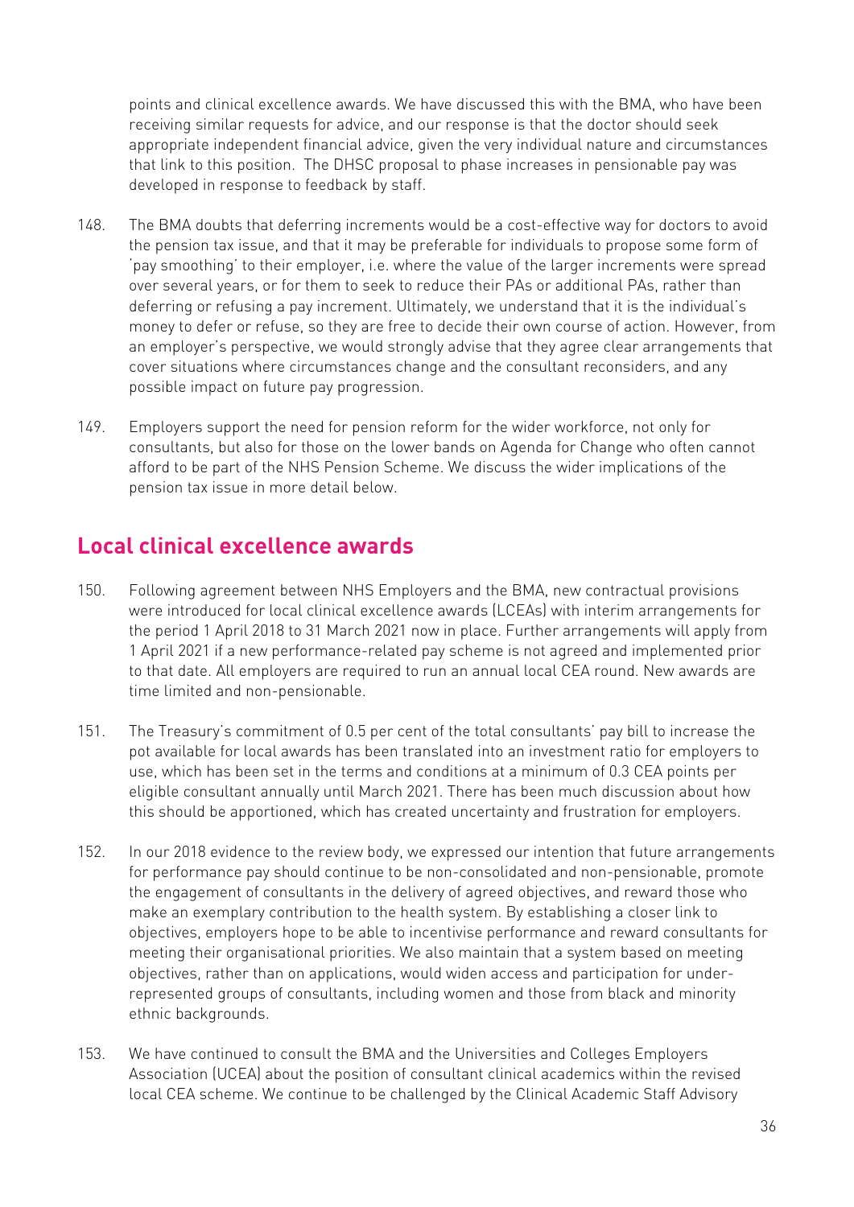points and clinical excellence awards. We have discussed this with the BMA, who have been receiving similar requests for advice, and our response is that the doctor should seek appropriate independent financial advice, given the very individual nature and circumstances that link to this position. The DHSC proposal to phase increases in pensionable pay was developed in response to feedback by staff.

148. The BMA doubts that deferring increments would be a cost-effective way for doctors to avoid the pension tax issue, and that it may be preferable for individuals to propose some form of 'pay smoothing' to their employer, i.e. where the value of the larger increments were spread over several years, or for them to seek to reduce their PAs or additional PAs, rather than deferring or refusing a pay increment. Ultimately, we understand that it is the individual's money to defer or refuse, so they are free to decide their own course of action. However, from an employer's perspective, we would strongly advise that they agree clear arrangements that cover situations where circumstances change and the consultant reconsiders, and any possible impact on future pay progression.

149. Employers support the need for pension reform for the wider workforce, not only for consultants, but also for those on the lower bands on Agenda for Change who often cannot afford to be part of the NHS Pension Scheme. We discuss the wider implications of the pension tax issue in more detail below.

## Local clinical excellence awards

150. Following agreement between NHS Employers and the BMA, new contractual provisions were introduced for local clinical excellence awards (LCEAs) with interim arrangements for the period 1 April 2018 to 31 March 2021 now in place. Further arrangements will apply from 1 April 2021 if a new performance-related pay scheme is not agreed and implemented prior to that date. All employers are required to run an annual local CEA round. New awards are time limited and non-pensionable.

151. The Treasury's commitment of 0.5 per cent of the total consultants' pay bill to increase the pot available for local awards has been translated into an investment ratio for employers to use, which has been set in the terms and conditions at a minimum of 0.3 CEA points per eligible consultant annually until March 2021. There has been much discussion about how this should be apportioned, which has created uncertainty and frustration for employers.

152. In our 2018 evidence to the review body, we expressed our intention that future arrangements for performance pay should continue to be non-consolidated and non-pensionable, promote the engagement of consultants in the delivery of agreed objectives, and reward those who make an exemplary contribution to the health system. By establishing a closer link to objectives, employers hope to be able to incentivise performance and reward consultants for meeting their organisational priorities. We also maintain that a system based on meeting objectives, rather than on applications, would widen access and participation for under-represented groups of consultants, including women and those from black and minority ethnic backgrounds.

153. We have continued to consult the BMA and the Universities and Colleges Employers Association (UCEA) about the position of consultant clinical academics within the revised local CEA scheme. We continue to be challenged by the Clinical Academic Staff Advisory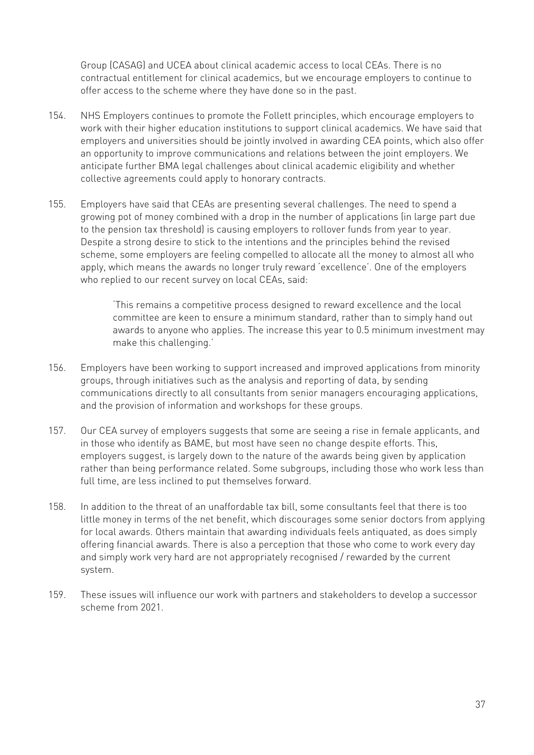Group (CASAG) and UCEA about clinical academic access to local CEAs. There is no contractual entitlement for clinical academics, but we encourage employers to continue to offer access to the scheme where they have done so in the past.

154. NHS Employers continues to promote the Follett principles, which encourage employers to work with their higher education institutions to support clinical academics. We have said that employers and universities should be jointly involved in awarding CEA points, which also offer an opportunity to improve communications and relations between the joint employers. We anticipate further BMA legal challenges about clinical academic eligibility and whether collective agreements could apply to honorary contracts.

155. Employers have said that CEAs are presenting several challenges. The need to spend a growing pot of money combined with a drop in the number of applications (in large part due to the pension tax threshold) is causing employers to rollover funds from year to year. Despite a strong desire to stick to the intentions and the principles behind the revised scheme, some employers are feeling compelled to allocate all the money to almost all who apply, which means the awards no longer truly reward 'excellence'. One of the employers who replied to our recent survey on local CEAs, said:

> 'This remains a competitive process designed to reward excellence and the local committee are keen to ensure a minimum standard, rather than to simply hand out awards to anyone who applies. The increase this year to 0.5 minimum investment may make this challenging.'

156. Employers have been working to support increased and improved applications from minority groups, through initiatives such as the analysis and reporting of data, by sending communications directly to all consultants from senior managers encouraging applications, and the provision of information and workshops for these groups.

157. Our CEA survey of employers suggests that some are seeing a rise in female applicants, and in those who identify as BAME, but most have seen no change despite efforts. This, employers suggest, is largely down to the nature of the awards being given by application rather than being performance related. Some subgroups, including those who work less than full time, are less inclined to put themselves forward.

158. In addition to the threat of an unaffordable tax bill, some consultants feel that there is too little money in terms of the net benefit, which discourages some senior doctors from applying for local awards. Others maintain that awarding individuals feels antiquated, as does simply offering financial awards. There is also a perception that those who come to work every day and simply work very hard are not appropriately recognised / rewarded by the current system.

159. These issues will influence our work with partners and stakeholders to develop a successor scheme from 2021.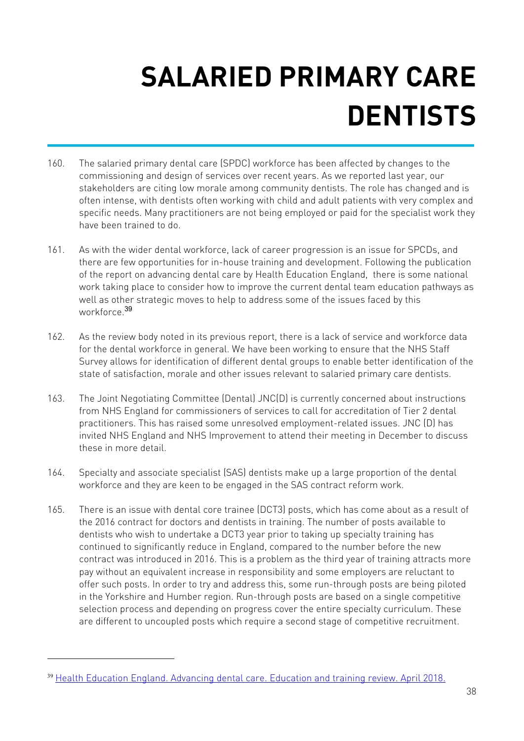# SALARIED PRIMARY CARE DENTISTS

160. The salaried primary dental care (SPDC) workforce has been affected by changes to the commissioning and design of services over recent years. As we reported last year, our stakeholders are citing low morale among community dentists. The role has changed and is often intense, with dentists often working with child and adult patients with very complex and specific needs. Many practitioners are not being employed or paid for the specialist work they have been trained to do.

161. As with the wider dental workforce, lack of career progression is an issue for SPCDs, and there are few opportunities for in-house training and development. Following the publication of the report on advancing dental care by Health Education England, there is some national work taking place to consider how to improve the current dental team education pathways as well as other strategic moves to help to address some of the issues faced by this workforce.[39]

162. As the review body noted in its previous report, there is a lack of service and workforce data for the dental workforce in general. We have been working to ensure that the NHS Staff Survey allows for identification of different dental groups to enable better identification of the state of satisfaction, morale and other issues relevant to salaried primary care dentists.

163. The Joint Negotiating Committee (Dental) JNC(D) is currently concerned about instructions from NHS England for commissioners of services to call for accreditation of Tier 2 dental practitioners. This has raised some unresolved employment-related issues. JNC (D) has invited NHS England and NHS Improvement to attend their meeting in December to discuss these in more detail.

164. Specialty and associate specialist (SAS) dentists make up a large proportion of the dental workforce and they are keen to be engaged in the SAS contract reform work.

165. There is an issue with dental core trainee (DCT3) posts, which has come about as a result of the 2016 contract for doctors and dentists in training. The number of posts available to dentists who wish to undertake a DCT3 year prior to taking up specialty training has continued to significantly reduce in England, compared to the number before the new contract was introduced in 2016. This is a problem as the third year of training attracts more pay without an equivalent increase in responsibility and some employers are reluctant to offer such posts. In order to try and address this, some run-through posts are being piloted in the Yorkshire and Humber region. Run-through posts are based on a single competitive selection process and depending on progress cover the entire specialty curriculum. These are different to uncoupled posts which require a second stage of competitive recruitment.

---

[39] Health Education England. Advancing dental care. Education and training review. April 2018.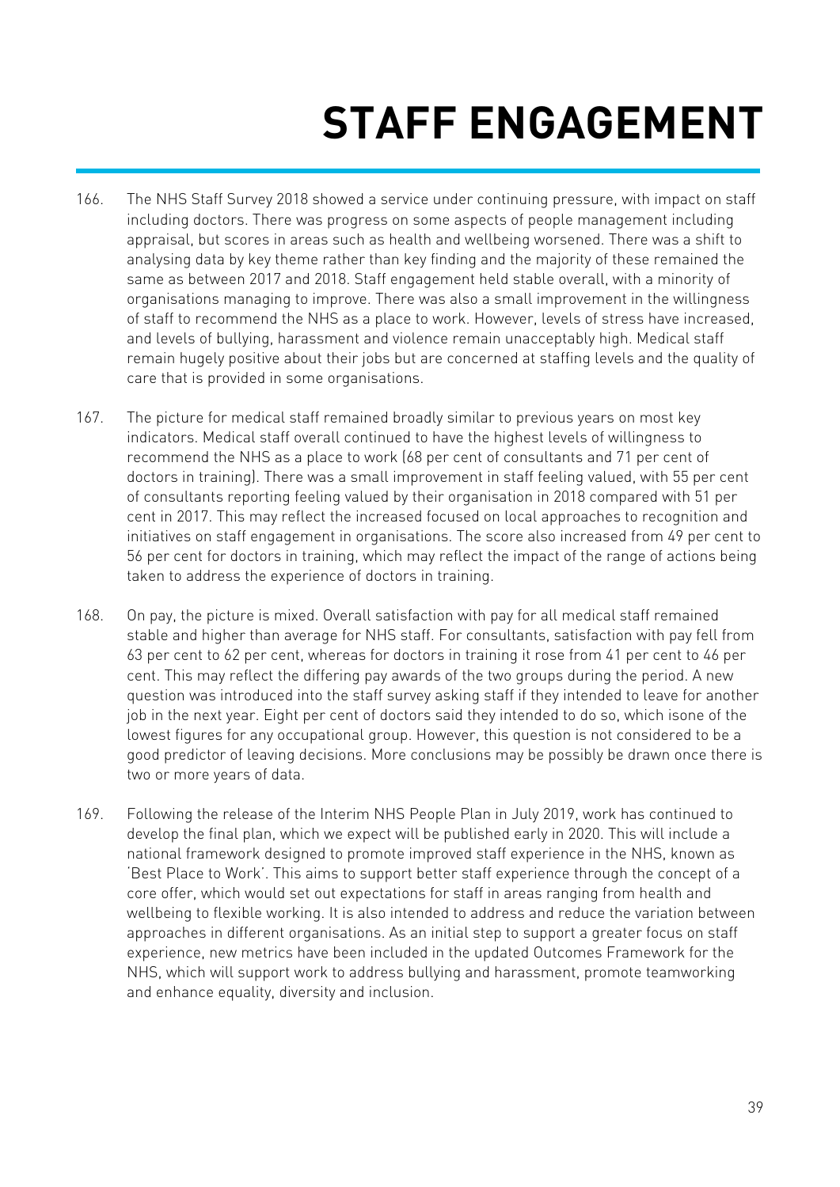# STAFF ENGAGEMENT

166. The NHS Staff Survey 2018 showed a service under continuing pressure, with impact on staff including doctors. There was progress on some aspects of people management including appraisal, but scores in areas such as health and wellbeing worsened. There was a shift to analysing data by key theme rather than key finding and the majority of these remained the same as between 2017 and 2018. Staff engagement held stable overall, with a minority of organisations managing to improve. There was also a small improvement in the willingness of staff to recommend the NHS as a place to work. However, levels of stress have increased, and levels of bullying, harassment and violence remain unacceptably high. Medical staff remain hugely positive about their jobs but are concerned at staffing levels and the quality of care that is provided in some organisations.

167. The picture for medical staff remained broadly similar to previous years on most key indicators. Medical staff overall continued to have the highest levels of willingness to recommend the NHS as a place to work (68 per cent of consultants and 71 per cent of doctors in training). There was a small improvement in staff feeling valued, with 55 per cent of consultants reporting feeling valued by their organisation in 2018 compared with 51 per cent in 2017. This may reflect the increased focused on local approaches to recognition and initiatives on staff engagement in organisations. The score also increased from 49 per cent to 56 per cent for doctors in training, which may reflect the impact of the range of actions being taken to address the experience of doctors in training.

168. On pay, the picture is mixed. Overall satisfaction with pay for all medical staff remained stable and higher than average for NHS staff. For consultants, satisfaction with pay fell from 63 per cent to 62 per cent, whereas for doctors in training it rose from 41 per cent to 46 per cent. This may reflect the differing pay awards of the two groups during the period. A new question was introduced into the staff survey asking staff if they intended to leave for another job in the next year. Eight per cent of doctors said they intended to do so, which isone of the lowest figures for any occupational group. However, this question is not considered to be a good predictor of leaving decisions. More conclusions may be possibly be drawn once there is two or more years of data.

169. Following the release of the Interim NHS People Plan in July 2019, work has continued to develop the final plan, which we expect will be published early in 2020. This will include a national framework designed to promote improved staff experience in the NHS, known as 'Best Place to Work'. This aims to support better staff experience through the concept of a core offer, which would set out expectations for staff in areas ranging from health and wellbeing to flexible working. It is also intended to address and reduce the variation between approaches in different organisations. As an initial step to support a greater focus on staff experience, new metrics have been included in the updated Outcomes Framework for the NHS, which will support work to address bullying and harassment, promote teamworking and enhance equality, diversity and inclusion.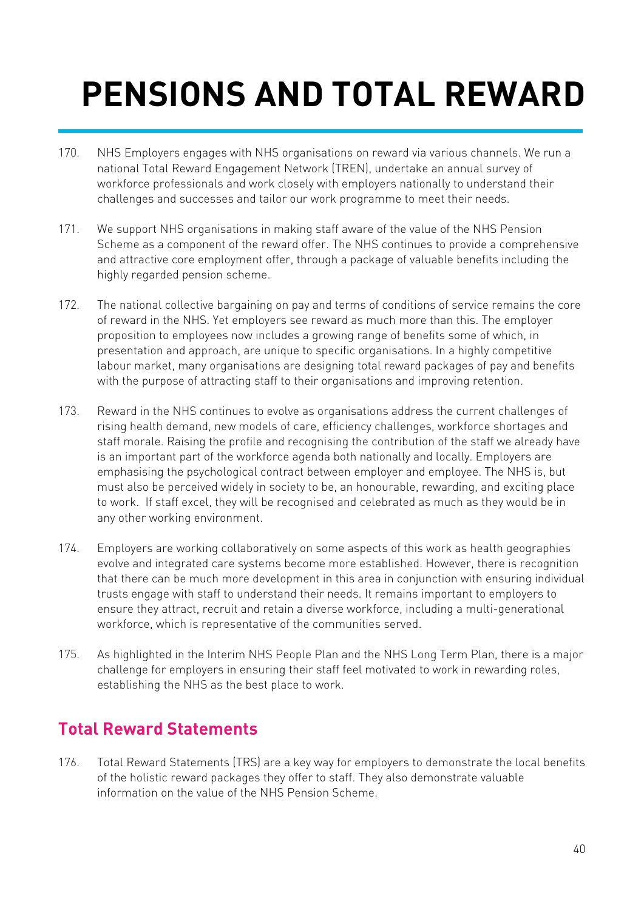# PENSIONS AND TOTAL REWARD

170. NHS Employers engages with NHS organisations on reward via various channels. We run a national Total Reward Engagement Network (TREN), undertake an annual survey of workforce professionals and work closely with employers nationally to understand their challenges and successes and tailor our work programme to meet their needs.

171. We support NHS organisations in making staff aware of the value of the NHS Pension Scheme as a component of the reward offer. The NHS continues to provide a comprehensive and attractive core employment offer, through a package of valuable benefits including the highly regarded pension scheme.

172. The national collective bargaining on pay and terms of conditions of service remains the core of reward in the NHS. Yet employers see reward as much more than this. The employer proposition to employees now includes a growing range of benefits some of which, in presentation and approach, are unique to specific organisations. In a highly competitive labour market, many organisations are designing total reward packages of pay and benefits with the purpose of attracting staff to their organisations and improving retention.

173. Reward in the NHS continues to evolve as organisations address the current challenges of rising health demand, new models of care, efficiency challenges, workforce shortages and staff morale. Raising the profile and recognising the contribution of the staff we already have is an important part of the workforce agenda both nationally and locally. Employers are emphasising the psychological contract between employer and employee. The NHS is, but must also be perceived widely in society to be, an honourable, rewarding, and exciting place to work. If staff excel, they will be recognised and celebrated as much as they would be in any other working environment.

174. Employers are working collaboratively on some aspects of this work as health geographies evolve and integrated care systems become more established. However, there is recognition that there can be much more development in this area in conjunction with ensuring individual trusts engage with staff to understand their needs. It remains important to employers to ensure they attract, recruit and retain a diverse workforce, including a multi-generational workforce, which is representative of the communities served.

175. As highlighted in the Interim NHS People Plan and the NHS Long Term Plan, there is a major challenge for employers in ensuring their staff feel motivated to work in rewarding roles, establishing the NHS as the best place to work.

## Total Reward Statements

176. Total Reward Statements (TRS) are a key way for employers to demonstrate the local benefits of the holistic reward packages they offer to staff. They also demonstrate valuable information on the value of the NHS Pension Scheme.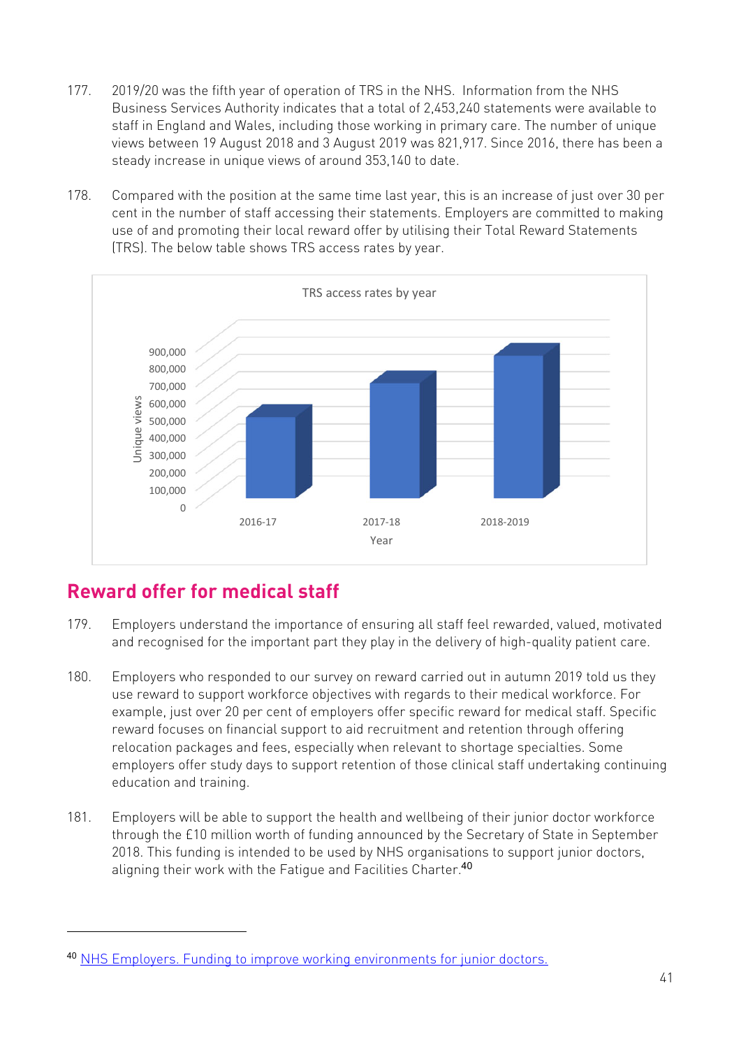177. 2019/20 was the fifth year of operation of TRS in the NHS. Information from the NHS Business Services Authority indicates that a total of 2,453,240 statements were available to staff in England and Wales, including those working in primary care. The number of unique views between 19 August 2018 and 3 August 2019 was 821,917. Since 2016, there has been a steady increase in unique views of around 353,140 to date.

178. Compared with the position at the same time last year, this is an increase of just over 30 per cent in the number of staff accessing their statements. Employers are committed to making use of and promoting their local reward offer by utilising their Total Reward Statements (TRS). The below table shows TRS access rates by year.

TRS access rates by year

Unique views: 0, 100,000, 200,000, 300,000, 400,000, 500,000, 600,000, 700,000, 800,000, 900,000

Year: 2016-17, 2017-18, 2018-2019

## Reward offer for medical staff

179. Employers understand the importance of ensuring all staff feel rewarded, valued, motivated and recognised for the important part they play in the delivery of high-quality patient care.

180. Employers who responded to our survey on reward carried out in autumn 2019 told us they use reward to support workforce objectives with regards to their medical workforce. For example, just over 20 per cent of employers offer specific reward for medical staff. Specific reward focuses on financial support to aid recruitment and retention through offering relocation packages and fees, especially when relevant to shortage specialties. Some employers offer study days to support retention of those clinical staff undertaking continuing education and training.

181. Employers will be able to support the health and wellbeing of their junior doctor workforce through the £10 million worth of funding announced by the Secretary of State in September 2018. This funding is intended to be used by NHS organisations to support junior doctors, aligning their work with the Fatigue and Facilities Charter.[40]

---

[40] NHS Employers. Funding to improve working environments for junior doctors.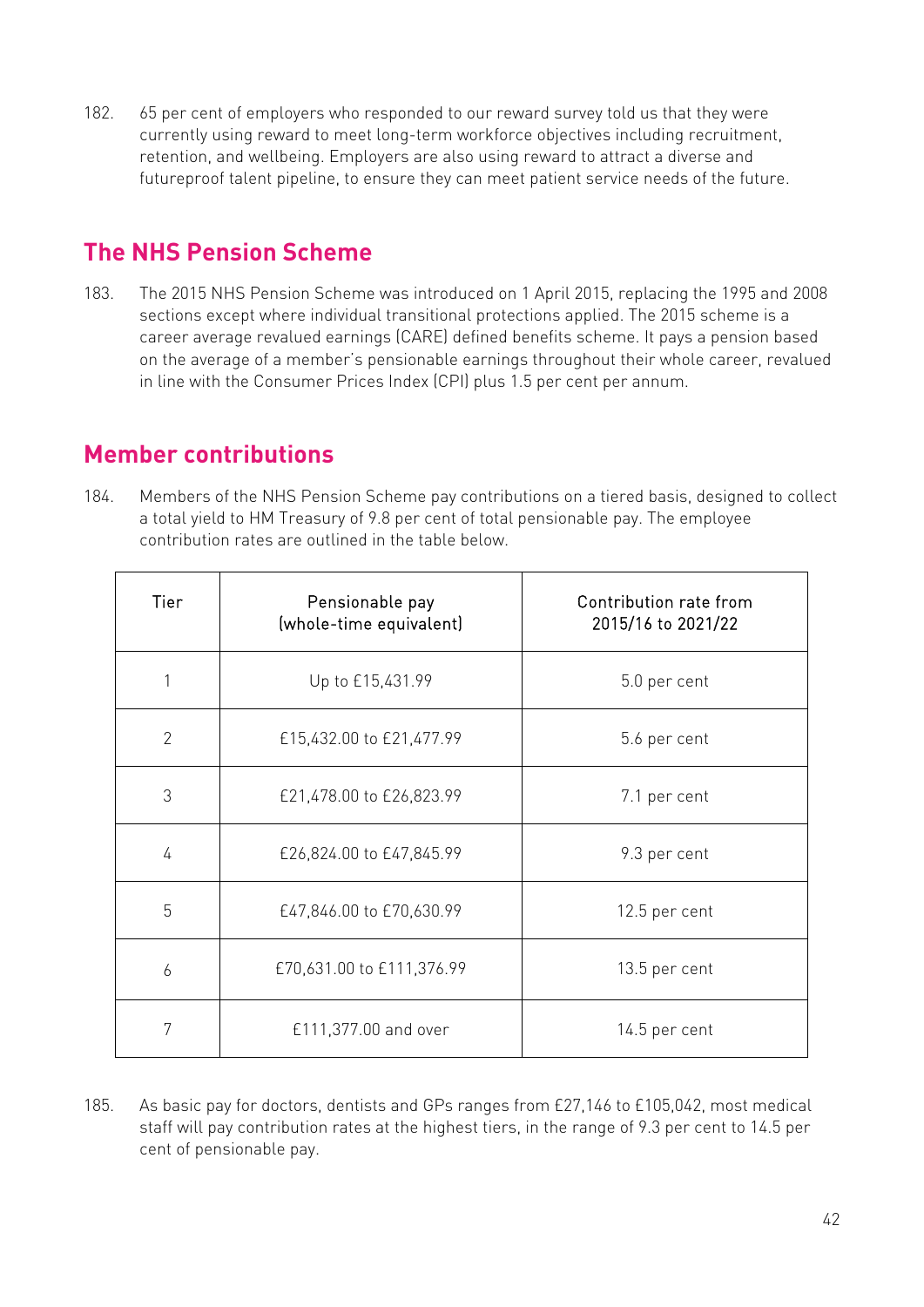182. 65 per cent of employers who responded to our reward survey told us that they were currently using reward to meet long-term workforce objectives including recruitment, retention, and wellbeing. Employers are also using reward to attract a diverse and futureproof talent pipeline, to ensure they can meet patient service needs of the future.

## The NHS Pension Scheme

183. The 2015 NHS Pension Scheme was introduced on 1 April 2015, replacing the 1995 and 2008 sections except where individual transitional protections applied. The 2015 scheme is a career average revalued earnings (CARE) defined benefits scheme. It pays a pension based on the average of a member's pensionable earnings throughout their whole career, revalued in line with the Consumer Prices Index (CPI) plus 1.5 per cent per annum.

## Member contributions

184. Members of the NHS Pension Scheme pay contributions on a tiered basis, designed to collect a total yield to HM Treasury of 9.8 per cent of total pensionable pay. The employee contribution rates are outlined in the table below.

| Tier | Pensionable pay (whole-time equivalent) | Contribution rate from 2015/16 to 2021/22 |
|---|---|---|
| 1 | Up to £15,431.99 | 5.0 per cent |
| 2 | £15,432.00 to £21,477.99 | 5.6 per cent |
| 3 | £21,478.00 to £26,823.99 | 7.1 per cent |
| 4 | £26,824.00 to £47,845.99 | 9.3 per cent |
| 5 | £47,846.00 to £70,630.99 | 12.5 per cent |
| 6 | £70,631.00 to £111,376.99 | 13.5 per cent |
| 7 | £111,377.00 and over | 14.5 per cent |

185. As basic pay for doctors, dentists and GPs ranges from £27,146 to £105,042, most medical staff will pay contribution rates at the highest tiers, in the range of 9.3 per cent to 14.5 per cent of pensionable pay.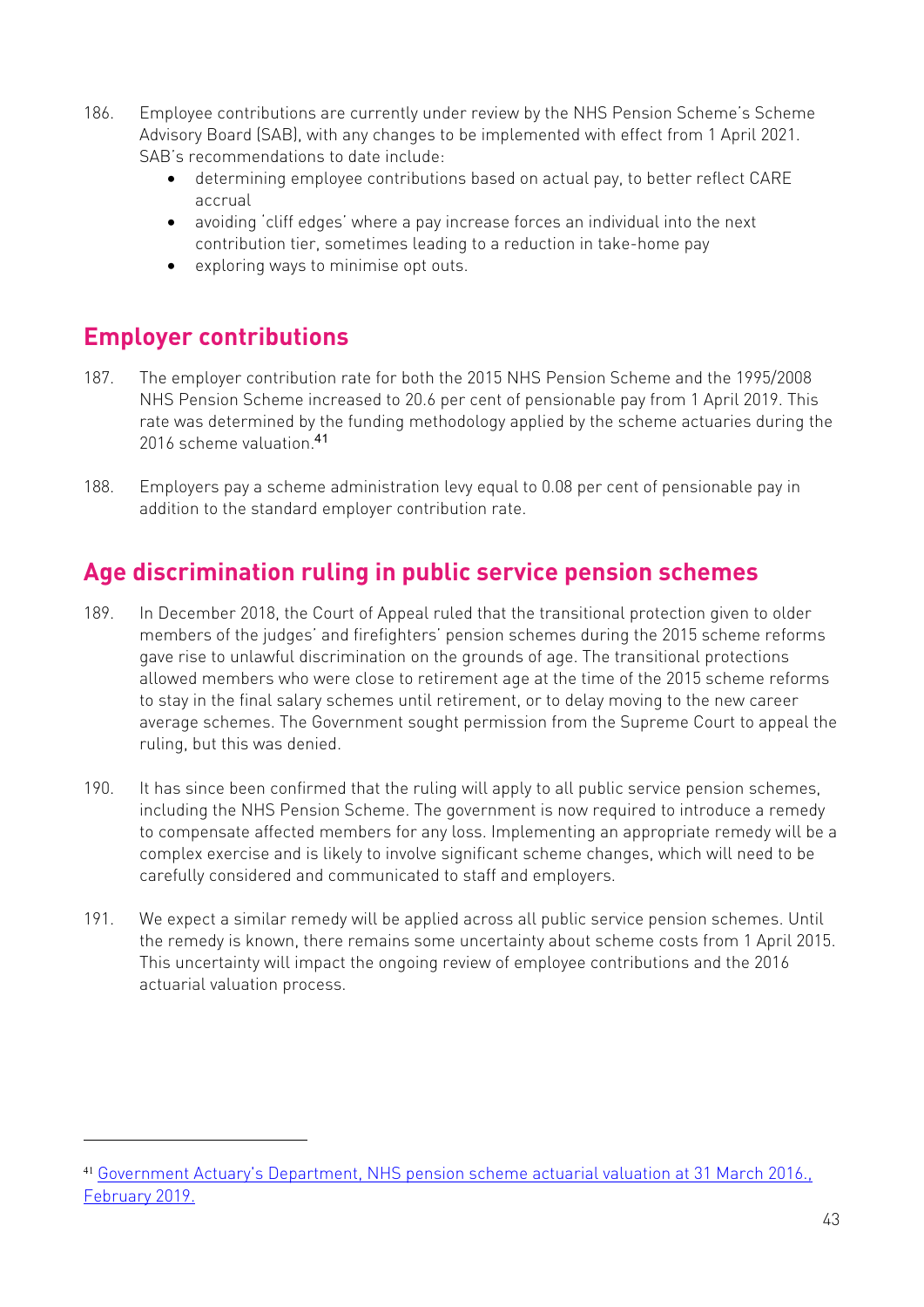186. Employee contributions are currently under review by the NHS Pension Scheme's Scheme Advisory Board (SAB), with any changes to be implemented with effect from 1 April 2021. SAB's recommendations to date include:

- determining employee contributions based on actual pay, to better reflect CARE accrual
- avoiding 'cliff edges' where a pay increase forces an individual into the next contribution tier, sometimes leading to a reduction in take-home pay
- exploring ways to minimise opt outs.

## Employer contributions

187. The employer contribution rate for both the 2015 NHS Pension Scheme and the 1995/2008 NHS Pension Scheme increased to 20.6 per cent of pensionable pay from 1 April 2019. This rate was determined by the funding methodology applied by the scheme actuaries during the 2016 scheme valuation.[41]

188. Employers pay a scheme administration levy equal to 0.08 per cent of pensionable pay in addition to the standard employer contribution rate.

## Age discrimination ruling in public service pension schemes

189. In December 2018, the Court of Appeal ruled that the transitional protection given to older members of the judges' and firefighters' pension schemes during the 2015 scheme reforms gave rise to unlawful discrimination on the grounds of age. The transitional protections allowed members who were close to retirement age at the time of the 2015 scheme reforms to stay in the final salary schemes until retirement, or to delay moving to the new career average schemes. The Government sought permission from the Supreme Court to appeal the ruling, but this was denied.

190. It has since been confirmed that the ruling will apply to all public service pension schemes, including the NHS Pension Scheme. The government is now required to introduce a remedy to compensate affected members for any loss. Implementing an appropriate remedy will be a complex exercise and is likely to involve significant scheme changes, which will need to be carefully considered and communicated to staff and employers.

191. We expect a similar remedy will be applied across all public service pension schemes. Until the remedy is known, there remains some uncertainty about scheme costs from 1 April 2015. This uncertainty will impact the ongoing review of employee contributions and the 2016 actuarial valuation process.

---

[41] Government Actuary's Department, NHS pension scheme actuarial valuation at 31 March 2016., February 2019.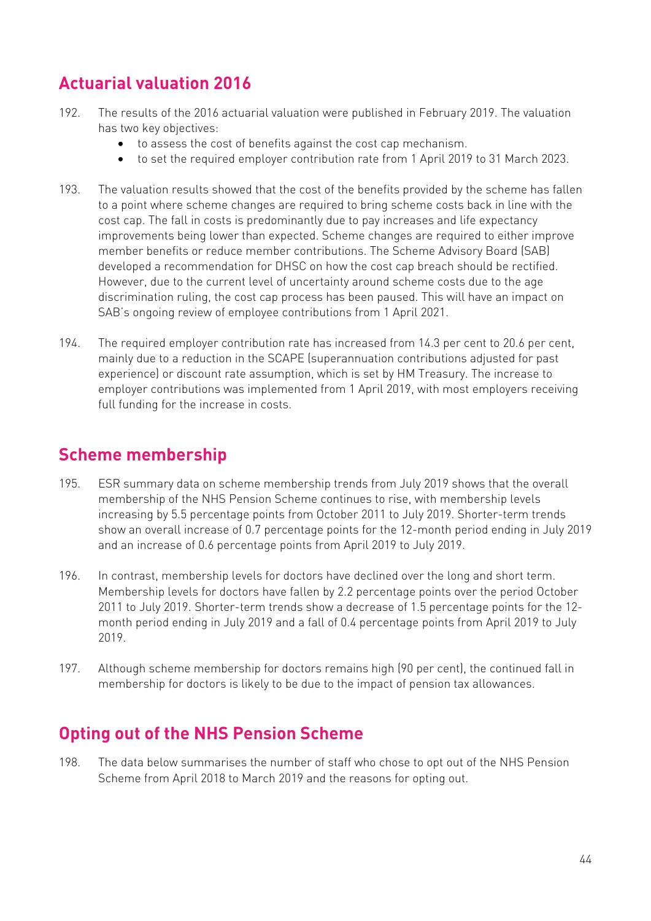## Actuarial valuation 2016

192. The results of the 2016 actuarial valuation were published in February 2019. The valuation has two key objectives:
    - to assess the cost of benefits against the cost cap mechanism.
    - to set the required employer contribution rate from 1 April 2019 to 31 March 2023.

193. The valuation results showed that the cost of the benefits provided by the scheme has fallen to a point where scheme changes are required to bring scheme costs back in line with the cost cap. The fall in costs is predominantly due to pay increases and life expectancy improvements being lower than expected. Scheme changes are required to either improve member benefits or reduce member contributions. The Scheme Advisory Board (SAB) developed a recommendation for DHSC on how the cost cap breach should be rectified. However, due to the current level of uncertainty around scheme costs due to the age discrimination ruling, the cost cap process has been paused. This will have an impact on SAB's ongoing review of employee contributions from 1 April 2021.

194. The required employer contribution rate has increased from 14.3 per cent to 20.6 per cent, mainly due to a reduction in the SCAPE (superannuation contributions adjusted for past experience) or discount rate assumption, which is set by HM Treasury. The increase to employer contributions was implemented from 1 April 2019, with most employers receiving full funding for the increase in costs.

## Scheme membership

195. ESR summary data on scheme membership trends from July 2019 shows that the overall membership of the NHS Pension Scheme continues to rise, with membership levels increasing by 5.5 percentage points from October 2011 to July 2019. Shorter-term trends show an overall increase of 0.7 percentage points for the 12-month period ending in July 2019 and an increase of 0.6 percentage points from April 2019 to July 2019.

196. In contrast, membership levels for doctors have declined over the long and short term. Membership levels for doctors have fallen by 2.2 percentage points over the period October 2011 to July 2019. Shorter-term trends show a decrease of 1.5 percentage points for the 12-month period ending in July 2019 and a fall of 0.4 percentage points from April 2019 to July 2019.

197. Although scheme membership for doctors remains high (90 per cent), the continued fall in membership for doctors is likely to be due to the impact of pension tax allowances.

## Opting out of the NHS Pension Scheme

198. The data below summarises the number of staff who chose to opt out of the NHS Pension Scheme from April 2018 to March 2019 and the reasons for opting out.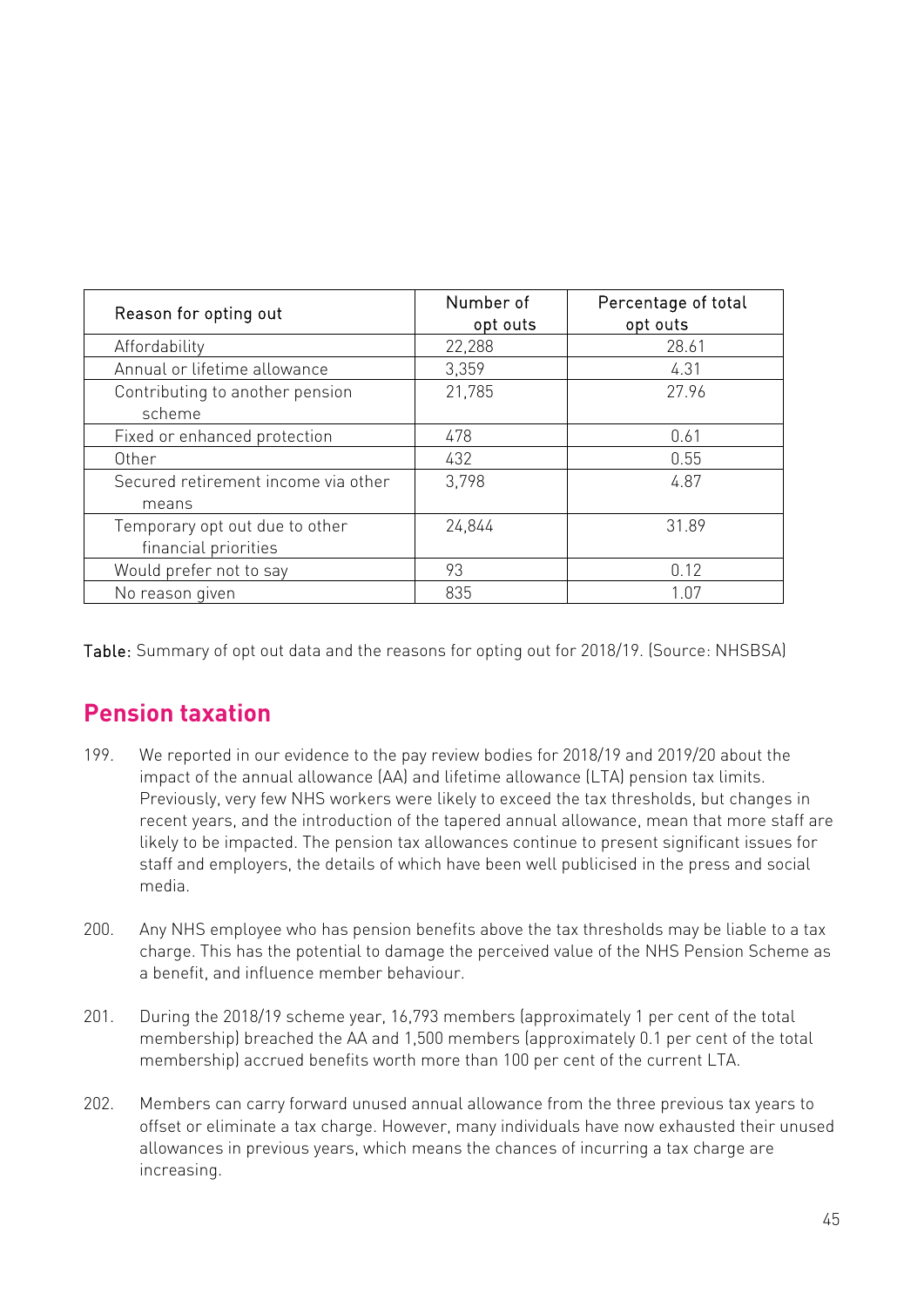| Reason for opting out | Number of opt outs | Percentage of total opt outs |
|---|---|---|
| Affordability | 22,288 | 28.61 |
| Annual or lifetime allowance | 3,359 | 4.31 |
| Contributing to another pension scheme | 21,785 | 27.96 |
| Fixed or enhanced protection | 478 | 0.61 |
| Other | 432 | 0.55 |
| Secured retirement income via other means | 3,798 | 4.87 |
| Temporary opt out due to other financial priorities | 24,844 | 31.89 |
| Would prefer not to say | 93 | 0.12 |
| No reason given | 835 | 1.07 |

Table: Summary of opt out data and the reasons for opting out for 2018/19. (Source: NHSBSA)

## Pension taxation

199. We reported in our evidence to the pay review bodies for 2018/19 and 2019/20 about the impact of the annual allowance (AA) and lifetime allowance (LTA) pension tax limits. Previously, very few NHS workers were likely to exceed the tax thresholds, but changes in recent years, and the introduction of the tapered annual allowance, mean that more staff are likely to be impacted. The pension tax allowances continue to present significant issues for staff and employers, the details of which have been well publicised in the press and social media.

200. Any NHS employee who has pension benefits above the tax thresholds may be liable to a tax charge. This has the potential to damage the perceived value of the NHS Pension Scheme as a benefit, and influence member behaviour.

201. During the 2018/19 scheme year, 16,793 members (approximately 1 per cent of the total membership) breached the AA and 1,500 members (approximately 0.1 per cent of the total membership) accrued benefits worth more than 100 per cent of the current LTA.

202. Members can carry forward unused annual allowance from the three previous tax years to offset or eliminate a tax charge. However, many individuals have now exhausted their unused allowances in previous years, which means the chances of incurring a tax charge are increasing.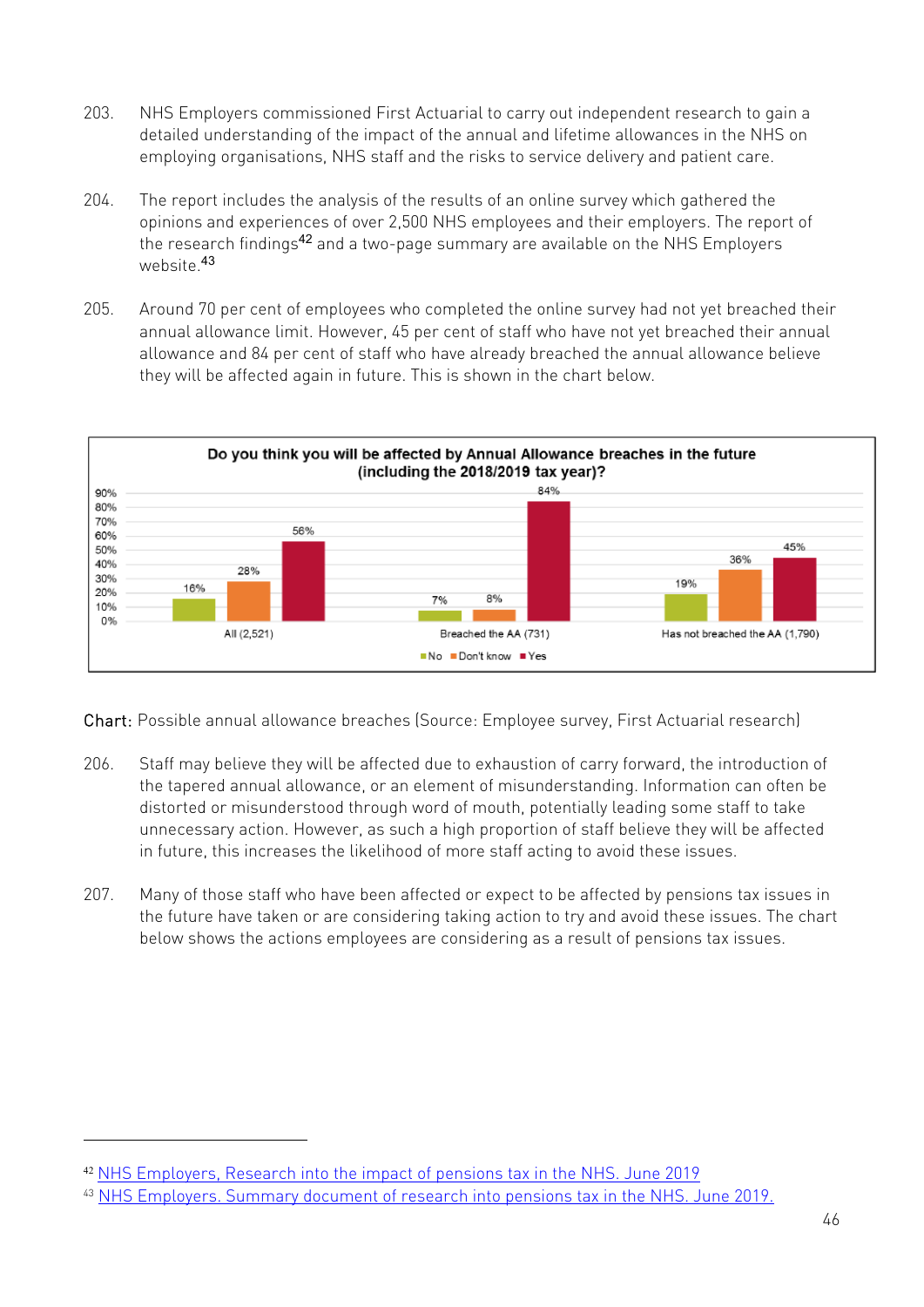203. NHS Employers commissioned First Actuarial to carry out independent research to gain a detailed understanding of the impact of the annual and lifetime allowances in the NHS on employing organisations, NHS staff and the risks to service delivery and patient care.

204. The report includes the analysis of the results of an online survey which gathered the opinions and experiences of over 2,500 NHS employees and their employers. The report of the research findings[42] and a two-page summary are available on the NHS Employers website.[43]

205. Around 70 per cent of employees who completed the online survey had not yet breached their annual allowance limit. However, 45 per cent of staff who have not yet breached their annual allowance and 84 per cent of staff who have already breached the annual allowance believe they will be affected again in future. This is shown in the chart below.

**Do you think you will be affected by Annual Allowance breaches in the future (including the 2018/2019 tax year)?**

| | No | Don't know | Yes |
|---|---|---|---|
| All (2,521) | 16% | 28% | 56% |
| Breached the AA (731) | 7% | 8% | 84% |
| Has not breached the AA (1,790) | 19% | 36% | 45% |

Chart: Possible annual allowance breaches (Source: Employee survey, First Actuarial research)

206. Staff may believe they will be affected due to exhaustion of carry forward, the introduction of the tapered annual allowance, or an element of misunderstanding. Information can often be distorted or misunderstood through word of mouth, potentially leading some staff to take unnecessary action. However, as such a high proportion of staff believe they will be affected in future, this increases the likelihood of more staff acting to avoid these issues.

207. Many of those staff who have been affected or expect to be affected by pensions tax issues in the future have taken or are considering taking action to try and avoid these issues. The chart below shows the actions employees are considering as a result of pensions tax issues.

[42] NHS Employers, Research into the impact of pensions tax in the NHS. June 2019

[43] NHS Employers. Summary document of research into pensions tax in the NHS. June 2019.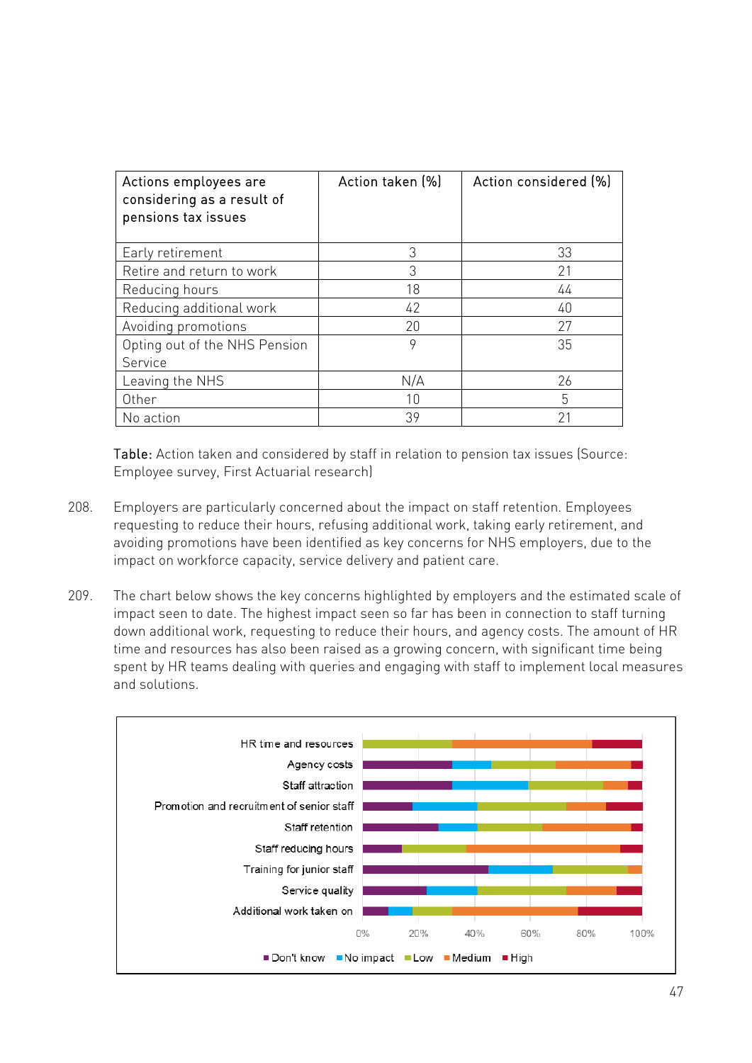| Actions employees are considering as a result of pensions tax issues | Action taken (%) | Action considered (%) |
| --- | --- | --- |
| Early retirement | 3 | 33 |
| Retire and return to work | 3 | 21 |
| Reducing hours | 18 | 44 |
| Reducing additional work | 42 | 40 |
| Avoiding promotions | 20 | 27 |
| Opting out of the NHS Pension Service | 9 | 35 |
| Leaving the NHS | N/A | 26 |
| Other | 10 | 5 |
| No action | 39 | 21 |

**Table:** Action taken and considered by staff in relation to pension tax issues (Source: Employee survey, First Actuarial research)

208. Employers are particularly concerned about the impact on staff retention. Employees requesting to reduce their hours, refusing additional work, taking early retirement, and avoiding promotions have been identified as key concerns for NHS employers, due to the impact on workforce capacity, service delivery and patient care.

209. The chart below shows the key concerns highlighted by employers and the estimated scale of impact seen to date. The highest impact seen so far has been in connection to staff turning down additional work, requesting to reduce their hours, and agency costs. The amount of HR time and resources has also been raised as a growing concern, with significant time being spent by HR teams dealing with queries and engaging with staff to implement local measures and solutions.

HR time and resources
Agency costs
Staff attraction
Promotion and recruitment of senior staff
Staff retention
Staff reducing hours
Training for junior staff
Service quality
Additional work taken on

0% 20% 40% 60% 80% 100%

■ Don't know ■ No impact ■ Low ■ Medium ■ High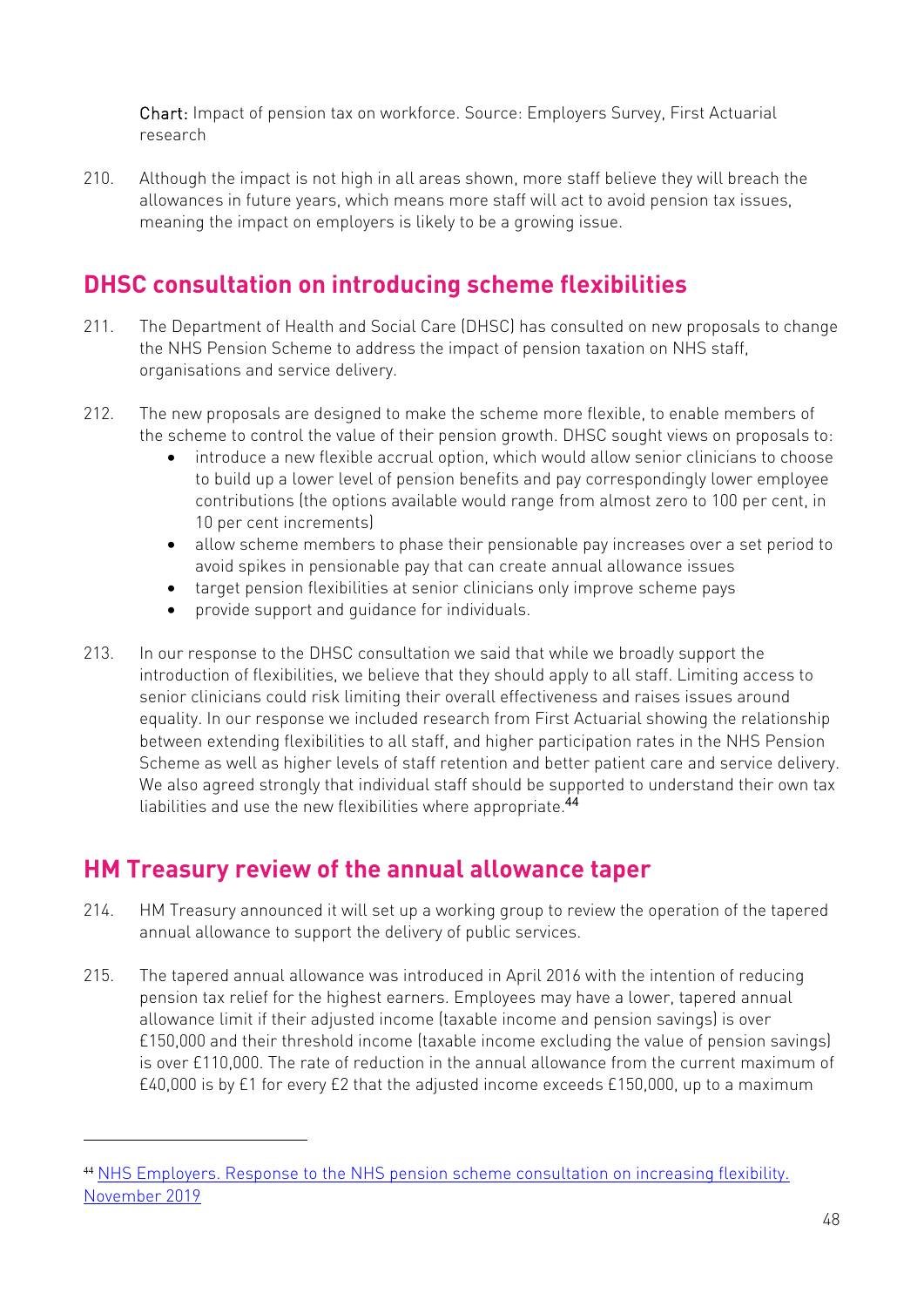**Chart:** Impact of pension tax on workforce. Source: Employers Survey, First Actuarial research

210. Although the impact is not high in all areas shown, more staff believe they will breach the allowances in future years, which means more staff will act to avoid pension tax issues, meaning the impact on employers is likely to be a growing issue.

## DHSC consultation on introducing scheme flexibilities

211. The Department of Health and Social Care (DHSC) has consulted on new proposals to change the NHS Pension Scheme to address the impact of pension taxation on NHS staff, organisations and service delivery.

212. The new proposals are designed to make the scheme more flexible, to enable members of the scheme to control the value of their pension growth. DHSC sought views on proposals to:
    - introduce a new flexible accrual option, which would allow senior clinicians to choose to build up a lower level of pension benefits and pay correspondingly lower employee contributions (the options available would range from almost zero to 100 per cent, in 10 per cent increments)
    - allow scheme members to phase their pensionable pay increases over a set period to avoid spikes in pensionable pay that can create annual allowance issues
    - target pension flexibilities at senior clinicians only improve scheme pays
    - provide support and guidance for individuals.

213. In our response to the DHSC consultation we said that while we broadly support the introduction of flexibilities, we believe that they should apply to all staff. Limiting access to senior clinicians could risk limiting their overall effectiveness and raises issues around equality. In our response we included research from First Actuarial showing the relationship between extending flexibilities to all staff, and higher participation rates in the NHS Pension Scheme as well as higher levels of staff retention and better patient care and service delivery. We also agreed strongly that individual staff should be supported to understand their own tax liabilities and use the new flexibilities where appropriate.[44]

## HM Treasury review of the annual allowance taper

214. HM Treasury announced it will set up a working group to review the operation of the tapered annual allowance to support the delivery of public services.

215. The tapered annual allowance was introduced in April 2016 with the intention of reducing pension tax relief for the highest earners. Employees may have a lower, tapered annual allowance limit if their adjusted income (taxable income and pension savings) is over £150,000 and their threshold income (taxable income excluding the value of pension savings) is over £110,000. The rate of reduction in the annual allowance from the current maximum of £40,000 is by £1 for every £2 that the adjusted income exceeds £150,000, up to a maximum

---

[44] [NHS Employers. Response to the NHS pension scheme consultation on increasing flexibility. November 2019]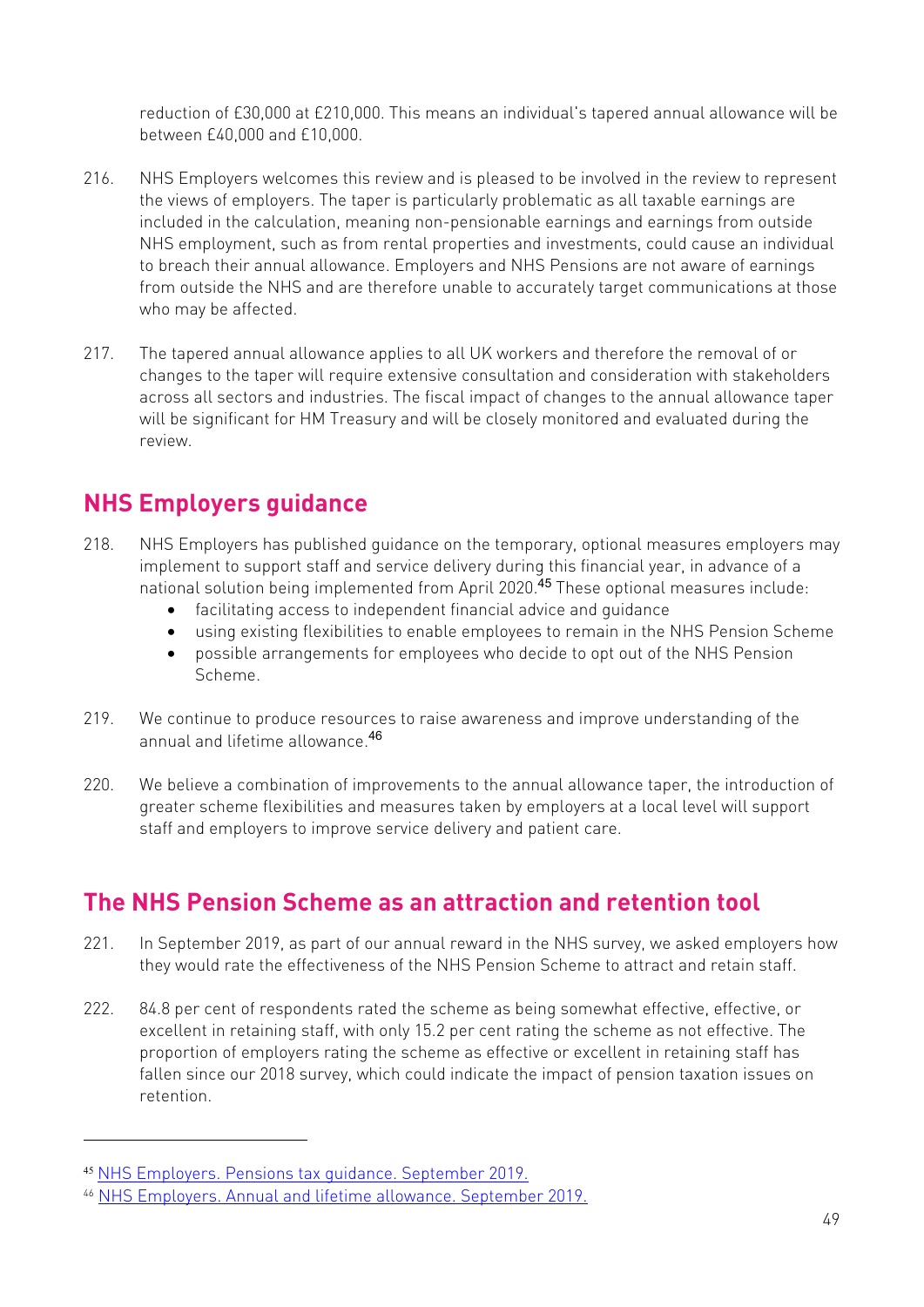reduction of £30,000 at £210,000. This means an individual's tapered annual allowance will be between £40,000 and £10,000.

216. NHS Employers welcomes this review and is pleased to be involved in the review to represent the views of employers. The taper is particularly problematic as all taxable earnings are included in the calculation, meaning non-pensionable earnings and earnings from outside NHS employment, such as from rental properties and investments, could cause an individual to breach their annual allowance. Employers and NHS Pensions are not aware of earnings from outside the NHS and are therefore unable to accurately target communications at those who may be affected.

217. The tapered annual allowance applies to all UK workers and therefore the removal of or changes to the taper will require extensive consultation and consideration with stakeholders across all sectors and industries. The fiscal impact of changes to the annual allowance taper will be significant for HM Treasury and will be closely monitored and evaluated during the review.

## NHS Employers guidance

218. NHS Employers has published guidance on the temporary, optional measures employers may implement to support staff and service delivery during this financial year, in advance of a national solution being implemented from April 2020.[45] These optional measures include:
   - facilitating access to independent financial advice and guidance
   - using existing flexibilities to enable employees to remain in the NHS Pension Scheme
   - possible arrangements for employees who decide to opt out of the NHS Pension Scheme.

219. We continue to produce resources to raise awareness and improve understanding of the annual and lifetime allowance.[46]

220. We believe a combination of improvements to the annual allowance taper, the introduction of greater scheme flexibilities and measures taken by employers at a local level will support staff and employers to improve service delivery and patient care.

## The NHS Pension Scheme as an attraction and retention tool

221. In September 2019, as part of our annual reward in the NHS survey, we asked employers how they would rate the effectiveness of the NHS Pension Scheme to attract and retain staff.

222. 84.8 per cent of respondents rated the scheme as being somewhat effective, effective, or excellent in retaining staff, with only 15.2 per cent rating the scheme as not effective. The proportion of employers rating the scheme as effective or excellent in retaining staff has fallen since our 2018 survey, which could indicate the impact of pension taxation issues on retention.

---

[45] NHS Employers. Pensions tax guidance. September 2019.

[46] NHS Employers. Annual and lifetime allowance. September 2019.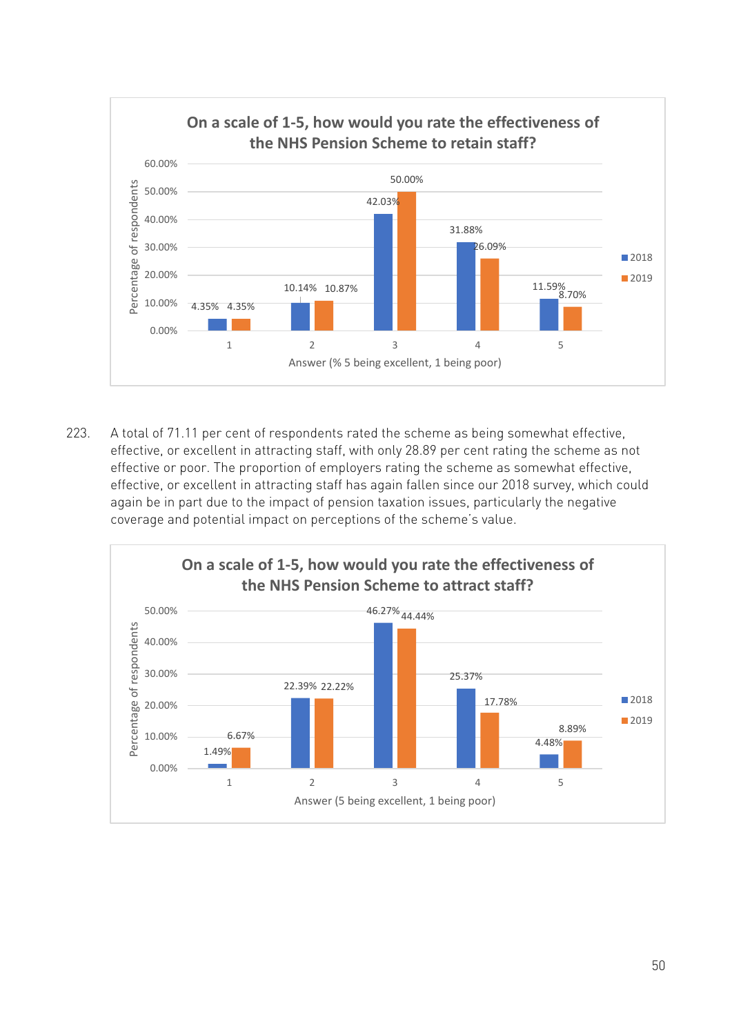**On a scale of 1-5, how would you rate the effectiveness of the NHS Pension Scheme to retain staff?**

| Answer (% 5 being excellent, 1 being poor) | 2018 | 2019 |
|---|---|---|
| 1 | 4.35% | 4.35% |
| 2 | 10.14% | 10.87% |
| 3 | 42.03% | 50.00% |
| 4 | 31.88% | 26.09% |
| 5 | 11.59% | 8.70% |

223. A total of 71.11 per cent of respondents rated the scheme as being somewhat effective, effective, or excellent in attracting staff, with only 28.89 per cent rating the scheme as not effective or poor. The proportion of employers rating the scheme as somewhat effective, effective, or excellent in attracting staff has again fallen since our 2018 survey, which could again be in part due to the impact of pension taxation issues, particularly the negative coverage and potential impact on perceptions of the scheme's value.

**On a scale of 1-5, how would you rate the effectiveness of the NHS Pension Scheme to attract staff?**

| Answer (5 being excellent, 1 being poor) | 2018 | 2019 |
|---|---|---|
| 1 | 1.49% | 6.67% |
| 2 | 22.39% | 22.22% |
| 3 | 46.27% | 44.44% |
| 4 | 25.37% | 17.78% |
| 5 | 4.48% | 8.89% |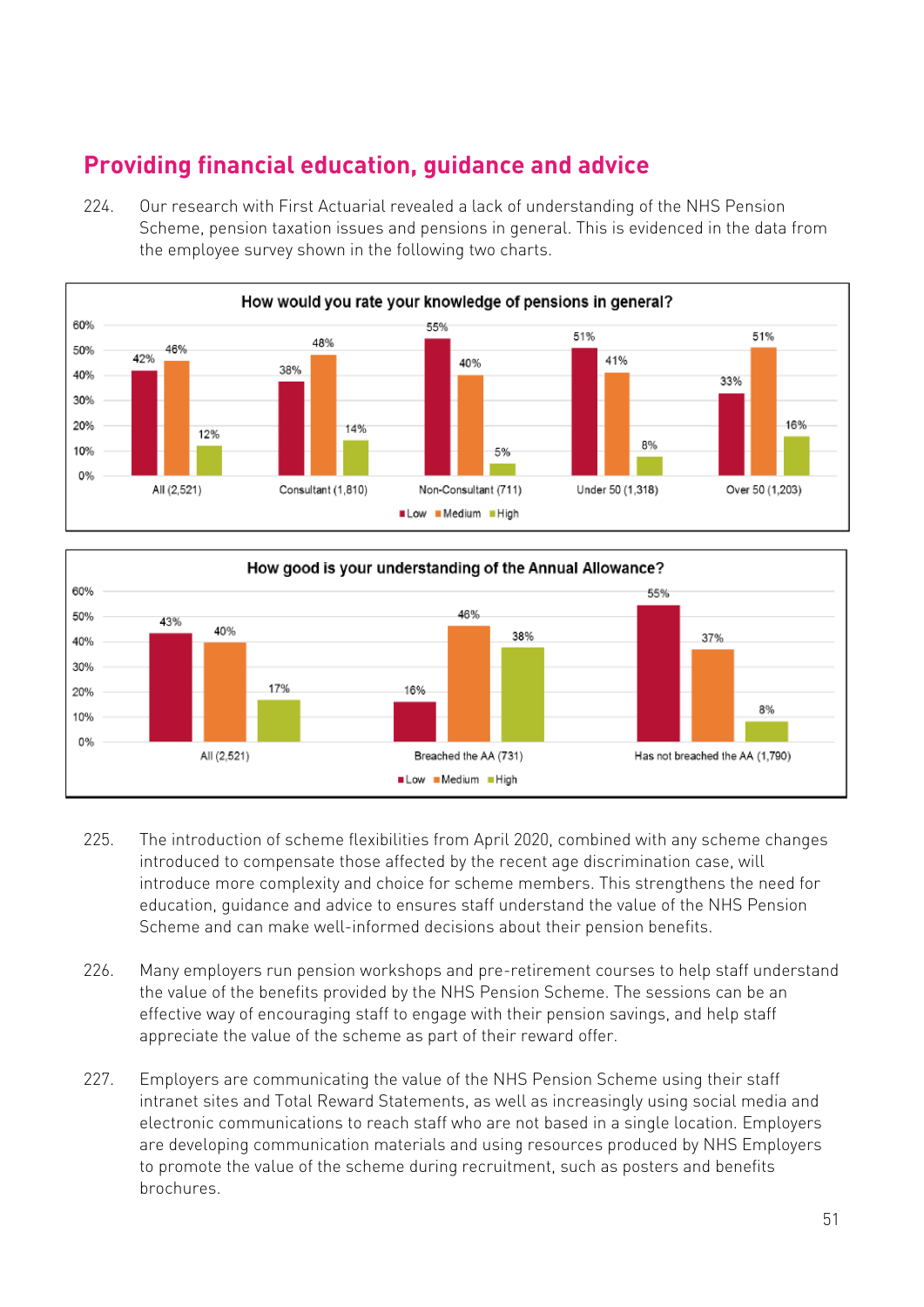## Providing financial education, guidance and advice

224. Our research with First Actuarial revealed a lack of understanding of the NHS Pension Scheme, pension taxation issues and pensions in general. This is evidenced in the data from the employee survey shown in the following two charts.

**How would you rate your knowledge of pensions in general?**

| | Low | Medium | High |
|---|---|---|---|
| All (2,521) | 42% | 46% | 12% |
| Consultant (1,810) | 38% | 48% | 14% |
| Non-Consultant (711) | 55% | 40% | 5% |
| Under 50 (1,318) | 51% | 41% | 8% |
| Over 50 (1,203) | 33% | 51% | 16% |

**How good is your understanding of the Annual Allowance?**

| | Low | Medium | High |
|---|---|---|---|
| All (2,521) | 43% | 40% | 17% |
| Breached the AA (731) | 16% | 46% | 38% |
| Has not breached the AA (1,790) | 55% | 37% | 8% |

225. The introduction of scheme flexibilities from April 2020, combined with any scheme changes introduced to compensate those affected by the recent age discrimination case, will introduce more complexity and choice for scheme members. This strengthens the need for education, guidance and advice to ensures staff understand the value of the NHS Pension Scheme and can make well-informed decisions about their pension benefits.

226. Many employers run pension workshops and pre-retirement courses to help staff understand the value of the benefits provided by the NHS Pension Scheme. The sessions can be an effective way of encouraging staff to engage with their pension savings, and help staff appreciate the value of the scheme as part of their reward offer.

227. Employers are communicating the value of the NHS Pension Scheme using their staff intranet sites and Total Reward Statements, as well as increasingly using social media and electronic communications to reach staff who are not based in a single location. Employers are developing communication materials and using resources produced by NHS Employers to promote the value of the scheme during recruitment, such as posters and benefits brochures.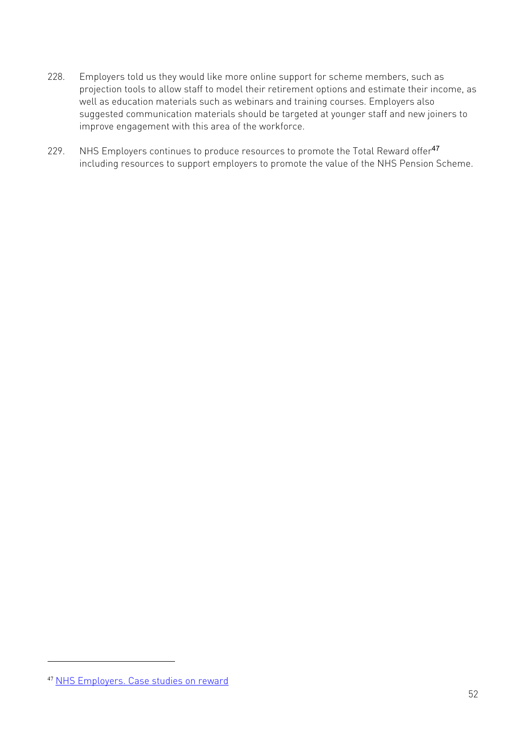228. Employers told us they would like more online support for scheme members, such as projection tools to allow staff to model their retirement options and estimate their income, as well as education materials such as webinars and training courses. Employers also suggested communication materials should be targeted at younger staff and new joiners to improve engagement with this area of the workforce.

229. NHS Employers continues to produce resources to promote the Total Reward offer[47] including resources to support employers to promote the value of the NHS Pension Scheme.

---

[47] NHS Employers. Case studies on reward